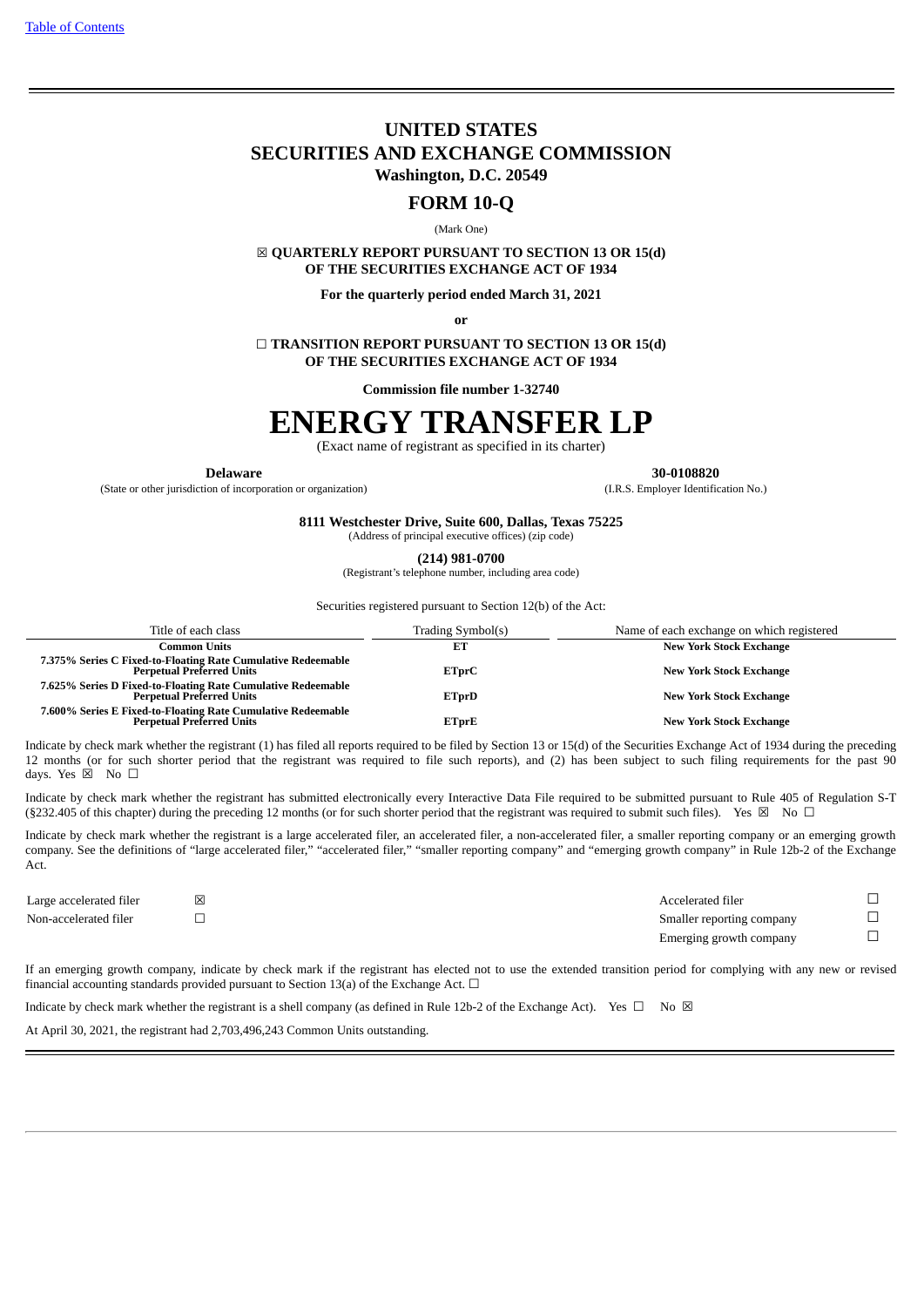# UNITED STATES
# SECURITIES AND EXCHANGE COMMISSION
**Washington, D.C. 20549**

## FORM 10-Q

(Mark One)

☒ **QUARTERLY REPORT PURSUANT TO SECTION 13 OR 15(d) OF THE SECURITIES EXCHANGE ACT OF 1934**

**For the quarterly period ended March 31, 2021**

**or**

☐ **TRANSITION REPORT PURSUANT TO SECTION 13 OR 15(d) OF THE SECURITIES EXCHANGE ACT OF 1934**

**Commission file number 1-32740**

# ENERGY TRANSFER LP

(Exact name of registrant as specified in its charter)

| **Delaware** | **30-0108820** |
|---|---|
| (State or other jurisdiction of incorporation or organization) | (I.R.S. Employer Identification No.) |

**8111 Westchester Drive, Suite 600, Dallas, Texas 75225**
(Address of principal executive offices) (zip code)

**(214) 981-0700**
(Registrant's telephone number, including area code)

Securities registered pursuant to Section 12(b) of the Act:

| Title of each class | Trading Symbol(s) | Name of each exchange on which registered |
|---|---|---|
| **Common Units** | **ET** | **New York Stock Exchange** |
| **7.375% Series C Fixed-to-Floating Rate Cumulative Redeemable Perpetual Preferred Units** | **ETprC** | **New York Stock Exchange** |
| **7.625% Series D Fixed-to-Floating Rate Cumulative Redeemable Perpetual Preferred Units** | **ETprD** | **New York Stock Exchange** |
| **7.600% Series E Fixed-to-Floating Rate Cumulative Redeemable Perpetual Preferred Units** | **ETprE** | **New York Stock Exchange** |

Indicate by check mark whether the registrant (1) has filed all reports required to be filed by Section 13 or 15(d) of the Securities Exchange Act of 1934 during the preceding 12 months (or for such shorter period that the registrant was required to file such reports), and (2) has been subject to such filing requirements for the past 90 days. Yes ☒ No ☐

Indicate by check mark whether the registrant has submitted electronically every Interactive Data File required to be submitted pursuant to Rule 405 of Regulation S-T (§232.405 of this chapter) during the preceding 12 months (or for such shorter period that the registrant was required to submit such files). Yes ☒ No ☐

Indicate by check mark whether the registrant is a large accelerated filer, an accelerated filer, a non-accelerated filer, a smaller reporting company or an emerging growth company. See the definitions of "large accelerated filer," "accelerated filer," "smaller reporting company" and "emerging growth company" in Rule 12b-2 of the Exchange Act.

| | | | |
|---|---|---|---|
| Large accelerated filer | ☒ | Accelerated filer | ☐ |
| Non-accelerated filer | ☐ | Smaller reporting company | ☐ |
| | | Emerging growth company | ☐ |

If an emerging growth company, indicate by check mark if the registrant has elected not to use the extended transition period for complying with any new or revised financial accounting standards provided pursuant to Section 13(a) of the Exchange Act. ☐

Indicate by check mark whether the registrant is a shell company (as defined in Rule 12b-2 of the Exchange Act). Yes ☐ No ☒

At April 30, 2021, the registrant had 2,703,496,243 Common Units outstanding.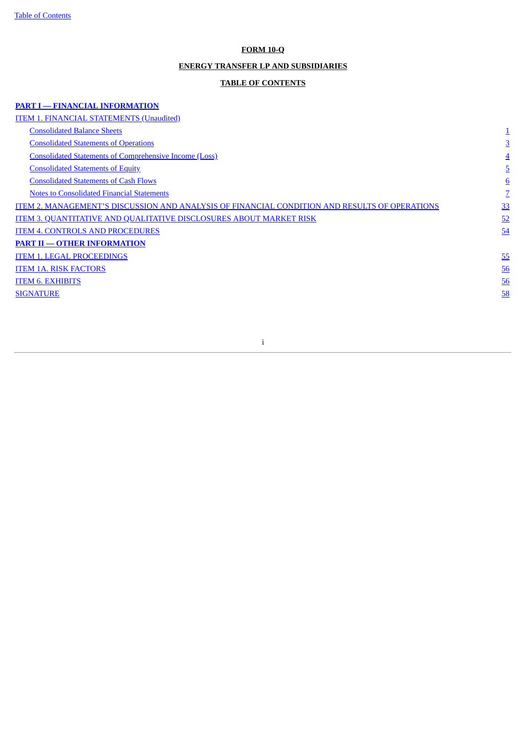**FORM 10-Q**

**ENERGY TRANSFER LP AND SUBSIDIARIES**

**TABLE OF CONTENTS**

| | |
|---|---|
| **PART I — FINANCIAL INFORMATION** | |
| ITEM 1. FINANCIAL STATEMENTS (Unaudited) | |
| Consolidated Balance Sheets | 1 |
| Consolidated Statements of Operations | 3 |
| Consolidated Statements of Comprehensive Income (Loss) | 4 |
| Consolidated Statements of Equity | 5 |
| Consolidated Statements of Cash Flows | 6 |
| Notes to Consolidated Financial Statements | 7 |
| ITEM 2. MANAGEMENT'S DISCUSSION AND ANALYSIS OF FINANCIAL CONDITION AND RESULTS OF OPERATIONS | 33 |
| ITEM 3. QUANTITATIVE AND QUALITATIVE DISCLOSURES ABOUT MARKET RISK | 52 |
| ITEM 4. CONTROLS AND PROCEDURES | 54 |
| **PART II — OTHER INFORMATION** | |
| ITEM 1. LEGAL PROCEEDINGS | 55 |
| ITEM 1A. RISK FACTORS | 56 |
| ITEM 6. EXHIBITS | 56 |
| SIGNATURE | 58 |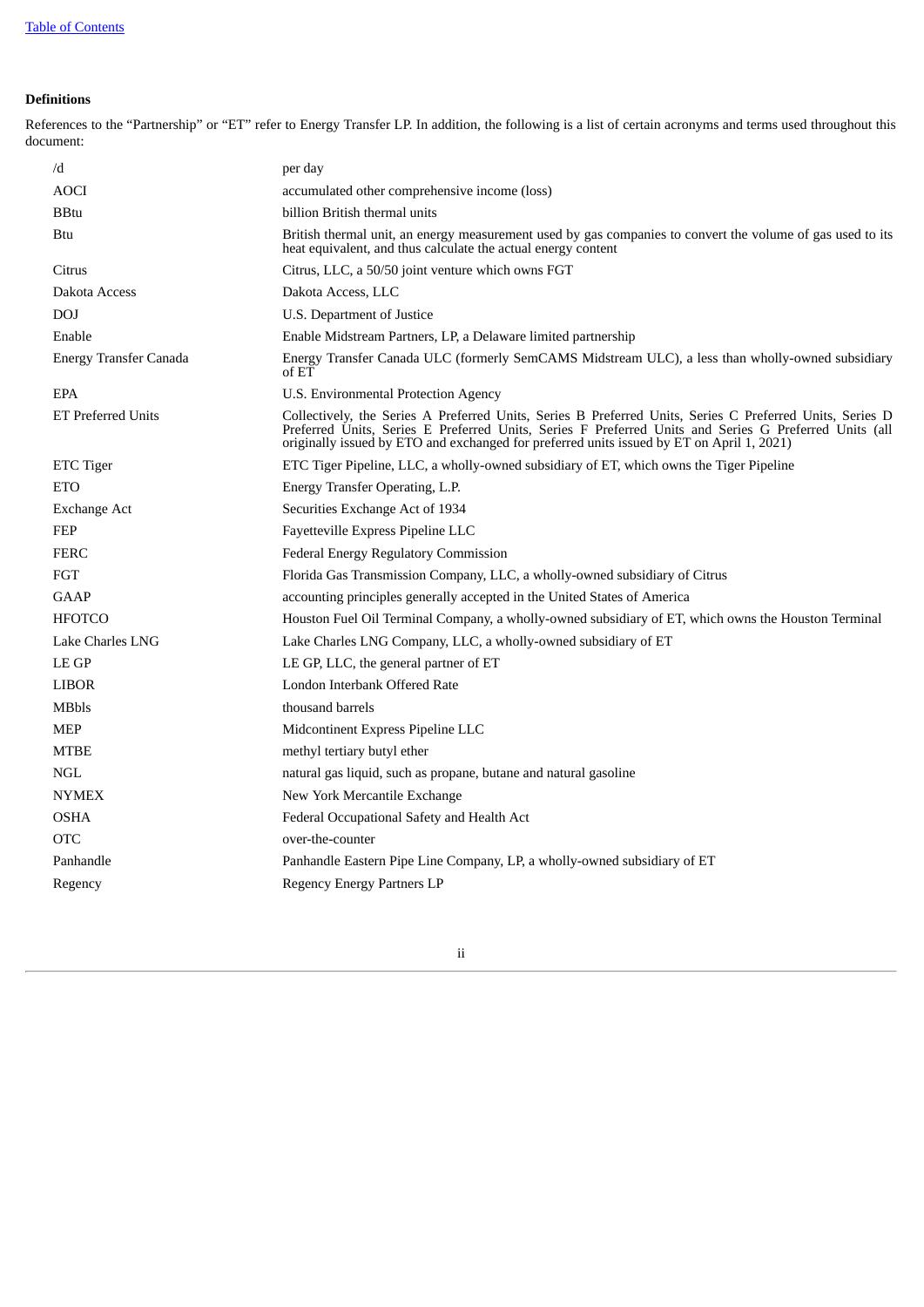[Table of Contents](#)

**Definitions**

References to the “Partnership” or “ET” refer to Energy Transfer LP. In addition, the following is a list of certain acronyms and terms used throughout this document:

| | |
|---|---|
| /d | per day |
| AOCI | accumulated other comprehensive income (loss) |
| BBtu | billion British thermal units |
| Btu | British thermal unit, an energy measurement used by gas companies to convert the volume of gas used to its heat equivalent, and thus calculate the actual energy content |
| Citrus | Citrus, LLC, a 50/50 joint venture which owns FGT |
| Dakota Access | Dakota Access, LLC |
| DOJ | U.S. Department of Justice |
| Enable | Enable Midstream Partners, LP, a Delaware limited partnership |
| Energy Transfer Canada | Energy Transfer Canada ULC (formerly SemCAMS Midstream ULC), a less than wholly-owned subsidiary of ET |
| EPA | U.S. Environmental Protection Agency |
| ET Preferred Units | Collectively, the Series A Preferred Units, Series B Preferred Units, Series C Preferred Units, Series D Preferred Units, Series E Preferred Units, Series F Preferred Units and Series G Preferred Units (all originally issued by ETO and exchanged for preferred units issued by ET on April 1, 2021) |
| ETC Tiger | ETC Tiger Pipeline, LLC, a wholly-owned subsidiary of ET, which owns the Tiger Pipeline |
| ETO | Energy Transfer Operating, L.P. |
| Exchange Act | Securities Exchange Act of 1934 |
| FEP | Fayetteville Express Pipeline LLC |
| FERC | Federal Energy Regulatory Commission |
| FGT | Florida Gas Transmission Company, LLC, a wholly-owned subsidiary of Citrus |
| GAAP | accounting principles generally accepted in the United States of America |
| HFOTCO | Houston Fuel Oil Terminal Company, a wholly-owned subsidiary of ET, which owns the Houston Terminal |
| Lake Charles LNG | Lake Charles LNG Company, LLC, a wholly-owned subsidiary of ET |
| LE GP | LE GP, LLC, the general partner of ET |
| LIBOR | London Interbank Offered Rate |
| MBbls | thousand barrels |
| MEP | Midcontinent Express Pipeline LLC |
| MTBE | methyl tertiary butyl ether |
| NGL | natural gas liquid, such as propane, butane and natural gasoline |
| NYMEX | New York Mercantile Exchange |
| OSHA | Federal Occupational Safety and Health Act |
| OTC | over-the-counter |
| Panhandle | Panhandle Eastern Pipe Line Company, LP, a wholly-owned subsidiary of ET |
| Regency | Regency Energy Partners LP |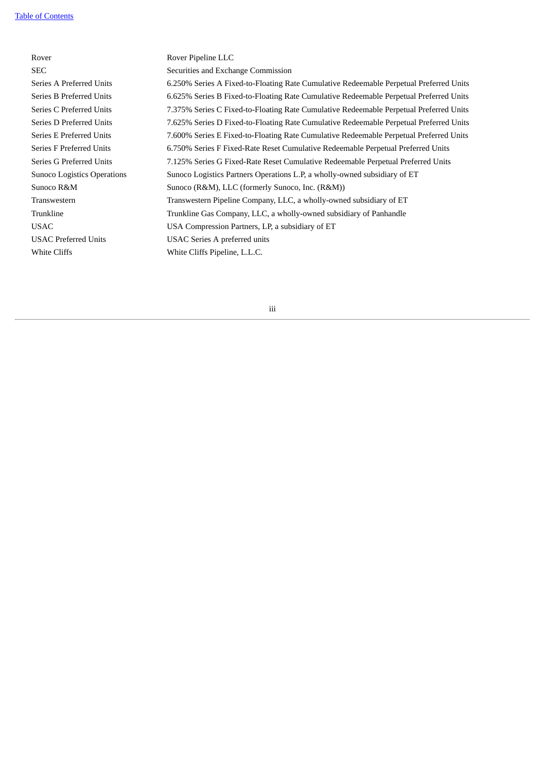| | |
|---|---|
| Rover | Rover Pipeline LLC |
| SEC | Securities and Exchange Commission |
| Series A Preferred Units | 6.250% Series A Fixed-to-Floating Rate Cumulative Redeemable Perpetual Preferred Units |
| Series B Preferred Units | 6.625% Series B Fixed-to-Floating Rate Cumulative Redeemable Perpetual Preferred Units |
| Series C Preferred Units | 7.375% Series C Fixed-to-Floating Rate Cumulative Redeemable Perpetual Preferred Units |
| Series D Preferred Units | 7.625% Series D Fixed-to-Floating Rate Cumulative Redeemable Perpetual Preferred Units |
| Series E Preferred Units | 7.600% Series E Fixed-to-Floating Rate Cumulative Redeemable Perpetual Preferred Units |
| Series F Preferred Units | 6.750% Series F Fixed-Rate Reset Cumulative Redeemable Perpetual Preferred Units |
| Series G Preferred Units | 7.125% Series G Fixed-Rate Reset Cumulative Redeemable Perpetual Preferred Units |
| Sunoco Logistics Operations | Sunoco Logistics Partners Operations L.P, a wholly-owned subsidiary of ET |
| Sunoco R&M | Sunoco (R&M), LLC (formerly Sunoco, Inc. (R&M)) |
| Transwestern | Transwestern Pipeline Company, LLC, a wholly-owned subsidiary of ET |
| Trunkline | Trunkline Gas Company, LLC, a wholly-owned subsidiary of Panhandle |
| USAC | USA Compression Partners, LP, a subsidiary of ET |
| USAC Preferred Units | USAC Series A preferred units |
| White Cliffs | White Cliffs Pipeline, L.L.C. |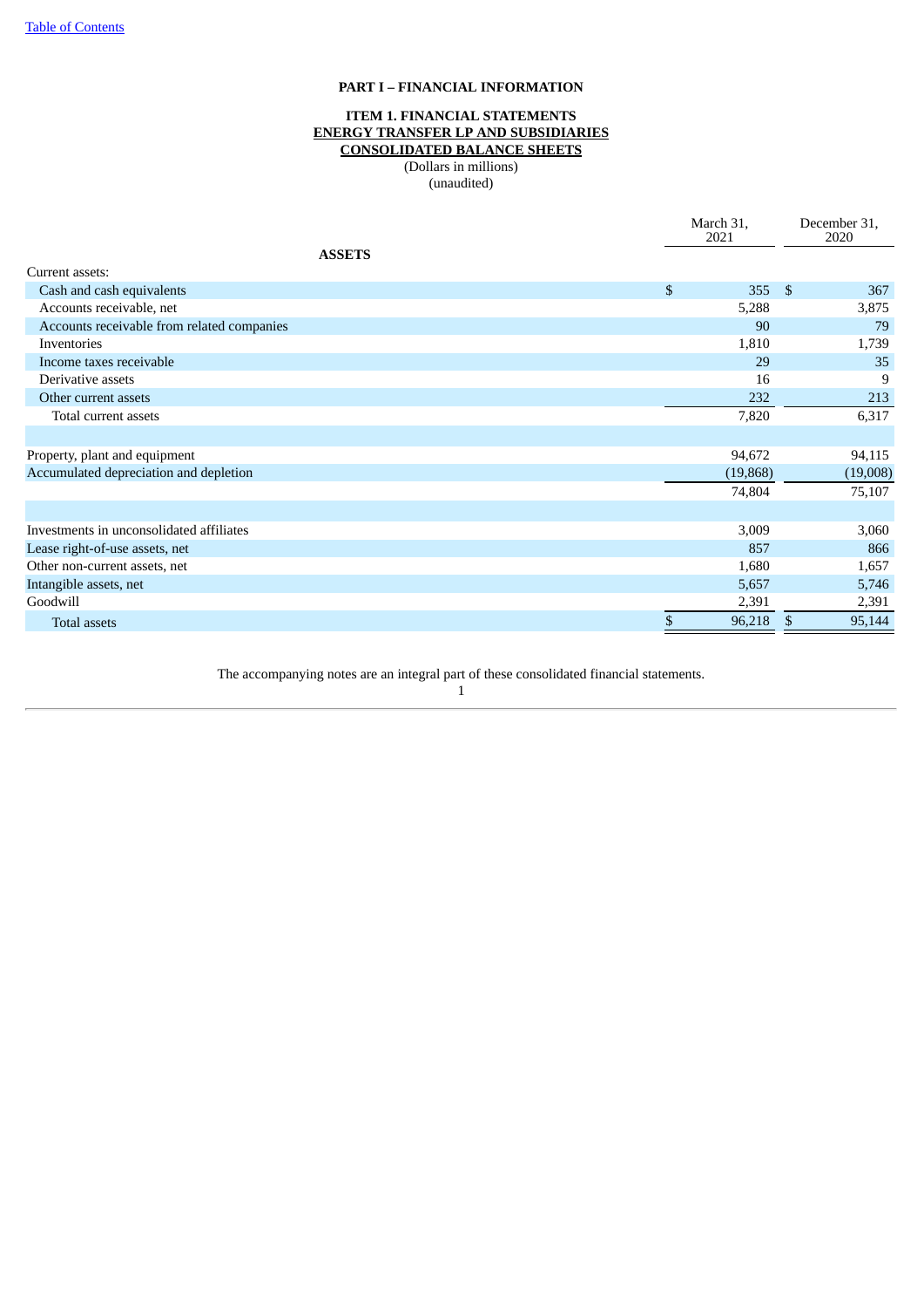# PART I – FINANCIAL INFORMATION

## ITEM 1. FINANCIAL STATEMENTS
## ENERGY TRANSFER LP AND SUBSIDIARIES
## CONSOLIDATED BALANCE SHEETS

(Dollars in millions)
(unaudited)

| | March 31, 2021 | December 31, 2020 |
|---|---|---|
| **ASSETS** | | |
| Current assets: | | |
| Cash and cash equivalents | $ 355 | $ 367 |
| Accounts receivable, net | 5,288 | 3,875 |
| Accounts receivable from related companies | 90 | 79 |
| Inventories | 1,810 | 1,739 |
| Income taxes receivable | 29 | 35 |
| Derivative assets | 16 | 9 |
| Other current assets | 232 | 213 |
| Total current assets | 7,820 | 6,317 |
| | | |
| Property, plant and equipment | 94,672 | 94,115 |
| Accumulated depreciation and depletion | (19,868) | (19,008) |
| | 74,804 | 75,107 |
| | | |
| Investments in unconsolidated affiliates | 3,009 | 3,060 |
| Lease right-of-use assets, net | 857 | 866 |
| Other non-current assets, net | 1,680 | 1,657 |
| Intangible assets, net | 5,657 | 5,746 |
| Goodwill | 2,391 | 2,391 |
| Total assets | $ 96,218 | $ 95,144 |

The accompanying notes are an integral part of these consolidated financial statements.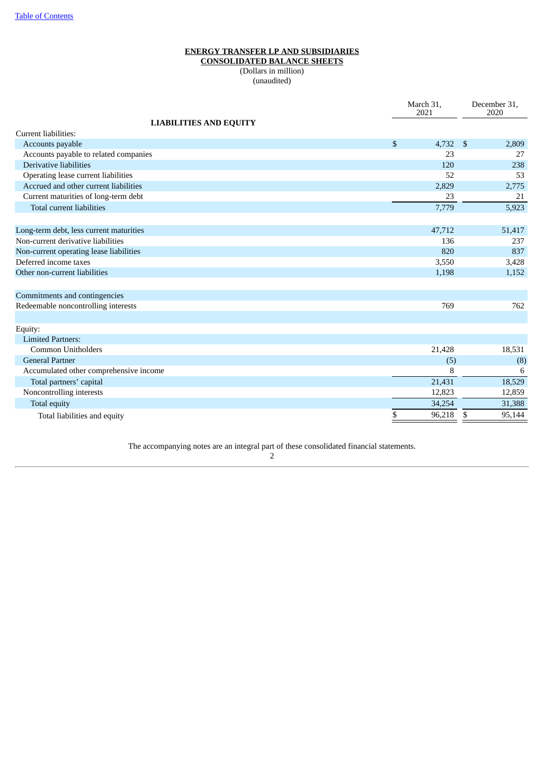**ENERGY TRANSFER LP AND SUBSIDIARIES**
**CONSOLIDATED BALANCE SHEETS**
(Dollars in million)
(unaudited)

| LIABILITIES AND EQUITY | March 31, 2021 | December 31, 2020 |
|---|---|---|
| Current liabilities: | | |
| Accounts payable | $ 4,732 | $ 2,809 |
| Accounts payable to related companies | 23 | 27 |
| Derivative liabilities | 120 | 238 |
| Operating lease current liabilities | 52 | 53 |
| Accrued and other current liabilities | 2,829 | 2,775 |
| Current maturities of long-term debt | 23 | 21 |
| Total current liabilities | 7,779 | 5,923 |
| | | |
| Long-term debt, less current maturities | 47,712 | 51,417 |
| Non-current derivative liabilities | 136 | 237 |
| Non-current operating lease liabilities | 820 | 837 |
| Deferred income taxes | 3,550 | 3,428 |
| Other non-current liabilities | 1,198 | 1,152 |
| | | |
| Commitments and contingencies | | |
| Redeemable noncontrolling interests | 769 | 762 |
| | | |
| Equity: | | |
| Limited Partners: | | |
| Common Unitholders | 21,428 | 18,531 |
| General Partner | (5) | (8) |
| Accumulated other comprehensive income | 8 | 6 |
| Total partners' capital | 21,431 | 18,529 |
| Noncontrolling interests | 12,823 | 12,859 |
| Total equity | 34,254 | 31,388 |
| Total liabilities and equity | $ 96,218 | $ 95,144 |

The accompanying notes are an integral part of these consolidated financial statements.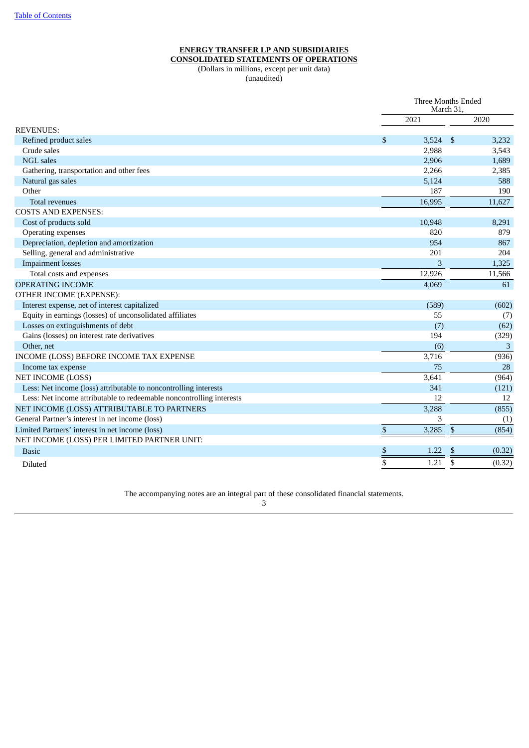**ENERGY TRANSFER LP AND SUBSIDIARIES**
**CONSOLIDATED STATEMENTS OF OPERATIONS**

(Dollars in millions, except per unit data)
(unaudited)

| | Three Months Ended March 31, | |
|---|---|---|
| | 2021 | 2020 |
| REVENUES: | | |
| Refined product sales | $ 3,524 | $ 3,232 |
| Crude sales | 2,988 | 3,543 |
| NGL sales | 2,906 | 1,689 |
| Gathering, transportation and other fees | 2,266 | 2,385 |
| Natural gas sales | 5,124 | 588 |
| Other | 187 | 190 |
| Total revenues | 16,995 | 11,627 |
| COSTS AND EXPENSES: | | |
| Cost of products sold | 10,948 | 8,291 |
| Operating expenses | 820 | 879 |
| Depreciation, depletion and amortization | 954 | 867 |
| Selling, general and administrative | 201 | 204 |
| Impairment losses | 3 | 1,325 |
| Total costs and expenses | 12,926 | 11,566 |
| OPERATING INCOME | 4,069 | 61 |
| OTHER INCOME (EXPENSE): | | |
| Interest expense, net of interest capitalized | (589) | (602) |
| Equity in earnings (losses) of unconsolidated affiliates | 55 | (7) |
| Losses on extinguishments of debt | (7) | (62) |
| Gains (losses) on interest rate derivatives | 194 | (329) |
| Other, net | (6) | 3 |
| INCOME (LOSS) BEFORE INCOME TAX EXPENSE | 3,716 | (936) |
| Income tax expense | 75 | 28 |
| NET INCOME (LOSS) | 3,641 | (964) |
| Less: Net income (loss) attributable to noncontrolling interests | 341 | (121) |
| Less: Net income attributable to redeemable noncontrolling interests | 12 | 12 |
| NET INCOME (LOSS) ATTRIBUTABLE TO PARTNERS | 3,288 | (855) |
| General Partner's interest in net income (loss) | 3 | (1) |
| Limited Partners' interest in net income (loss) | $ 3,285 | $ (854) |
| NET INCOME (LOSS) PER LIMITED PARTNER UNIT: | | |
| Basic | $ 1.22 | $ (0.32) |
| Diluted | $ 1.21 | $ (0.32) |

The accompanying notes are an integral part of these consolidated financial statements.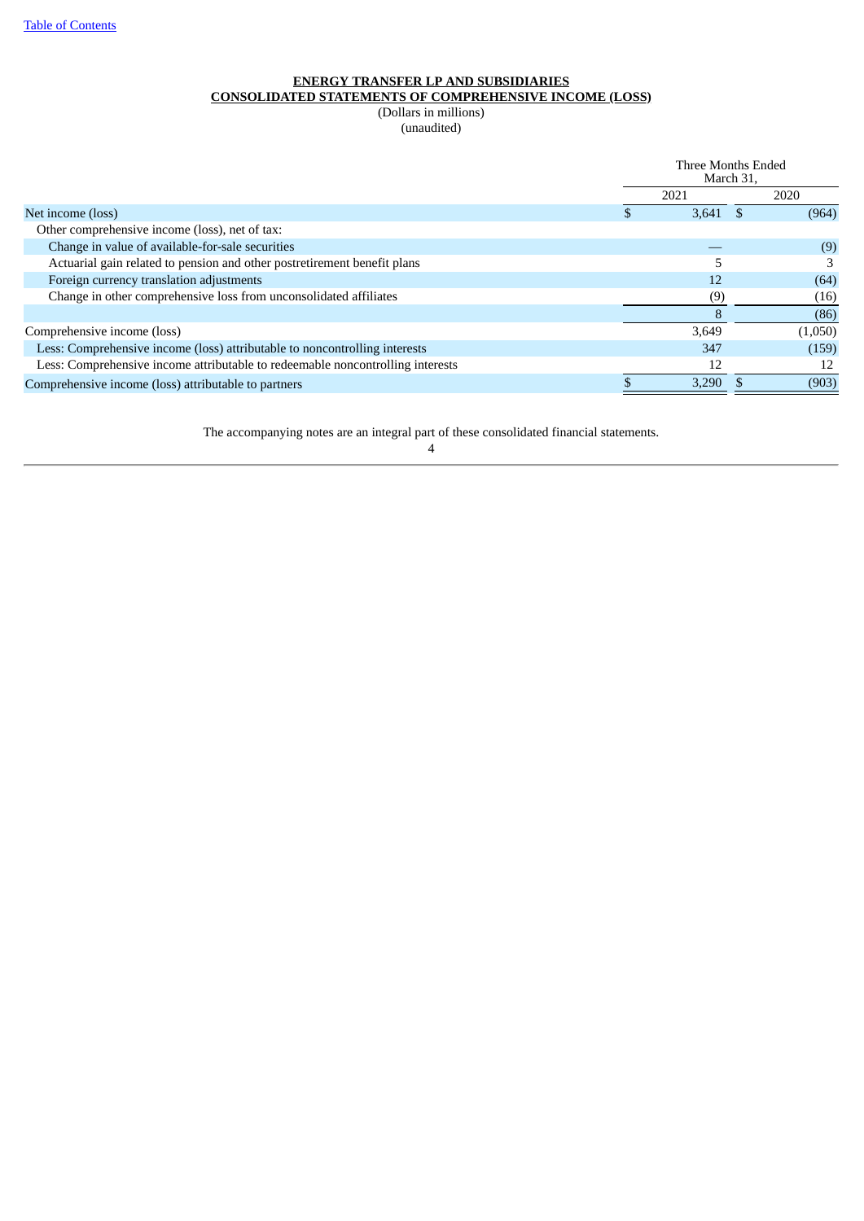**ENERGY TRANSFER LP AND SUBSIDIARIES**
**CONSOLIDATED STATEMENTS OF COMPREHENSIVE INCOME (LOSS)**
(Dollars in millions)
(unaudited)

| | Three Months Ended March 31, | |
|---|---|---|
| | 2021 | 2020 |
| Net income (loss) | $ 3,641 | $ (964) |
| Other comprehensive income (loss), net of tax: | | |
| Change in value of available-for-sale securities | — | (9) |
| Actuarial gain related to pension and other postretirement benefit plans | 5 | 3 |
| Foreign currency translation adjustments | 12 | (64) |
| Change in other comprehensive loss from unconsolidated affiliates | (9) | (16) |
| | 8 | (86) |
| Comprehensive income (loss) | 3,649 | (1,050) |
| Less: Comprehensive income (loss) attributable to noncontrolling interests | 347 | (159) |
| Less: Comprehensive income attributable to redeemable noncontrolling interests | 12 | 12 |
| Comprehensive income (loss) attributable to partners | $ 3,290 | $ (903) |

The accompanying notes are an integral part of these consolidated financial statements.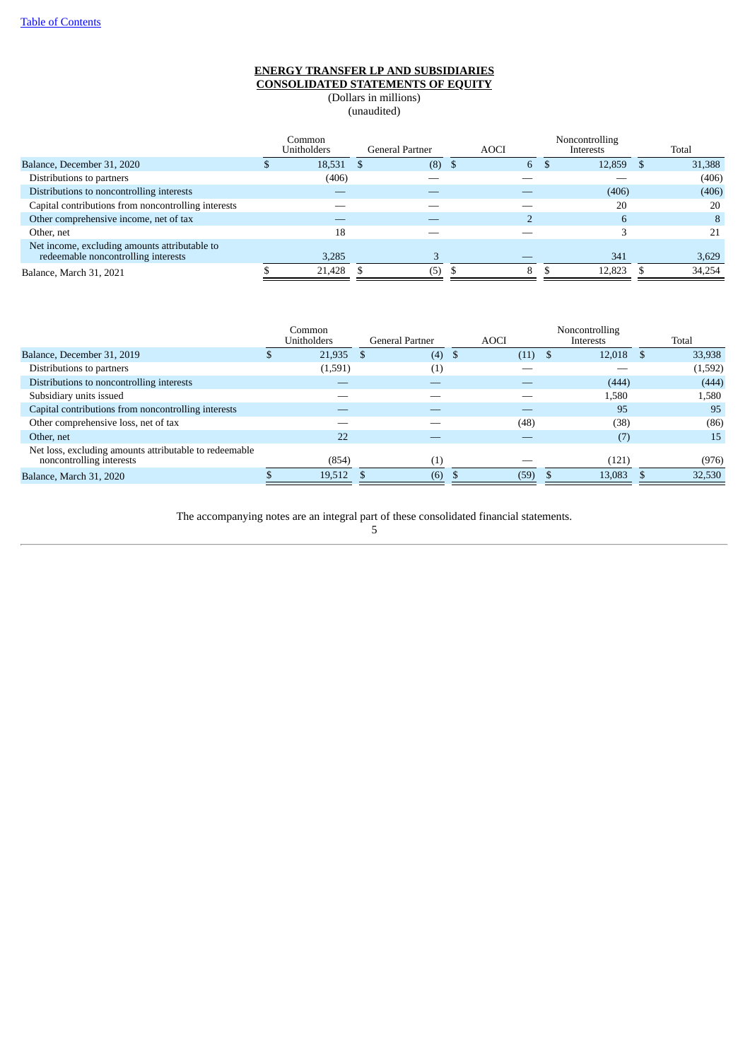**ENERGY TRANSFER LP AND SUBSIDIARIES**
**CONSOLIDATED STATEMENTS OF EQUITY**
(Dollars in millions)
(unaudited)

| | Common Unitholders | General Partner | AOCI | Noncontrolling Interests | Total |
|---|---|---|---|---|---|
| Balance, December 31, 2020 | $ 18,531 | $ (8) | $ 6 | $ 12,859 | $ 31,388 |
| Distributions to partners | (406) | — | — | — | (406) |
| Distributions to noncontrolling interests | — | — | — | (406) | (406) |
| Capital contributions from noncontrolling interests | — | — | — | 20 | 20 |
| Other comprehensive income, net of tax | — | — | 2 | 6 | 8 |
| Other, net | 18 | — | — | 3 | 21 |
| Net income, excluding amounts attributable to redeemable noncontrolling interests | 3,285 | 3 | — | 341 | 3,629 |
| Balance, March 31, 2021 | $ 21,428 | $ (5) | $ 8 | $ 12,823 | $ 34,254 |

| | Common Unitholders | General Partner | AOCI | Noncontrolling Interests | Total |
|---|---|---|---|---|---|
| Balance, December 31, 2019 | $ 21,935 | $ (4) | $ (11) | $ 12,018 | $ 33,938 |
| Distributions to partners | (1,591) | (1) | — | — | (1,592) |
| Distributions to noncontrolling interests | — | — | — | (444) | (444) |
| Subsidiary units issued | — | — | — | 1,580 | 1,580 |
| Capital contributions from noncontrolling interests | — | — | — | 95 | 95 |
| Other comprehensive loss, net of tax | — | — | (48) | (38) | (86) |
| Other, net | 22 | — | — | (7) | 15 |
| Net loss, excluding amounts attributable to redeemable noncontrolling interests | (854) | (1) | — | (121) | (976) |
| Balance, March 31, 2020 | $ 19,512 | $ (6) | $ (59) | $ 13,083 | $ 32,530 |

The accompanying notes are an integral part of these consolidated financial statements.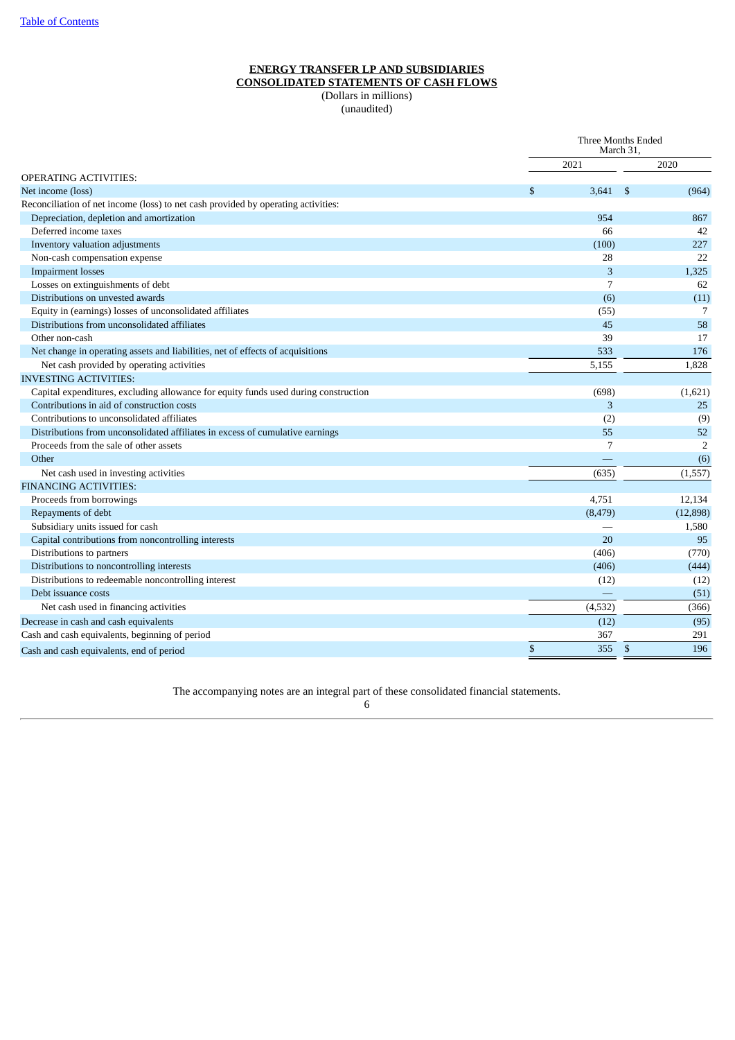**ENERGY TRANSFER LP AND SUBSIDIARIES**
**CONSOLIDATED STATEMENTS OF CASH FLOWS**
(Dollars in millions)
(unaudited)

| | Three Months Ended March 31, | |
|---|---|---|
| | 2021 | 2020 |
| OPERATING ACTIVITIES: | | |
| Net income (loss) | $ 3,641 | $ (964) |
| Reconciliation of net income (loss) to net cash provided by operating activities: | | |
| Depreciation, depletion and amortization | 954 | 867 |
| Deferred income taxes | 66 | 42 |
| Inventory valuation adjustments | (100) | 227 |
| Non-cash compensation expense | 28 | 22 |
| Impairment losses | 3 | 1,325 |
| Losses on extinguishments of debt | 7 | 62 |
| Distributions on unvested awards | (6) | (11) |
| Equity in (earnings) losses of unconsolidated affiliates | (55) | 7 |
| Distributions from unconsolidated affiliates | 45 | 58 |
| Other non-cash | 39 | 17 |
| Net change in operating assets and liabilities, net of effects of acquisitions | 533 | 176 |
| Net cash provided by operating activities | 5,155 | 1,828 |
| INVESTING ACTIVITIES: | | |
| Capital expenditures, excluding allowance for equity funds used during construction | (698) | (1,621) |
| Contributions in aid of construction costs | 3 | 25 |
| Contributions to unconsolidated affiliates | (2) | (9) |
| Distributions from unconsolidated affiliates in excess of cumulative earnings | 55 | 52 |
| Proceeds from the sale of other assets | 7 | 2 |
| Other | — | (6) |
| Net cash used in investing activities | (635) | (1,557) |
| FINANCING ACTIVITIES: | | |
| Proceeds from borrowings | 4,751 | 12,134 |
| Repayments of debt | (8,479) | (12,898) |
| Subsidiary units issued for cash | — | 1,580 |
| Capital contributions from noncontrolling interests | 20 | 95 |
| Distributions to partners | (406) | (770) |
| Distributions to noncontrolling interests | (406) | (444) |
| Distributions to redeemable noncontrolling interest | (12) | (12) |
| Debt issuance costs | — | (51) |
| Net cash used in financing activities | (4,532) | (366) |
| Decrease in cash and cash equivalents | (12) | (95) |
| Cash and cash equivalents, beginning of period | 367 | 291 |
| Cash and cash equivalents, end of period | $ 355 | $ 196 |

The accompanying notes are an integral part of these consolidated financial statements.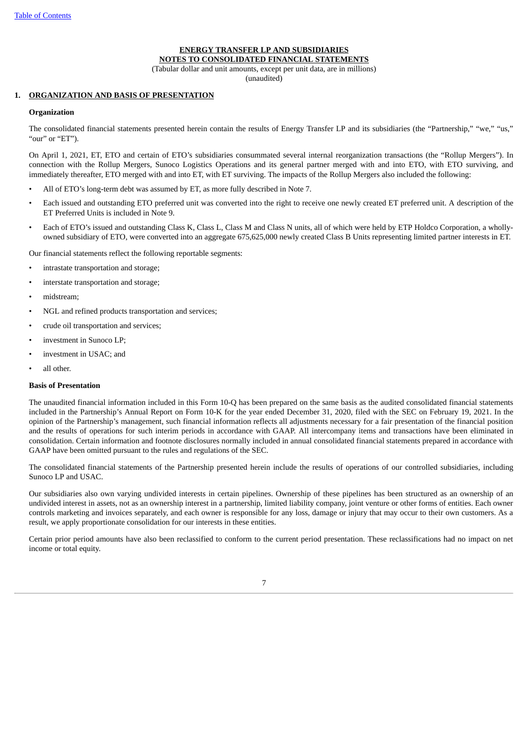**ENERGY TRANSFER LP AND SUBSIDIARIES**
**NOTES TO CONSOLIDATED FINANCIAL STATEMENTS**
(Tabular dollar and unit amounts, except per unit data, are in millions)
(unaudited)

## 1. ORGANIZATION AND BASIS OF PRESENTATION

### Organization

The consolidated financial statements presented herein contain the results of Energy Transfer LP and its subsidiaries (the "Partnership," "we," "us," "our" or "ET").

On April 1, 2021, ET, ETO and certain of ETO's subsidiaries consummated several internal reorganization transactions (the "Rollup Mergers"). In connection with the Rollup Mergers, Sunoco Logistics Operations and its general partner merged with and into ETO, with ETO surviving, and immediately thereafter, ETO merged with and into ET, with ET surviving. The impacts of the Rollup Mergers also included the following:

- All of ETO's long-term debt was assumed by ET, as more fully described in Note 7.
- Each issued and outstanding ETO preferred unit was converted into the right to receive one newly created ET preferred unit. A description of the ET Preferred Units is included in Note 9.
- Each of ETO's issued and outstanding Class K, Class L, Class M and Class N units, all of which were held by ETP Holdco Corporation, a wholly-owned subsidiary of ETO, were converted into an aggregate 675,625,000 newly created Class B Units representing limited partner interests in ET.

Our financial statements reflect the following reportable segments:

- intrastate transportation and storage;
- interstate transportation and storage;
- midstream;
- NGL and refined products transportation and services;
- crude oil transportation and services;
- investment in Sunoco LP;
- investment in USAC; and
- all other.

### Basis of Presentation

The unaudited financial information included in this Form 10-Q has been prepared on the same basis as the audited consolidated financial statements included in the Partnership's Annual Report on Form 10-K for the year ended December 31, 2020, filed with the SEC on February 19, 2021. In the opinion of the Partnership's management, such financial information reflects all adjustments necessary for a fair presentation of the financial position and the results of operations for such interim periods in accordance with GAAP. All intercompany items and transactions have been eliminated in consolidation. Certain information and footnote disclosures normally included in annual consolidated financial statements prepared in accordance with GAAP have been omitted pursuant to the rules and regulations of the SEC.

The consolidated financial statements of the Partnership presented herein include the results of operations of our controlled subsidiaries, including Sunoco LP and USAC.

Our subsidiaries also own varying undivided interests in certain pipelines. Ownership of these pipelines has been structured as an ownership of an undivided interest in assets, not as an ownership interest in a partnership, limited liability company, joint venture or other forms of entities. Each owner controls marketing and invoices separately, and each owner is responsible for any loss, damage or injury that may occur to their own customers. As a result, we apply proportionate consolidation for our interests in these entities.

Certain prior period amounts have also been reclassified to conform to the current period presentation. These reclassifications had no impact on net income or total equity.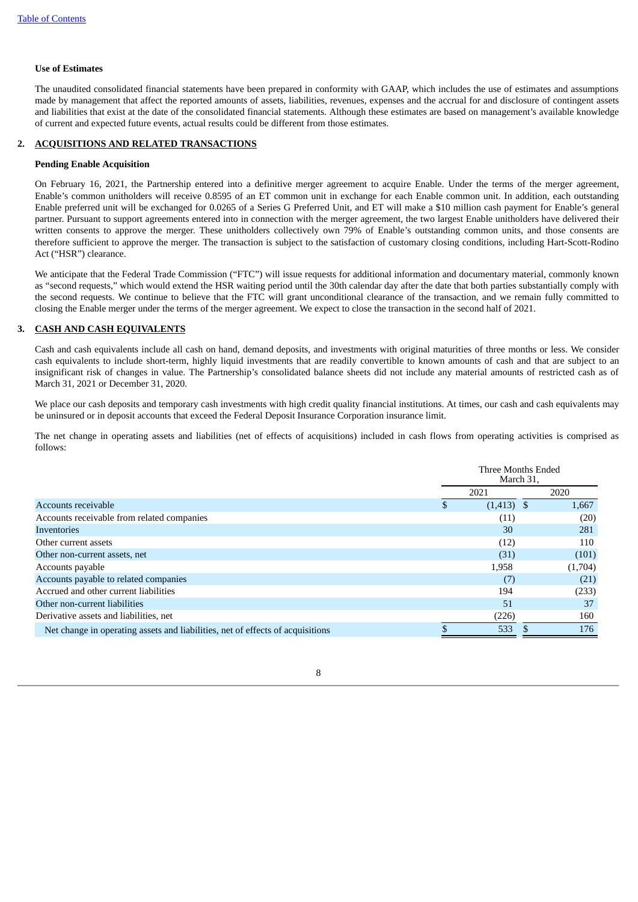**Use of Estimates**

The unaudited consolidated financial statements have been prepared in conformity with GAAP, which includes the use of estimates and assumptions made by management that affect the reported amounts of assets, liabilities, revenues, expenses and the accrual for and disclosure of contingent assets and liabilities that exist at the date of the consolidated financial statements. Although these estimates are based on management's available knowledge of current and expected future events, actual results could be different from those estimates.

## 2. ACQUISITIONS AND RELATED TRANSACTIONS

**Pending Enable Acquisition**

On February 16, 2021, the Partnership entered into a definitive merger agreement to acquire Enable. Under the terms of the merger agreement, Enable's common unitholders will receive 0.8595 of an ET common unit in exchange for each Enable common unit. In addition, each outstanding Enable preferred unit will be exchanged for 0.0265 of a Series G Preferred Unit, and ET will make a $10 million cash payment for Enable's general partner. Pursuant to support agreements entered into in connection with the merger agreement, the two largest Enable unitholders have delivered their written consents to approve the merger. These unitholders collectively own 79% of Enable's outstanding common units, and those consents are therefore sufficient to approve the merger. The transaction is subject to the satisfaction of customary closing conditions, including Hart-Scott-Rodino Act ("HSR") clearance.

We anticipate that the Federal Trade Commission ("FTC") will issue requests for additional information and documentary material, commonly known as "second requests," which would extend the HSR waiting period until the 30th calendar day after the date that both parties substantially comply with the second requests. We continue to believe that the FTC will grant unconditional clearance of the transaction, and we remain fully committed to closing the Enable merger under the terms of the merger agreement. We expect to close the transaction in the second half of 2021.

## 3. CASH AND CASH EQUIVALENTS

Cash and cash equivalents include all cash on hand, demand deposits, and investments with original maturities of three months or less. We consider cash equivalents to include short-term, highly liquid investments that are readily convertible to known amounts of cash and that are subject to an insignificant risk of changes in value. The Partnership's consolidated balance sheets did not include any material amounts of restricted cash as of March 31, 2021 or December 31, 2020.

We place our cash deposits and temporary cash investments with high credit quality financial institutions. At times, our cash and cash equivalents may be uninsured or in deposit accounts that exceed the Federal Deposit Insurance Corporation insurance limit.

The net change in operating assets and liabilities (net of effects of acquisitions) included in cash flows from operating activities is comprised as follows:

| | Three Months Ended March 31, | |
|---|---|---|
| | 2021 | 2020 |
| Accounts receivable | $ (1,413) | $ 1,667 |
| Accounts receivable from related companies | (11) | (20) |
| Inventories | 30 | 281 |
| Other current assets | (12) | 110 |
| Other non-current assets, net | (31) | (101) |
| Accounts payable | 1,958 | (1,704) |
| Accounts payable to related companies | (7) | (21) |
| Accrued and other current liabilities | 194 | (233) |
| Other non-current liabilities | 51 | 37 |
| Derivative assets and liabilities, net | (226) | 160 |
| Net change in operating assets and liabilities, net of effects of acquisitions | $ 533 | $ 176 |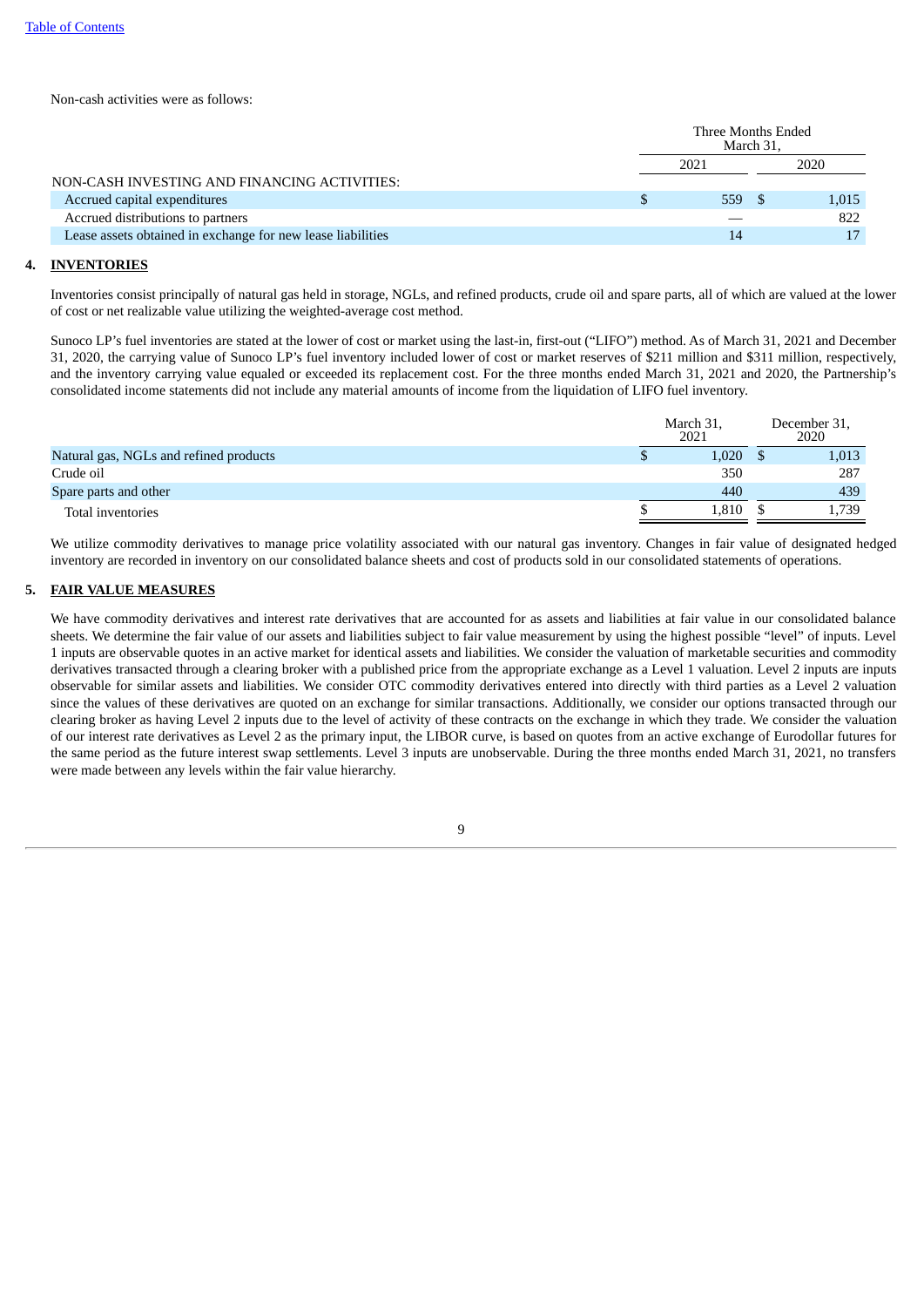Non-cash activities were as follows:

| | Three Months Ended March 31, | |
|---|---|---|
| | 2021 | 2020 |
| NON-CASH INVESTING AND FINANCING ACTIVITIES: | | |
| Accrued capital expenditures | $ 559 | $ 1,015 |
| Accrued distributions to partners | — | 822 |
| Lease assets obtained in exchange for new lease liabilities | 14 | 17 |

## 4. INVENTORIES

Inventories consist principally of natural gas held in storage, NGLs, and refined products, crude oil and spare parts, all of which are valued at the lower of cost or net realizable value utilizing the weighted-average cost method.

Sunoco LP's fuel inventories are stated at the lower of cost or market using the last-in, first-out ("LIFO") method. As of March 31, 2021 and December 31, 2020, the carrying value of Sunoco LP's fuel inventory included lower of cost or market reserves of $211 million and $311 million, respectively, and the inventory carrying value equaled or exceeded its replacement cost. For the three months ended March 31, 2021 and 2020, the Partnership's consolidated income statements did not include any material amounts of income from the liquidation of LIFO fuel inventory.

| | March 31, 2021 | December 31, 2020 |
|---|---|---|
| Natural gas, NGLs and refined products | $ 1,020 | $ 1,013 |
| Crude oil | 350 | 287 |
| Spare parts and other | 440 | 439 |
| Total inventories | $ 1,810 | $ 1,739 |

We utilize commodity derivatives to manage price volatility associated with our natural gas inventory. Changes in fair value of designated hedged inventory are recorded in inventory on our consolidated balance sheets and cost of products sold in our consolidated statements of operations.

## 5. FAIR VALUE MEASURES

We have commodity derivatives and interest rate derivatives that are accounted for as assets and liabilities at fair value in our consolidated balance sheets. We determine the fair value of our assets and liabilities subject to fair value measurement by using the highest possible "level" of inputs. Level 1 inputs are observable quotes in an active market for identical assets and liabilities. We consider the valuation of marketable securities and commodity derivatives transacted through a clearing broker with a published price from the appropriate exchange as a Level 1 valuation. Level 2 inputs are inputs observable for similar assets and liabilities. We consider OTC commodity derivatives entered into directly with third parties as a Level 2 valuation since the values of these derivatives are quoted on an exchange for similar transactions. Additionally, we consider our options transacted through our clearing broker as having Level 2 inputs due to the level of activity of these contracts on the exchange in which they trade. We consider the valuation of our interest rate derivatives as Level 2 as the primary input, the LIBOR curve, is based on quotes from an active exchange of Eurodollar futures for the same period as the future interest swap settlements. Level 3 inputs are unobservable. During the three months ended March 31, 2021, no transfers were made between any levels within the fair value hierarchy.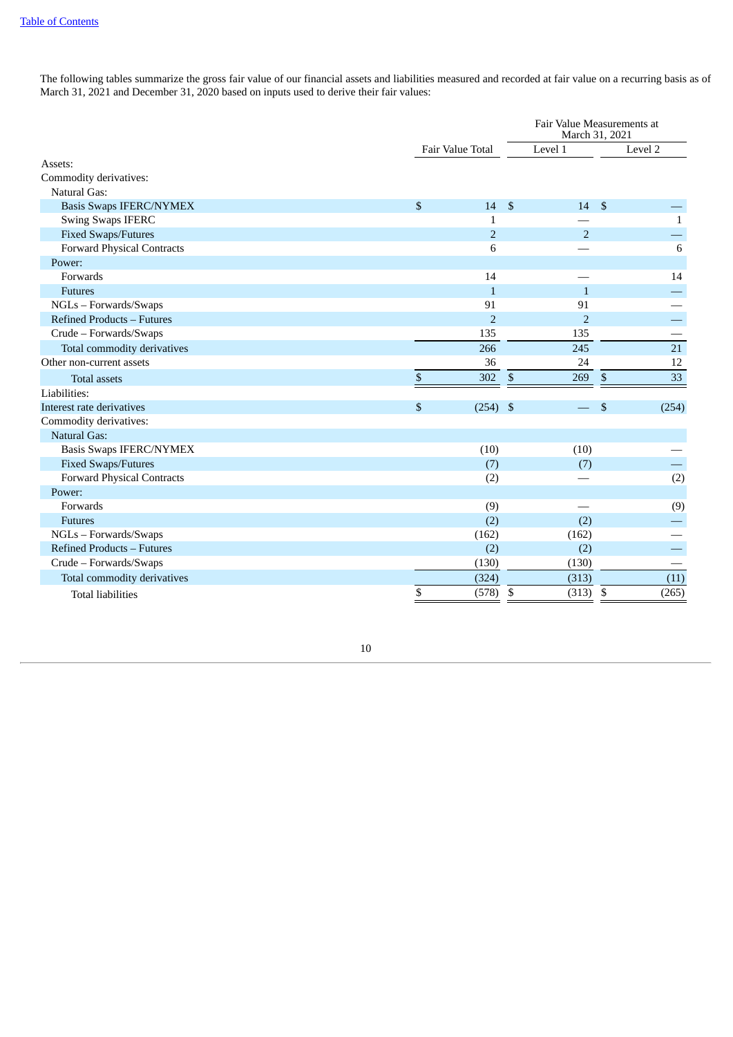The following tables summarize the gross fair value of our financial assets and liabilities measured and recorded at fair value on a recurring basis as of March 31, 2021 and December 31, 2020 based on inputs used to derive their fair values:

| | Fair Value Total | Fair Value Measurements at March 31, 2021 | |
|---|---|---|---|
| | | Level 1 | Level 2 |
| Assets: | | | |
| Commodity derivatives: | | | |
| Natural Gas: | | | |
| Basis Swaps IFERC/NYMEX | $ 14 | $ 14 | $ — |
| Swing Swaps IFERC | 1 | — | 1 |
| Fixed Swaps/Futures | 2 | 2 | — |
| Forward Physical Contracts | 6 | — | 6 |
| Power: | | | |
| Forwards | 14 | — | 14 |
| Futures | 1 | 1 | — |
| NGLs – Forwards/Swaps | 91 | 91 | — |
| Refined Products – Futures | 2 | 2 | — |
| Crude – Forwards/Swaps | 135 | 135 | — |
| Total commodity derivatives | 266 | 245 | 21 |
| Other non-current assets | 36 | 24 | 12 |
| Total assets | $ 302 | $ 269 | $ 33 |
| Liabilities: | | | |
| Interest rate derivatives | $ (254) | $ — | $ (254) |
| Commodity derivatives: | | | |
| Natural Gas: | | | |
| Basis Swaps IFERC/NYMEX | (10) | (10) | — |
| Fixed Swaps/Futures | (7) | (7) | — |
| Forward Physical Contracts | (2) | — | (2) |
| Power: | | | |
| Forwards | (9) | — | (9) |
| Futures | (2) | (2) | — |
| NGLs – Forwards/Swaps | (162) | (162) | — |
| Refined Products – Futures | (2) | (2) | — |
| Crude – Forwards/Swaps | (130) | (130) | — |
| Total commodity derivatives | (324) | (313) | (11) |
| Total liabilities | $ (578) | $ (313) | $ (265) |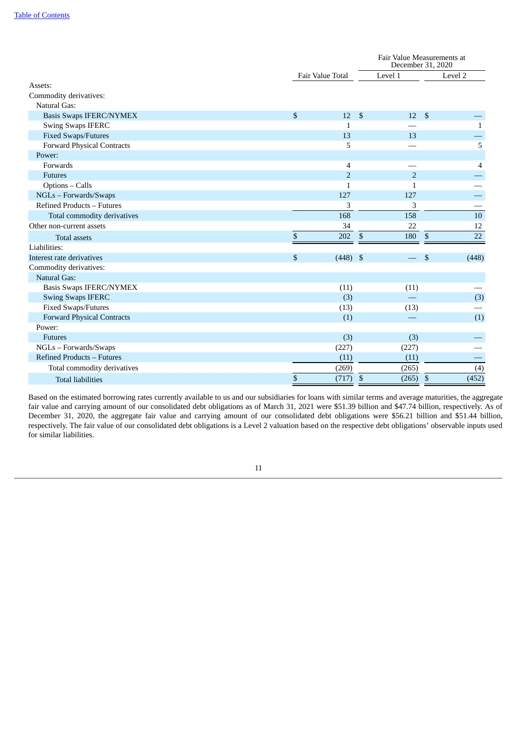| | Fair Value Total | Fair Value Measurements at December 31, 2020 | |
|---|---|---|---|
| | | Level 1 | Level 2 |
| Assets: | | | |
| Commodity derivatives: | | | |
| Natural Gas: | | | |
| Basis Swaps IFERC/NYMEX | $ 12 | $ 12 | $ — |
| Swing Swaps IFERC | 1 | — | 1 |
| Fixed Swaps/Futures | 13 | 13 | — |
| Forward Physical Contracts | 5 | — | 5 |
| Power: | | | |
| Forwards | 4 | — | 4 |
| Futures | 2 | 2 | — |
| Options – Calls | 1 | 1 | — |
| NGLs – Forwards/Swaps | 127 | 127 | — |
| Refined Products – Futures | 3 | 3 | — |
| Total commodity derivatives | 168 | 158 | 10 |
| Other non-current assets | 34 | 22 | 12 |
| Total assets | $ 202 | $ 180 | $ 22 |
| Liabilities: | | | |
| Interest rate derivatives | $ (448) | $ — | $ (448) |
| Commodity derivatives: | | | |
| Natural Gas: | | | |
| Basis Swaps IFERC/NYMEX | (11) | (11) | — |
| Swing Swaps IFERC | (3) | — | (3) |
| Fixed Swaps/Futures | (13) | (13) | — |
| Forward Physical Contracts | (1) | — | (1) |
| Power: | | | |
| Futures | (3) | (3) | — |
| NGLs – Forwards/Swaps | (227) | (227) | — |
| Refined Products – Futures | (11) | (11) | — |
| Total commodity derivatives | (269) | (265) | (4) |
| Total liabilities | $ (717) | $ (265) | $ (452) |

Based on the estimated borrowing rates currently available to us and our subsidiaries for loans with similar terms and average maturities, the aggregate fair value and carrying amount of our consolidated debt obligations as of March 31, 2021 were $51.39 billion and $47.74 billion, respectively. As of December 31, 2020, the aggregate fair value and carrying amount of our consolidated debt obligations were $56.21 billion and $51.44 billion, respectively. The fair value of our consolidated debt obligations is a Level 2 valuation based on the respective debt obligations' observable inputs used for similar liabilities.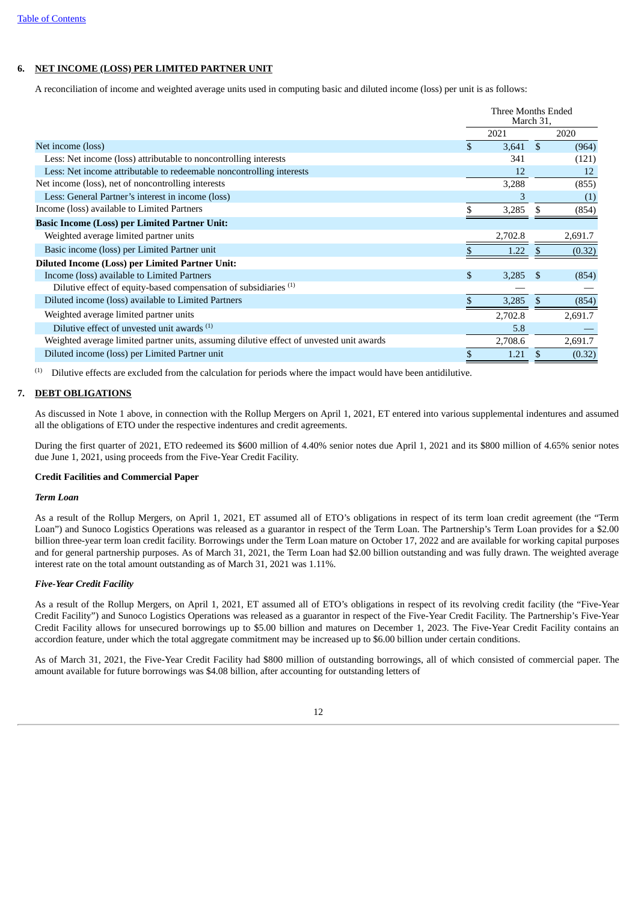## 6. NET INCOME (LOSS) PER LIMITED PARTNER UNIT

A reconciliation of income and weighted average units used in computing basic and diluted income (loss) per unit is as follows:

| | Three Months Ended March 31, | |
|---|---|---|
| | 2021 | 2020 |
| Net income (loss) | $ 3,641 | $ (964) |
| Less: Net income (loss) attributable to noncontrolling interests | 341 | (121) |
| Less: Net income attributable to redeemable noncontrolling interests | 12 | 12 |
| Net income (loss), net of noncontrolling interests | 3,288 | (855) |
| Less: General Partner's interest in income (loss) | 3 | (1) |
| Income (loss) available to Limited Partners | $ 3,285 | $ (854) |
| **Basic Income (Loss) per Limited Partner Unit:** | | |
| Weighted average limited partner units | 2,702.8 | 2,691.7 |
| Basic income (loss) per Limited Partner unit | $ 1.22 | $ (0.32) |
| **Diluted Income (Loss) per Limited Partner Unit:** | | |
| Income (loss) available to Limited Partners | $ 3,285 | $ (854) |
| Dilutive effect of equity-based compensation of subsidiaries [(1)] | — | — |
| Diluted income (loss) available to Limited Partners | $ 3,285 | $ (854) |
| Weighted average limited partner units | 2,702.8 | 2,691.7 |
| Dilutive effect of unvested unit awards [(1)] | 5.8 | — |
| Weighted average limited partner units, assuming dilutive effect of unvested unit awards | 2,708.6 | 2,691.7 |
| Diluted income (loss) per Limited Partner unit | $ 1.21 | $ (0.32) |

[(1)] Dilutive effects are excluded from the calculation for periods where the impact would have been antidilutive.

## 7. DEBT OBLIGATIONS

As discussed in Note 1 above, in connection with the Rollup Mergers on April 1, 2021, ET entered into various supplemental indentures and assumed all the obligations of ETO under the respective indentures and credit agreements.

During the first quarter of 2021, ETO redeemed its $600 million of 4.40% senior notes due April 1, 2021 and its $800 million of 4.65% senior notes due June 1, 2021, using proceeds from the Five-Year Credit Facility.

### Credit Facilities and Commercial Paper

*Term Loan*

As a result of the Rollup Mergers, on April 1, 2021, ET assumed all of ETO's obligations in respect of its term loan credit agreement (the "Term Loan") and Sunoco Logistics Operations was released as a guarantor in respect of the Term Loan. The Partnership's Term Loan provides for a $2.00 billion three-year term loan credit facility. Borrowings under the Term Loan mature on October 17, 2022 and are available for working capital purposes and for general partnership purposes. As of March 31, 2021, the Term Loan had $2.00 billion outstanding and was fully drawn. The weighted average interest rate on the total amount outstanding as of March 31, 2021 was 1.11%.

*Five-Year Credit Facility*

As a result of the Rollup Mergers, on April 1, 2021, ET assumed all of ETO's obligations in respect of its revolving credit facility (the "Five-Year Credit Facility") and Sunoco Logistics Operations was released as a guarantor in respect of the Five-Year Credit Facility. The Partnership's Five-Year Credit Facility allows for unsecured borrowings up to $5.00 billion and matures on December 1, 2023. The Five-Year Credit Facility contains an accordion feature, under which the total aggregate commitment may be increased up to $6.00 billion under certain conditions.

As of March 31, 2021, the Five-Year Credit Facility had $800 million of outstanding borrowings, all of which consisted of commercial paper. The amount available for future borrowings was $4.08 billion, after accounting for outstanding letters of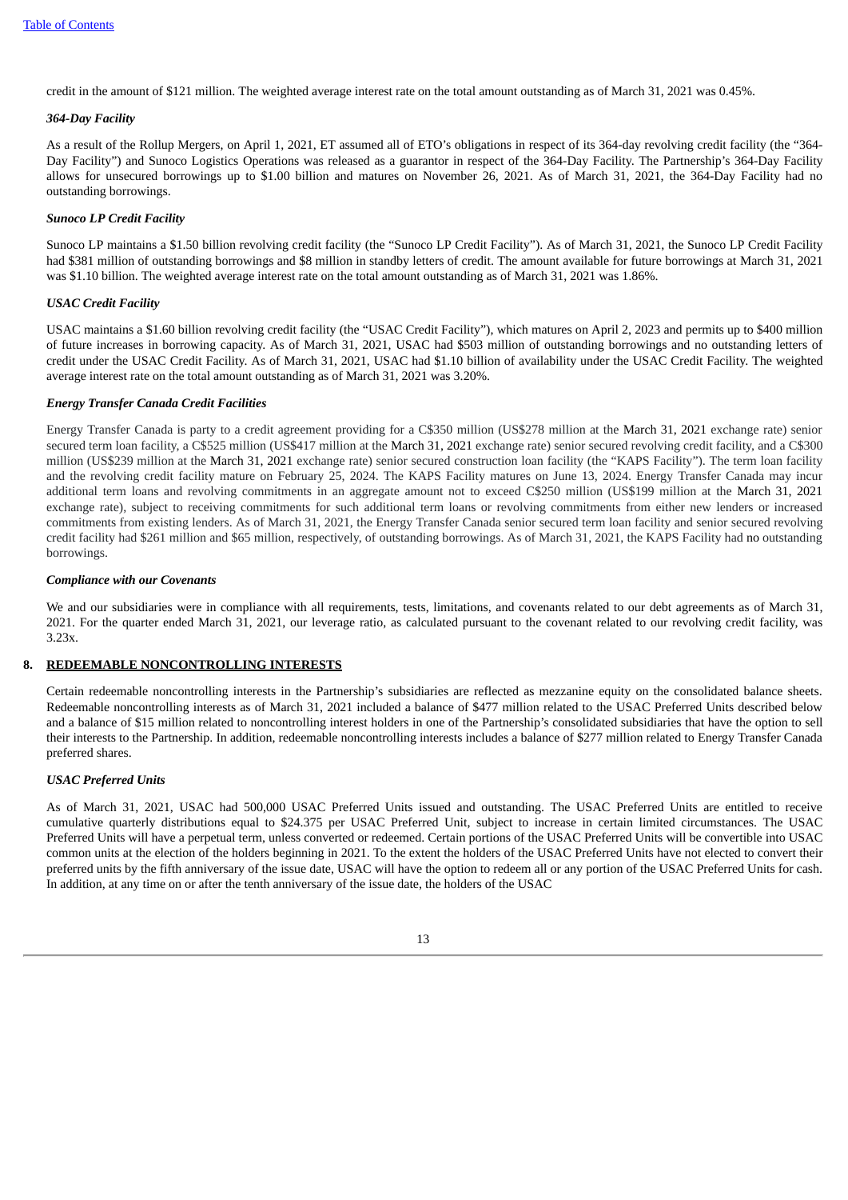credit in the amount of $121 million. The weighted average interest rate on the total amount outstanding as of March 31, 2021 was 0.45%.

***364-Day Facility***

As a result of the Rollup Mergers, on April 1, 2021, ET assumed all of ETO's obligations in respect of its 364-day revolving credit facility (the "364-Day Facility") and Sunoco Logistics Operations was released as a guarantor in respect of the 364-Day Facility. The Partnership's 364-Day Facility allows for unsecured borrowings up to $1.00 billion and matures on November 26, 2021. As of March 31, 2021, the 364-Day Facility had no outstanding borrowings.

***Sunoco LP Credit Facility***

Sunoco LP maintains a $1.50 billion revolving credit facility (the "Sunoco LP Credit Facility"). As of March 31, 2021, the Sunoco LP Credit Facility had $381 million of outstanding borrowings and $8 million in standby letters of credit. The amount available for future borrowings at March 31, 2021 was $1.10 billion. The weighted average interest rate on the total amount outstanding as of March 31, 2021 was 1.86%.

***USAC Credit Facility***

USAC maintains a $1.60 billion revolving credit facility (the "USAC Credit Facility"), which matures on April 2, 2023 and permits up to $400 million of future increases in borrowing capacity. As of March 31, 2021, USAC had $503 million of outstanding borrowings and no outstanding letters of credit under the USAC Credit Facility. As of March 31, 2021, USAC had $1.10 billion of availability under the USAC Credit Facility. The weighted average interest rate on the total amount outstanding as of March 31, 2021 was 3.20%.

***Energy Transfer Canada Credit Facilities***

Energy Transfer Canada is party to a credit agreement providing for a C$350 million (US$278 million at the March 31, 2021 exchange rate) senior secured term loan facility, a C$525 million (US$417 million at the March 31, 2021 exchange rate) senior secured revolving credit facility, and a C$300 million (US$239 million at the March 31, 2021 exchange rate) senior secured construction loan facility (the "KAPS Facility"). The term loan facility and the revolving credit facility mature on February 25, 2024. The KAPS Facility matures on June 13, 2024. Energy Transfer Canada may incur additional term loans and revolving commitments in an aggregate amount not to exceed C$250 million (US$199 million at the March 31, 2021 exchange rate), subject to receiving commitments for such additional term loans or revolving commitments from either new lenders or increased commitments from existing lenders. As of March 31, 2021, the Energy Transfer Canada senior secured term loan facility and senior secured revolving credit facility had $261 million and $65 million, respectively, of outstanding borrowings. As of March 31, 2021, the KAPS Facility had no outstanding borrowings.

***Compliance with our Covenants***

We and our subsidiaries were in compliance with all requirements, tests, limitations, and covenants related to our debt agreements as of March 31, 2021. For the quarter ended March 31, 2021, our leverage ratio, as calculated pursuant to the covenant related to our revolving credit facility, was 3.23x.

## 8. REDEEMABLE NONCONTROLLING INTERESTS

Certain redeemable noncontrolling interests in the Partnership's subsidiaries are reflected as mezzanine equity on the consolidated balance sheets. Redeemable noncontrolling interests as of March 31, 2021 included a balance of $477 million related to the USAC Preferred Units described below and a balance of $15 million related to noncontrolling interest holders in one of the Partnership's consolidated subsidiaries that have the option to sell their interests to the Partnership. In addition, redeemable noncontrolling interests includes a balance of $277 million related to Energy Transfer Canada preferred shares.

***USAC Preferred Units***

As of March 31, 2021, USAC had 500,000 USAC Preferred Units issued and outstanding. The USAC Preferred Units are entitled to receive cumulative quarterly distributions equal to $24.375 per USAC Preferred Unit, subject to increase in certain limited circumstances. The USAC Preferred Units will have a perpetual term, unless converted or redeemed. Certain portions of the USAC Preferred Units will be convertible into USAC common units at the election of the holders beginning in 2021. To the extent the holders of the USAC Preferred Units have not elected to convert their preferred units by the fifth anniversary of the issue date, USAC will have the option to redeem all or any portion of the USAC Preferred Units for cash. In addition, at any time on or after the tenth anniversary of the issue date, the holders of the USAC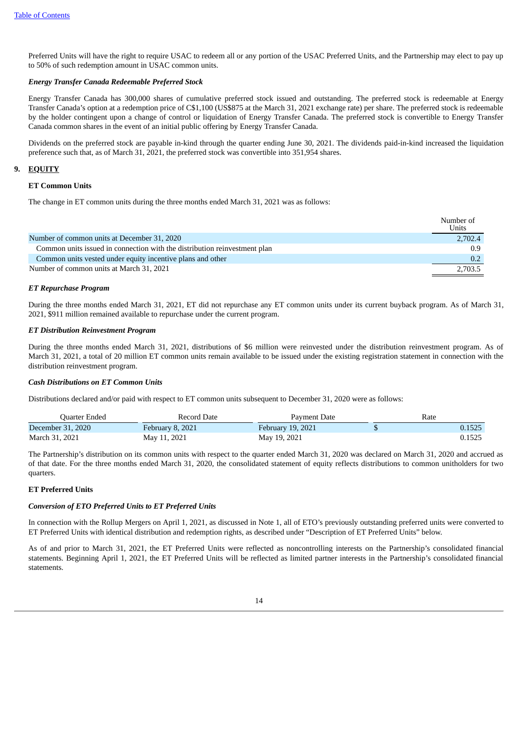Preferred Units will have the right to require USAC to redeem all or any portion of the USAC Preferred Units, and the Partnership may elect to pay up to 50% of such redemption amount in USAC common units.

***Energy Transfer Canada Redeemable Preferred Stock***

Energy Transfer Canada has 300,000 shares of cumulative preferred stock issued and outstanding. The preferred stock is redeemable at Energy Transfer Canada's option at a redemption price of C$1,100 (US$875 at the March 31, 2021 exchange rate) per share. The preferred stock is redeemable by the holder contingent upon a change of control or liquidation of Energy Transfer Canada. The preferred stock is convertible to Energy Transfer Canada common shares in the event of an initial public offering by Energy Transfer Canada.

Dividends on the preferred stock are payable in-kind through the quarter ending June 30, 2021. The dividends paid-in-kind increased the liquidation preference such that, as of March 31, 2021, the preferred stock was convertible into 351,954 shares.

## 9. EQUITY

**ET Common Units**

The change in ET common units during the three months ended March 31, 2021 was as follows:

| | Number of Units |
|---|---|
| Number of common units at December 31, 2020 | 2,702.4 |
| Common units issued in connection with the distribution reinvestment plan | 0.9 |
| Common units vested under equity incentive plans and other | 0.2 |
| Number of common units at March 31, 2021 | 2,703.5 |

***ET Repurchase Program***

During the three months ended March 31, 2021, ET did not repurchase any ET common units under its current buyback program. As of March 31, 2021, $911 million remained available to repurchase under the current program.

***ET Distribution Reinvestment Program***

During the three months ended March 31, 2021, distributions of $6 million were reinvested under the distribution reinvestment program. As of March 31, 2021, a total of 20 million ET common units remain available to be issued under the existing registration statement in connection with the distribution reinvestment program.

***Cash Distributions on ET Common Units***

Distributions declared and/or paid with respect to ET common units subsequent to December 31, 2020 were as follows:

| Quarter Ended | Record Date | Payment Date | Rate |
|---|---|---|---|
| December 31, 2020 | February 8, 2021 | February 19, 2021 | $ 0.1525 |
| March 31, 2021 | May 11, 2021 | May 19, 2021 | 0.1525 |

The Partnership's distribution on its common units with respect to the quarter ended March 31, 2020 was declared on March 31, 2020 and accrued as of that date. For the three months ended March 31, 2020, the consolidated statement of equity reflects distributions to common unitholders for two quarters.

**ET Preferred Units**

***Conversion of ETO Preferred Units to ET Preferred Units***

In connection with the Rollup Mergers on April 1, 2021, as discussed in Note 1, all of ETO's previously outstanding preferred units were converted to ET Preferred Units with identical distribution and redemption rights, as described under "Description of ET Preferred Units" below.

As of and prior to March 31, 2021, the ET Preferred Units were reflected as noncontrolling interests on the Partnership's consolidated financial statements. Beginning April 1, 2021, the ET Preferred Units will be reflected as limited partner interests in the Partnership's consolidated financial statements.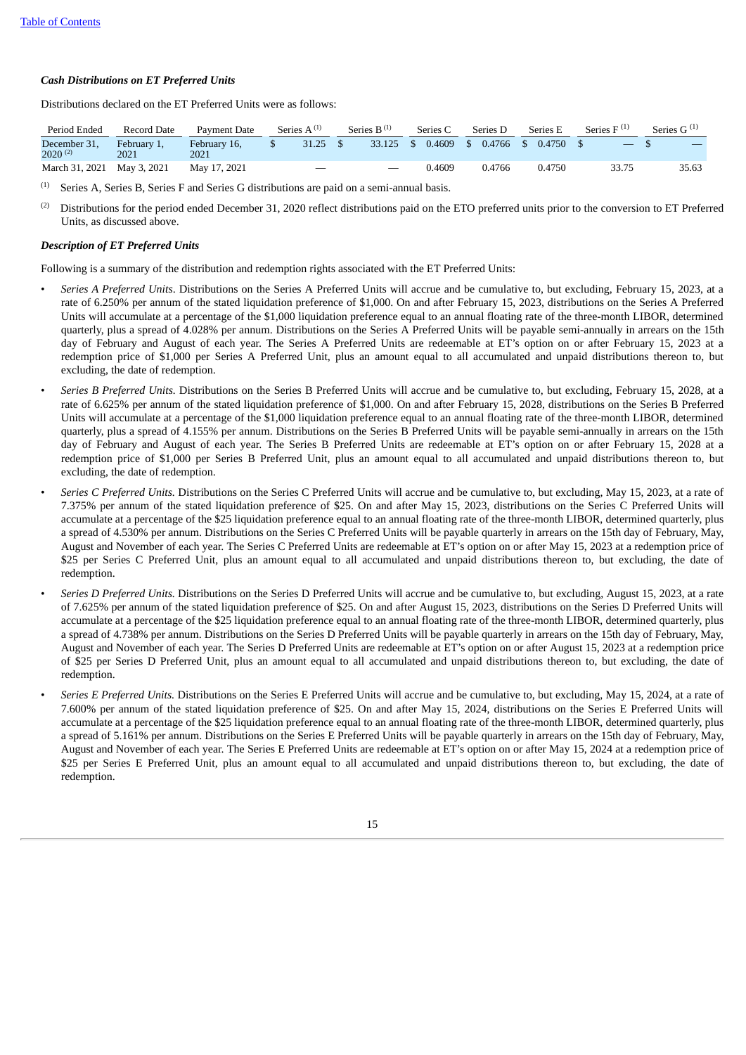***Cash Distributions on ET Preferred Units***

Distributions declared on the ET Preferred Units were as follows:

| Period Ended | Record Date | Payment Date | Series A [(1)] | Series B [(1)] | Series C | Series D | Series E | Series F [(1)] | Series G [(1)] |
|---|---|---|---|---|---|---|---|---|---|
| December 31, 2020 [(2)] | February 1, 2021 | February 16, 2021 | $ 31.25 | $ 33.125 | $ 0.4609 | $ 0.4766 | $ 0.4750 | $ — | $ — |
| March 31, 2021 | May 3, 2021 | May 17, 2021 | — | — | 0.4609 | 0.4766 | 0.4750 | 33.75 | 35.63 |

(1) Series A, Series B, Series F and Series G distributions are paid on a semi-annual basis.

(2) Distributions for the period ended December 31, 2020 reflect distributions paid on the ETO preferred units prior to the conversion to ET Preferred Units, as discussed above.

***Description of ET Preferred Units***

Following is a summary of the distribution and redemption rights associated with the ET Preferred Units:

- *Series A Preferred Units*. Distributions on the Series A Preferred Units will accrue and be cumulative to, but excluding, February 15, 2023, at a rate of 6.250% per annum of the stated liquidation preference of $1,000. On and after February 15, 2023, distributions on the Series A Preferred Units will accumulate at a percentage of the $1,000 liquidation preference equal to an annual floating rate of the three-month LIBOR, determined quarterly, plus a spread of 4.028% per annum. Distributions on the Series A Preferred Units will be payable semi-annually in arrears on the 15th day of February and August of each year. The Series A Preferred Units are redeemable at ET's option on or after February 15, 2023 at a redemption price of $1,000 per Series A Preferred Unit, plus an amount equal to all accumulated and unpaid distributions thereon to, but excluding, the date of redemption.
- *Series B Preferred Units.* Distributions on the Series B Preferred Units will accrue and be cumulative to, but excluding, February 15, 2028, at a rate of 6.625% per annum of the stated liquidation preference of $1,000. On and after February 15, 2028, distributions on the Series B Preferred Units will accumulate at a percentage of the $1,000 liquidation preference equal to an annual floating rate of the three-month LIBOR, determined quarterly, plus a spread of 4.155% per annum. Distributions on the Series B Preferred Units will be payable semi-annually in arrears on the 15th day of February and August of each year. The Series B Preferred Units are redeemable at ET's option on or after February 15, 2028 at a redemption price of $1,000 per Series B Preferred Unit, plus an amount equal to all accumulated and unpaid distributions thereon to, but excluding, the date of redemption.
- *Series C Preferred Units.* Distributions on the Series C Preferred Units will accrue and be cumulative to, but excluding, May 15, 2023, at a rate of 7.375% per annum of the stated liquidation preference of $25. On and after May 15, 2023, distributions on the Series C Preferred Units will accumulate at a percentage of the $25 liquidation preference equal to an annual floating rate of the three-month LIBOR, determined quarterly, plus a spread of 4.530% per annum. Distributions on the Series C Preferred Units will be payable quarterly in arrears on the 15th day of February, May, August and November of each year. The Series C Preferred Units are redeemable at ET's option on or after May 15, 2023 at a redemption price of $25 per Series C Preferred Unit, plus an amount equal to all accumulated and unpaid distributions thereon to, but excluding, the date of redemption.
- *Series D Preferred Units.* Distributions on the Series D Preferred Units will accrue and be cumulative to, but excluding, August 15, 2023, at a rate of 7.625% per annum of the stated liquidation preference of $25. On and after August 15, 2023, distributions on the Series D Preferred Units will accumulate at a percentage of the $25 liquidation preference equal to an annual floating rate of the three-month LIBOR, determined quarterly, plus a spread of 4.738% per annum. Distributions on the Series D Preferred Units will be payable quarterly in arrears on the 15th day of February, May, August and November of each year. The Series D Preferred Units are redeemable at ET's option on or after August 15, 2023 at a redemption price of $25 per Series D Preferred Unit, plus an amount equal to all accumulated and unpaid distributions thereon to, but excluding, the date of redemption.
- *Series E Preferred Units.* Distributions on the Series E Preferred Units will accrue and be cumulative to, but excluding, May 15, 2024, at a rate of 7.600% per annum of the stated liquidation preference of $25. On and after May 15, 2024, distributions on the Series E Preferred Units will accumulate at a percentage of the $25 liquidation preference equal to an annual floating rate of the three-month LIBOR, determined quarterly, plus a spread of 5.161% per annum. Distributions on the Series E Preferred Units will be payable quarterly in arrears on the 15th day of February, May, August and November of each year. The Series E Preferred Units are redeemable at ET's option on or after May 15, 2024 at a redemption price of $25 per Series E Preferred Unit, plus an amount equal to all accumulated and unpaid distributions thereon to, but excluding, the date of redemption.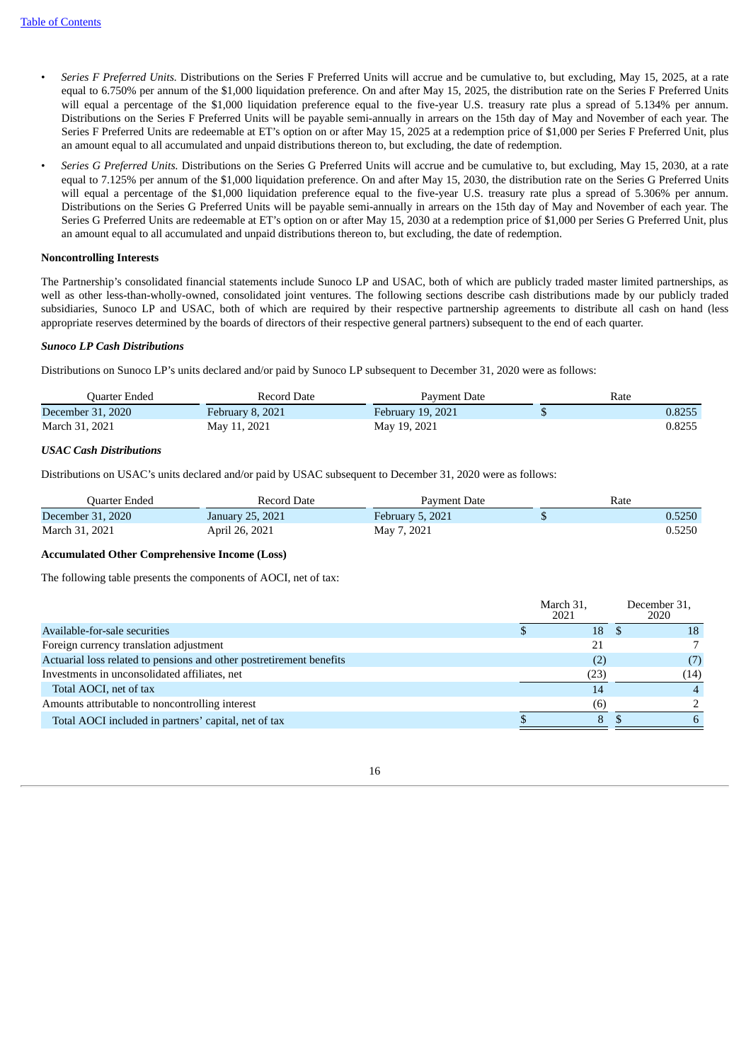- *Series F Preferred Units.* Distributions on the Series F Preferred Units will accrue and be cumulative to, but excluding, May 15, 2025, at a rate equal to 6.750% per annum of the $1,000 liquidation preference. On and after May 15, 2025, the distribution rate on the Series F Preferred Units will equal a percentage of the $1,000 liquidation preference equal to the five-year U.S. treasury rate plus a spread of 5.134% per annum. Distributions on the Series F Preferred Units will be payable semi-annually in arrears on the 15th day of May and November of each year. The Series F Preferred Units are redeemable at ET's option on or after May 15, 2025 at a redemption price of $1,000 per Series F Preferred Unit, plus an amount equal to all accumulated and unpaid distributions thereon to, but excluding, the date of redemption.
- *Series G Preferred Units.* Distributions on the Series G Preferred Units will accrue and be cumulative to, but excluding, May 15, 2030, at a rate equal to 7.125% per annum of the $1,000 liquidation preference. On and after May 15, 2030, the distribution rate on the Series G Preferred Units will equal a percentage of the $1,000 liquidation preference equal to the five-year U.S. treasury rate plus a spread of 5.306% per annum. Distributions on the Series G Preferred Units will be payable semi-annually in arrears on the 15th day of May and November of each year. The Series G Preferred Units are redeemable at ET's option on or after May 15, 2030 at a redemption price of $1,000 per Series G Preferred Unit, plus an amount equal to all accumulated and unpaid distributions thereon to, but excluding, the date of redemption.

**Noncontrolling Interests**

The Partnership's consolidated financial statements include Sunoco LP and USAC, both of which are publicly traded master limited partnerships, as well as other less-than-wholly-owned, consolidated joint ventures. The following sections describe cash distributions made by our publicly traded subsidiaries, Sunoco LP and USAC, both of which are required by their respective partnership agreements to distribute all cash on hand (less appropriate reserves determined by the boards of directors of their respective general partners) subsequent to the end of each quarter.

***Sunoco LP Cash Distributions***

Distributions on Sunoco LP's units declared and/or paid by Sunoco LP subsequent to December 31, 2020 were as follows:

| Quarter Ended | Record Date | Payment Date | Rate |
|---|---|---|---|
| December 31, 2020 | February 8, 2021 | February 19, 2021 | $ 0.8255 |
| March 31, 2021 | May 11, 2021 | May 19, 2021 | 0.8255 |

***USAC Cash Distributions***

Distributions on USAC's units declared and/or paid by USAC subsequent to December 31, 2020 were as follows:

| Quarter Ended | Record Date | Payment Date | Rate |
|---|---|---|---|
| December 31, 2020 | January 25, 2021 | February 5, 2021 | $ 0.5250 |
| March 31, 2021 | April 26, 2021 | May 7, 2021 | 0.5250 |

**Accumulated Other Comprehensive Income (Loss)**

The following table presents the components of AOCI, net of tax:

| | March 31, 2021 | December 31, 2020 |
|---|---|---|
| Available-for-sale securities | $ 18 | $ 18 |
| Foreign currency translation adjustment | 21 | 7 |
| Actuarial loss related to pensions and other postretirement benefits | (2) | (7) |
| Investments in unconsolidated affiliates, net | (23) | (14) |
| Total AOCI, net of tax | 14 | 4 |
| Amounts attributable to noncontrolling interest | (6) | 2 |
| Total AOCI included in partners' capital, net of tax | $ 8 | $ 6 |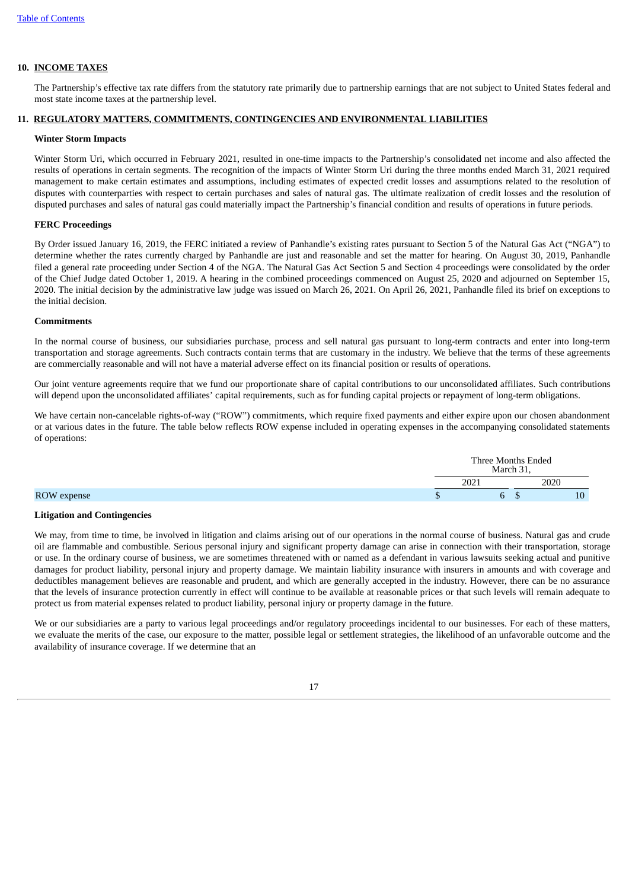## 10. INCOME TAXES

The Partnership's effective tax rate differs from the statutory rate primarily due to partnership earnings that are not subject to United States federal and most state income taxes at the partnership level.

## 11. REGULATORY MATTERS, COMMITMENTS, CONTINGENCIES AND ENVIRONMENTAL LIABILITIES

### Winter Storm Impacts

Winter Storm Uri, which occurred in February 2021, resulted in one-time impacts to the Partnership's consolidated net income and also affected the results of operations in certain segments. The recognition of the impacts of Winter Storm Uri during the three months ended March 31, 2021 required management to make certain estimates and assumptions, including estimates of expected credit losses and assumptions related to the resolution of disputes with counterparties with respect to certain purchases and sales of natural gas. The ultimate realization of credit losses and the resolution of disputed purchases and sales of natural gas could materially impact the Partnership's financial condition and results of operations in future periods.

### FERC Proceedings

By Order issued January 16, 2019, the FERC initiated a review of Panhandle's existing rates pursuant to Section 5 of the Natural Gas Act ("NGA") to determine whether the rates currently charged by Panhandle are just and reasonable and set the matter for hearing. On August 30, 2019, Panhandle filed a general rate proceeding under Section 4 of the NGA. The Natural Gas Act Section 5 and Section 4 proceedings were consolidated by the order of the Chief Judge dated October 1, 2019. A hearing in the combined proceedings commenced on August 25, 2020 and adjourned on September 15, 2020. The initial decision by the administrative law judge was issued on March 26, 2021. On April 26, 2021, Panhandle filed its brief on exceptions to the initial decision.

### Commitments

In the normal course of business, our subsidiaries purchase, process and sell natural gas pursuant to long-term contracts and enter into long-term transportation and storage agreements. Such contracts contain terms that are customary in the industry. We believe that the terms of these agreements are commercially reasonable and will not have a material adverse effect on its financial position or results of operations.

Our joint venture agreements require that we fund our proportionate share of capital contributions to our unconsolidated affiliates. Such contributions will depend upon the unconsolidated affiliates' capital requirements, such as for funding capital projects or repayment of long-term obligations.

We have certain non-cancelable rights-of-way ("ROW") commitments, which require fixed payments and either expire upon our chosen abandonment or at various dates in the future. The table below reflects ROW expense included in operating expenses in the accompanying consolidated statements of operations:

| | Three Months Ended March 31, | |
|---|---|---|
| | 2021 | 2020 |
| ROW expense | $ 6 | $ 10 |

### Litigation and Contingencies

We may, from time to time, be involved in litigation and claims arising out of our operations in the normal course of business. Natural gas and crude oil are flammable and combustible. Serious personal injury and significant property damage can arise in connection with their transportation, storage or use. In the ordinary course of business, we are sometimes threatened with or named as a defendant in various lawsuits seeking actual and punitive damages for product liability, personal injury and property damage. We maintain liability insurance with insurers in amounts and with coverage and deductibles management believes are reasonable and prudent, and which are generally accepted in the industry. However, there can be no assurance that the levels of insurance protection currently in effect will continue to be available at reasonable prices or that such levels will remain adequate to protect us from material expenses related to product liability, personal injury or property damage in the future.

We or our subsidiaries are a party to various legal proceedings and/or regulatory proceedings incidental to our businesses. For each of these matters, we evaluate the merits of the case, our exposure to the matter, possible legal or settlement strategies, the likelihood of an unfavorable outcome and the availability of insurance coverage. If we determine that an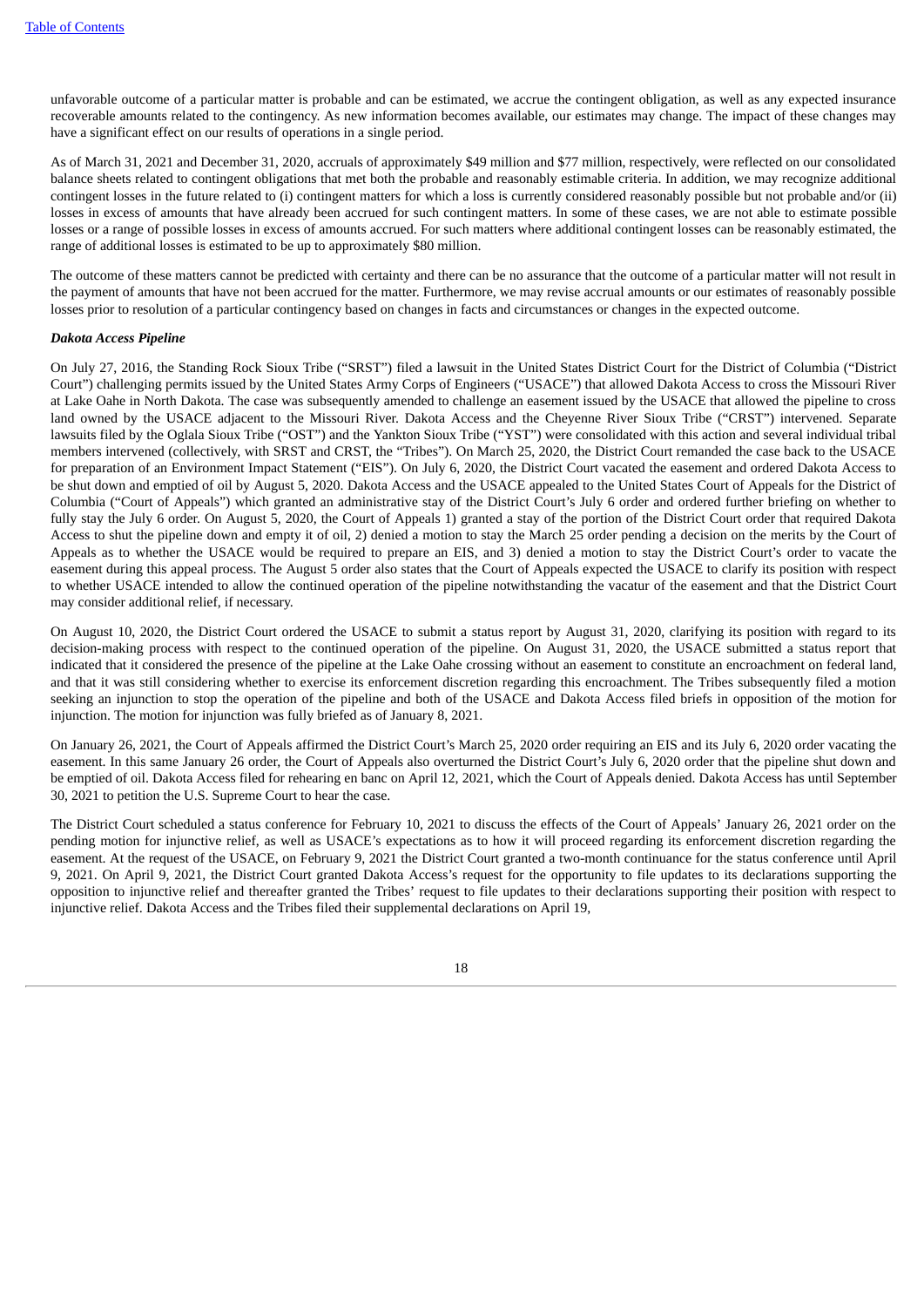unfavorable outcome of a particular matter is probable and can be estimated, we accrue the contingent obligation, as well as any expected insurance recoverable amounts related to the contingency. As new information becomes available, our estimates may change. The impact of these changes may have a significant effect on our results of operations in a single period.

As of March 31, 2021 and December 31, 2020, accruals of approximately $49 million and $77 million, respectively, were reflected on our consolidated balance sheets related to contingent obligations that met both the probable and reasonably estimable criteria. In addition, we may recognize additional contingent losses in the future related to (i) contingent matters for which a loss is currently considered reasonably possible but not probable and/or (ii) losses in excess of amounts that have already been accrued for such contingent matters. In some of these cases, we are not able to estimate possible losses or a range of possible losses in excess of amounts accrued. For such matters where additional contingent losses can be reasonably estimated, the range of additional losses is estimated to be up to approximately $80 million.

The outcome of these matters cannot be predicted with certainty and there can be no assurance that the outcome of a particular matter will not result in the payment of amounts that have not been accrued for the matter. Furthermore, we may revise accrual amounts or our estimates of reasonably possible losses prior to resolution of a particular contingency based on changes in facts and circumstances or changes in the expected outcome.

***Dakota Access Pipeline***

On July 27, 2016, the Standing Rock Sioux Tribe ("SRST") filed a lawsuit in the United States District Court for the District of Columbia ("District Court") challenging permits issued by the United States Army Corps of Engineers ("USACE") that allowed Dakota Access to cross the Missouri River at Lake Oahe in North Dakota. The case was subsequently amended to challenge an easement issued by the USACE that allowed the pipeline to cross land owned by the USACE adjacent to the Missouri River. Dakota Access and the Cheyenne River Sioux Tribe ("CRST") intervened. Separate lawsuits filed by the Oglala Sioux Tribe ("OST") and the Yankton Sioux Tribe ("YST") were consolidated with this action and several individual tribal members intervened (collectively, with SRST and CRST, the "Tribes"). On March 25, 2020, the District Court remanded the case back to the USACE for preparation of an Environment Impact Statement ("EIS"). On July 6, 2020, the District Court vacated the easement and ordered Dakota Access to be shut down and emptied of oil by August 5, 2020. Dakota Access and the USACE appealed to the United States Court of Appeals for the District of Columbia ("Court of Appeals") which granted an administrative stay of the District Court's July 6 order and ordered further briefing on whether to fully stay the July 6 order. On August 5, 2020, the Court of Appeals 1) granted a stay of the portion of the District Court order that required Dakota Access to shut the pipeline down and empty it of oil, 2) denied a motion to stay the March 25 order pending a decision on the merits by the Court of Appeals as to whether the USACE would be required to prepare an EIS, and 3) denied a motion to stay the District Court's order to vacate the easement during this appeal process. The August 5 order also states that the Court of Appeals expected the USACE to clarify its position with respect to whether USACE intended to allow the continued operation of the pipeline notwithstanding the vacatur of the easement and that the District Court may consider additional relief, if necessary.

On August 10, 2020, the District Court ordered the USACE to submit a status report by August 31, 2020, clarifying its position with regard to its decision-making process with respect to the continued operation of the pipeline. On August 31, 2020, the USACE submitted a status report that indicated that it considered the presence of the pipeline at the Lake Oahe crossing without an easement to constitute an encroachment on federal land, and that it was still considering whether to exercise its enforcement discretion regarding this encroachment. The Tribes subsequently filed a motion seeking an injunction to stop the operation of the pipeline and both of the USACE and Dakota Access filed briefs in opposition of the motion for injunction. The motion for injunction was fully briefed as of January 8, 2021.

On January 26, 2021, the Court of Appeals affirmed the District Court's March 25, 2020 order requiring an EIS and its July 6, 2020 order vacating the easement. In this same January 26 order, the Court of Appeals also overturned the District Court's July 6, 2020 order that the pipeline shut down and be emptied of oil. Dakota Access filed for rehearing en banc on April 12, 2021, which the Court of Appeals denied. Dakota Access has until September 30, 2021 to petition the U.S. Supreme Court to hear the case.

The District Court scheduled a status conference for February 10, 2021 to discuss the effects of the Court of Appeals' January 26, 2021 order on the pending motion for injunctive relief, as well as USACE's expectations as to how it will proceed regarding its enforcement discretion regarding the easement. At the request of the USACE, on February 9, 2021 the District Court granted a two-month continuance for the status conference until April 9, 2021. On April 9, 2021, the District Court granted Dakota Access's request for the opportunity to file updates to its declarations supporting the opposition to injunctive relief and thereafter granted the Tribes' request to file updates to their declarations supporting their position with respect to injunctive relief. Dakota Access and the Tribes filed their supplemental declarations on April 19,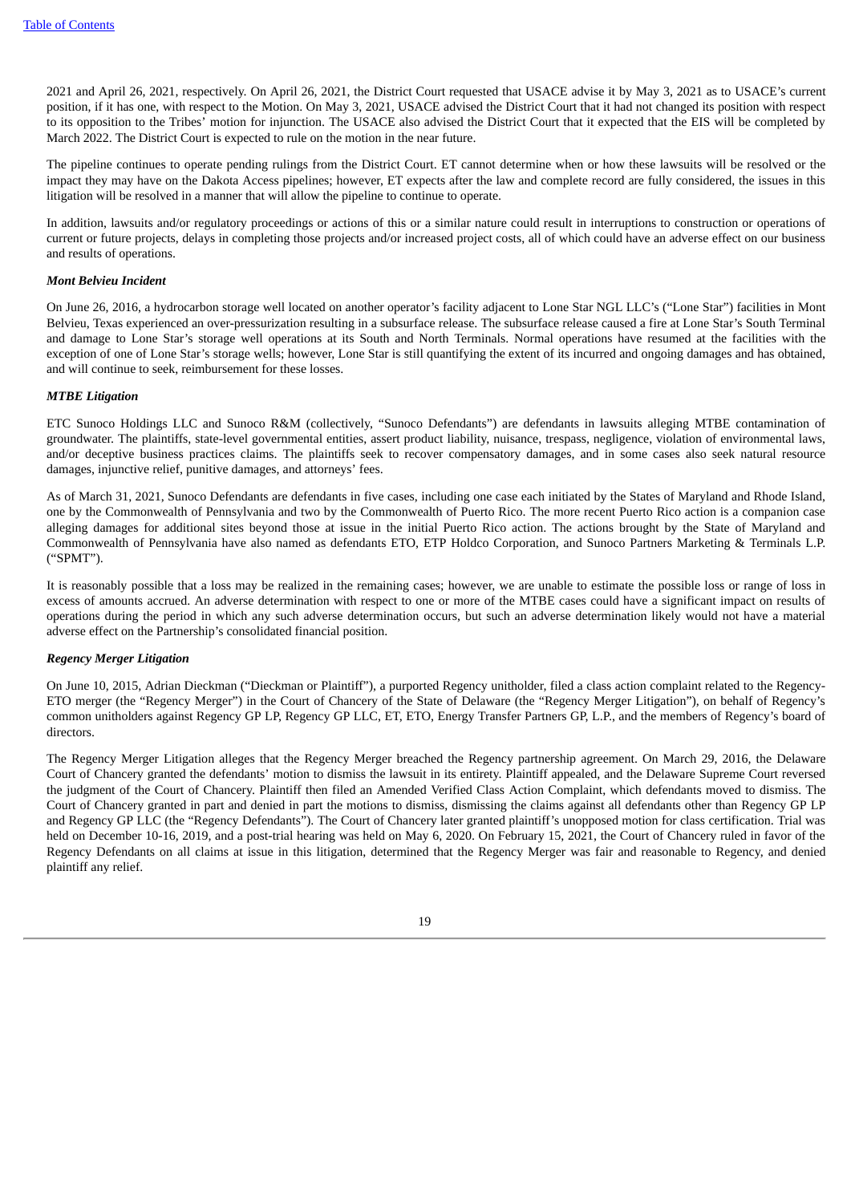2021 and April 26, 2021, respectively. On April 26, 2021, the District Court requested that USACE advise it by May 3, 2021 as to USACE's current position, if it has one, with respect to the Motion. On May 3, 2021, USACE advised the District Court that it had not changed its position with respect to its opposition to the Tribes' motion for injunction. The USACE also advised the District Court that it expected that the EIS will be completed by March 2022. The District Court is expected to rule on the motion in the near future.

The pipeline continues to operate pending rulings from the District Court. ET cannot determine when or how these lawsuits will be resolved or the impact they may have on the Dakota Access pipelines; however, ET expects after the law and complete record are fully considered, the issues in this litigation will be resolved in a manner that will allow the pipeline to continue to operate.

In addition, lawsuits and/or regulatory proceedings or actions of this or a similar nature could result in interruptions to construction or operations of current or future projects, delays in completing those projects and/or increased project costs, all of which could have an adverse effect on our business and results of operations.

***Mont Belvieu Incident***

On June 26, 2016, a hydrocarbon storage well located on another operator's facility adjacent to Lone Star NGL LLC's ("Lone Star") facilities in Mont Belvieu, Texas experienced an over-pressurization resulting in a subsurface release. The subsurface release caused a fire at Lone Star's South Terminal and damage to Lone Star's storage well operations at its South and North Terminals. Normal operations have resumed at the facilities with the exception of one of Lone Star's storage wells; however, Lone Star is still quantifying the extent of its incurred and ongoing damages and has obtained, and will continue to seek, reimbursement for these losses.

***MTBE Litigation***

ETC Sunoco Holdings LLC and Sunoco R&M (collectively, "Sunoco Defendants") are defendants in lawsuits alleging MTBE contamination of groundwater. The plaintiffs, state-level governmental entities, assert product liability, nuisance, trespass, negligence, violation of environmental laws, and/or deceptive business practices claims. The plaintiffs seek to recover compensatory damages, and in some cases also seek natural resource damages, injunctive relief, punitive damages, and attorneys' fees.

As of March 31, 2021, Sunoco Defendants are defendants in five cases, including one case each initiated by the States of Maryland and Rhode Island, one by the Commonwealth of Pennsylvania and two by the Commonwealth of Puerto Rico. The more recent Puerto Rico action is a companion case alleging damages for additional sites beyond those at issue in the initial Puerto Rico action. The actions brought by the State of Maryland and Commonwealth of Pennsylvania have also named as defendants ETO, ETP Holdco Corporation, and Sunoco Partners Marketing & Terminals L.P. ("SPMT").

It is reasonably possible that a loss may be realized in the remaining cases; however, we are unable to estimate the possible loss or range of loss in excess of amounts accrued. An adverse determination with respect to one or more of the MTBE cases could have a significant impact on results of operations during the period in which any such adverse determination occurs, but such an adverse determination likely would not have a material adverse effect on the Partnership's consolidated financial position.

***Regency Merger Litigation***

On June 10, 2015, Adrian Dieckman ("Dieckman or Plaintiff"), a purported Regency unitholder, filed a class action complaint related to the Regency-ETO merger (the "Regency Merger") in the Court of Chancery of the State of Delaware (the "Regency Merger Litigation"), on behalf of Regency's common unitholders against Regency GP LP, Regency GP LLC, ET, ETO, Energy Transfer Partners GP, L.P., and the members of Regency's board of directors.

The Regency Merger Litigation alleges that the Regency Merger breached the Regency partnership agreement. On March 29, 2016, the Delaware Court of Chancery granted the defendants' motion to dismiss the lawsuit in its entirety. Plaintiff appealed, and the Delaware Supreme Court reversed the judgment of the Court of Chancery. Plaintiff then filed an Amended Verified Class Action Complaint, which defendants moved to dismiss. The Court of Chancery granted in part and denied in part the motions to dismiss, dismissing the claims against all defendants other than Regency GP LP and Regency GP LLC (the "Regency Defendants"). The Court of Chancery later granted plaintiff's unopposed motion for class certification. Trial was held on December 10-16, 2019, and a post-trial hearing was held on May 6, 2020. On February 15, 2021, the Court of Chancery ruled in favor of the Regency Defendants on all claims at issue in this litigation, determined that the Regency Merger was fair and reasonable to Regency, and denied plaintiff any relief.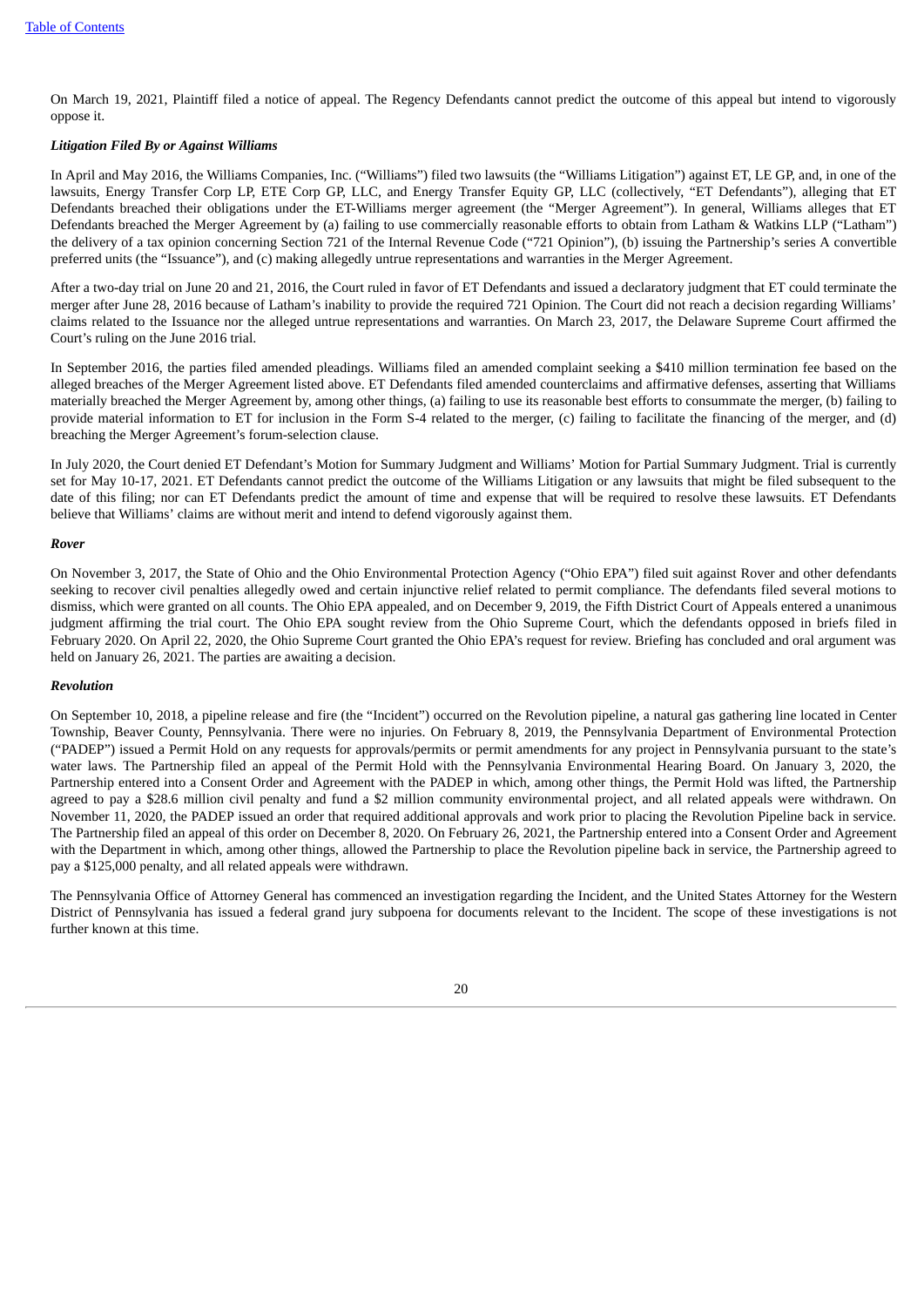On March 19, 2021, Plaintiff filed a notice of appeal. The Regency Defendants cannot predict the outcome of this appeal but intend to vigorously oppose it.

***Litigation Filed By or Against Williams***

In April and May 2016, the Williams Companies, Inc. ("Williams") filed two lawsuits (the "Williams Litigation") against ET, LE GP, and, in one of the lawsuits, Energy Transfer Corp LP, ETE Corp GP, LLC, and Energy Transfer Equity GP, LLC (collectively, "ET Defendants"), alleging that ET Defendants breached their obligations under the ET-Williams merger agreement (the "Merger Agreement"). In general, Williams alleges that ET Defendants breached the Merger Agreement by (a) failing to use commercially reasonable efforts to obtain from Latham & Watkins LLP ("Latham") the delivery of a tax opinion concerning Section 721 of the Internal Revenue Code ("721 Opinion"), (b) issuing the Partnership's series A convertible preferred units (the "Issuance"), and (c) making allegedly untrue representations and warranties in the Merger Agreement.

After a two-day trial on June 20 and 21, 2016, the Court ruled in favor of ET Defendants and issued a declaratory judgment that ET could terminate the merger after June 28, 2016 because of Latham's inability to provide the required 721 Opinion. The Court did not reach a decision regarding Williams' claims related to the Issuance nor the alleged untrue representations and warranties. On March 23, 2017, the Delaware Supreme Court affirmed the Court's ruling on the June 2016 trial.

In September 2016, the parties filed amended pleadings. Williams filed an amended complaint seeking a $410 million termination fee based on the alleged breaches of the Merger Agreement listed above. ET Defendants filed amended counterclaims and affirmative defenses, asserting that Williams materially breached the Merger Agreement by, among other things, (a) failing to use its reasonable best efforts to consummate the merger, (b) failing to provide material information to ET for inclusion in the Form S-4 related to the merger, (c) failing to facilitate the financing of the merger, and (d) breaching the Merger Agreement's forum-selection clause.

In July 2020, the Court denied ET Defendant's Motion for Summary Judgment and Williams' Motion for Partial Summary Judgment. Trial is currently set for May 10-17, 2021. ET Defendants cannot predict the outcome of the Williams Litigation or any lawsuits that might be filed subsequent to the date of this filing; nor can ET Defendants predict the amount of time and expense that will be required to resolve these lawsuits. ET Defendants believe that Williams' claims are without merit and intend to defend vigorously against them.

***Rover***

On November 3, 2017, the State of Ohio and the Ohio Environmental Protection Agency ("Ohio EPA") filed suit against Rover and other defendants seeking to recover civil penalties allegedly owed and certain injunctive relief related to permit compliance. The defendants filed several motions to dismiss, which were granted on all counts. The Ohio EPA appealed, and on December 9, 2019, the Fifth District Court of Appeals entered a unanimous judgment affirming the trial court. The Ohio EPA sought review from the Ohio Supreme Court, which the defendants opposed in briefs filed in February 2020. On April 22, 2020, the Ohio Supreme Court granted the Ohio EPA's request for review. Briefing has concluded and oral argument was held on January 26, 2021. The parties are awaiting a decision.

***Revolution***

On September 10, 2018, a pipeline release and fire (the "Incident") occurred on the Revolution pipeline, a natural gas gathering line located in Center Township, Beaver County, Pennsylvania. There were no injuries. On February 8, 2019, the Pennsylvania Department of Environmental Protection ("PADEP") issued a Permit Hold on any requests for approvals/permits or permit amendments for any project in Pennsylvania pursuant to the state's water laws. The Partnership filed an appeal of the Permit Hold with the Pennsylvania Environmental Hearing Board. On January 3, 2020, the Partnership entered into a Consent Order and Agreement with the PADEP in which, among other things, the Permit Hold was lifted, the Partnership agreed to pay a $28.6 million civil penalty and fund a $2 million community environmental project, and all related appeals were withdrawn. On November 11, 2020, the PADEP issued an order that required additional approvals and work prior to placing the Revolution Pipeline back in service. The Partnership filed an appeal of this order on December 8, 2020. On February 26, 2021, the Partnership entered into a Consent Order and Agreement with the Department in which, among other things, allowed the Partnership to place the Revolution pipeline back in service, the Partnership agreed to pay a $125,000 penalty, and all related appeals were withdrawn.

The Pennsylvania Office of Attorney General has commenced an investigation regarding the Incident, and the United States Attorney for the Western District of Pennsylvania has issued a federal grand jury subpoena for documents relevant to the Incident. The scope of these investigations is not further known at this time.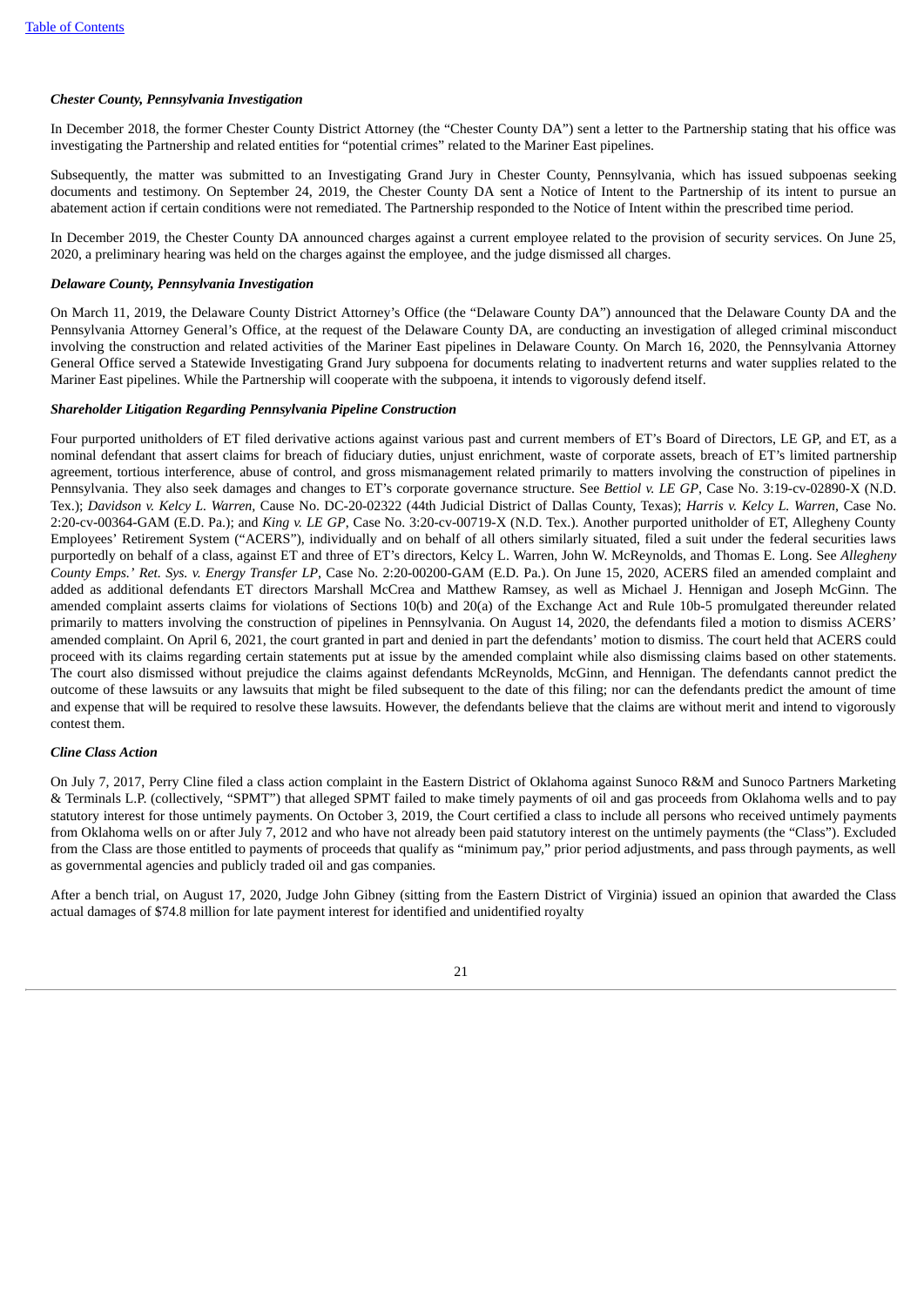#### *Chester County, Pennsylvania Investigation*

In December 2018, the former Chester County District Attorney (the "Chester County DA") sent a letter to the Partnership stating that his office was investigating the Partnership and related entities for "potential crimes" related to the Mariner East pipelines.

Subsequently, the matter was submitted to an Investigating Grand Jury in Chester County, Pennsylvania, which has issued subpoenas seeking documents and testimony. On September 24, 2019, the Chester County DA sent a Notice of Intent to the Partnership of its intent to pursue an abatement action if certain conditions were not remediated. The Partnership responded to the Notice of Intent within the prescribed time period.

In December 2019, the Chester County DA announced charges against a current employee related to the provision of security services. On June 25, 2020, a preliminary hearing was held on the charges against the employee, and the judge dismissed all charges.

#### *Delaware County, Pennsylvania Investigation*

On March 11, 2019, the Delaware County District Attorney's Office (the "Delaware County DA") announced that the Delaware County DA and the Pennsylvania Attorney General's Office, at the request of the Delaware County DA, are conducting an investigation of alleged criminal misconduct involving the construction and related activities of the Mariner East pipelines in Delaware County. On March 16, 2020, the Pennsylvania Attorney General Office served a Statewide Investigating Grand Jury subpoena for documents relating to inadvertent returns and water supplies related to the Mariner East pipelines. While the Partnership will cooperate with the subpoena, it intends to vigorously defend itself.

#### *Shareholder Litigation Regarding Pennsylvania Pipeline Construction*

Four purported unitholders of ET filed derivative actions against various past and current members of ET's Board of Directors, LE GP, and ET, as a nominal defendant that assert claims for breach of fiduciary duties, unjust enrichment, waste of corporate assets, breach of ET's limited partnership agreement, tortious interference, abuse of control, and gross mismanagement related primarily to matters involving the construction of pipelines in Pennsylvania. They also seek damages and changes to ET's corporate governance structure. See *Bettiol v. LE GP*, Case No. 3:19-cv-02890-X (N.D. Tex.); *Davidson v. Kelcy L. Warren*, Cause No. DC-20-02322 (44th Judicial District of Dallas County, Texas); *Harris v. Kelcy L. Warren*, Case No. 2:20-cv-00364-GAM (E.D. Pa.); and *King v. LE GP*, Case No. 3:20-cv-00719-X (N.D. Tex.). Another purported unitholder of ET, Allegheny County Employees' Retirement System ("ACERS"), individually and on behalf of all others similarly situated, filed a suit under the federal securities laws purportedly on behalf of a class, against ET and three of ET's directors, Kelcy L. Warren, John W. McReynolds, and Thomas E. Long. See *Allegheny County Emps.' Ret. Sys. v. Energy Transfer LP*, Case No. 2:20-00200-GAM (E.D. Pa.). On June 15, 2020, ACERS filed an amended complaint and added as additional defendants ET directors Marshall McCrea and Matthew Ramsey, as well as Michael J. Hennigan and Joseph McGinn. The amended complaint asserts claims for violations of Sections 10(b) and 20(a) of the Exchange Act and Rule 10b-5 promulgated thereunder related primarily to matters involving the construction of pipelines in Pennsylvania. On August 14, 2020, the defendants filed a motion to dismiss ACERS' amended complaint. On April 6, 2021, the court granted in part and denied in part the defendants' motion to dismiss. The court held that ACERS could proceed with its claims regarding certain statements put at issue by the amended complaint while also dismissing claims based on other statements. The court also dismissed without prejudice the claims against defendants McReynolds, McGinn, and Hennigan. The defendants cannot predict the outcome of these lawsuits or any lawsuits that might be filed subsequent to the date of this filing; nor can the defendants predict the amount of time and expense that will be required to resolve these lawsuits. However, the defendants believe that the claims are without merit and intend to vigorously contest them.

#### *Cline Class Action*

On July 7, 2017, Perry Cline filed a class action complaint in the Eastern District of Oklahoma against Sunoco R&M and Sunoco Partners Marketing & Terminals L.P. (collectively, "SPMT") that alleged SPMT failed to make timely payments of oil and gas proceeds from Oklahoma wells and to pay statutory interest for those untimely payments. On October 3, 2019, the Court certified a class to include all persons who received untimely payments from Oklahoma wells on or after July 7, 2012 and who have not already been paid statutory interest on the untimely payments (the "Class"). Excluded from the Class are those entitled to payments of proceeds that qualify as "minimum pay," prior period adjustments, and pass through payments, as well as governmental agencies and publicly traded oil and gas companies.

After a bench trial, on August 17, 2020, Judge John Gibney (sitting from the Eastern District of Virginia) issued an opinion that awarded the Class actual damages of $74.8 million for late payment interest for identified and unidentified royalty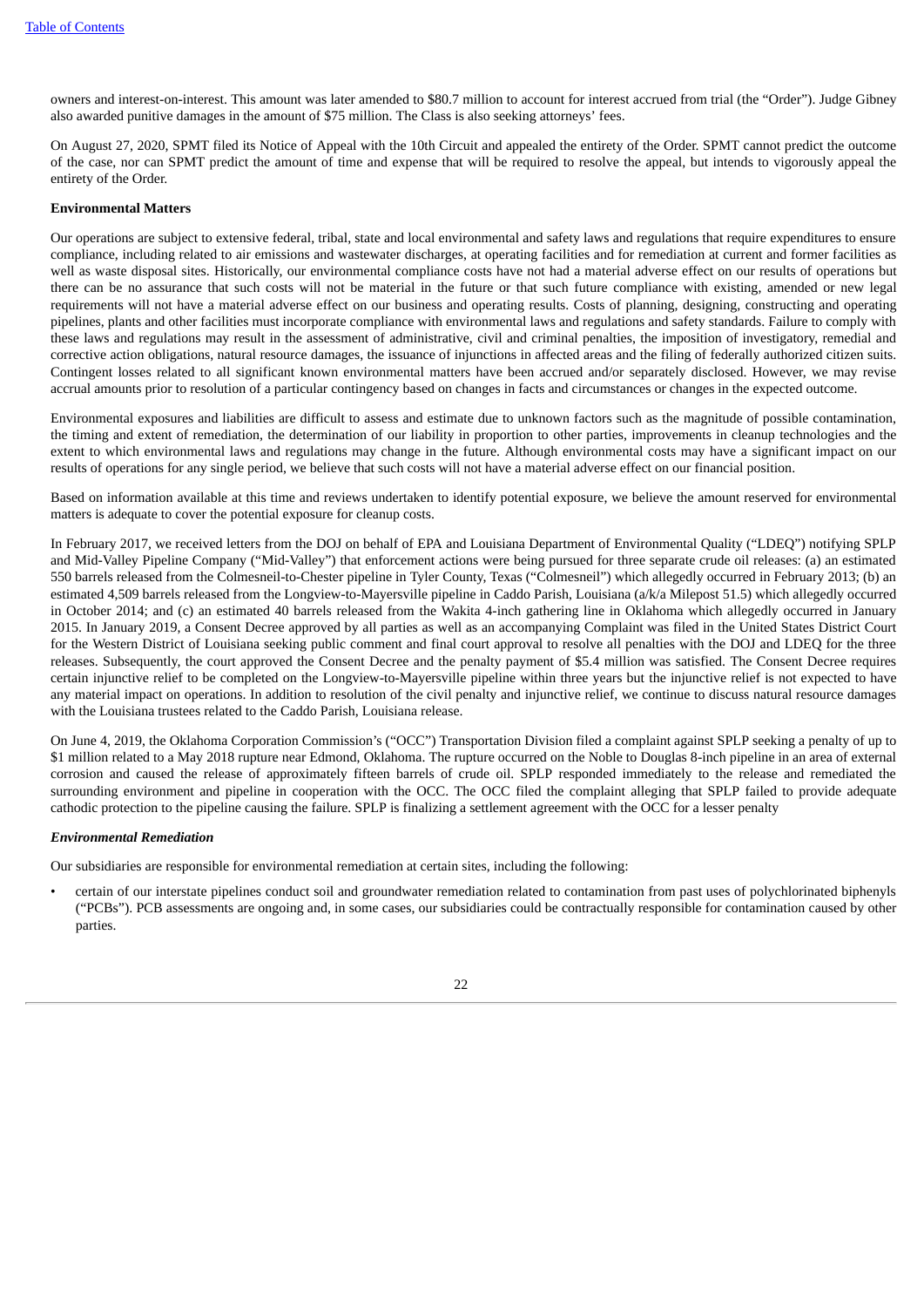owners and interest-on-interest. This amount was later amended to $80.7 million to account for interest accrued from trial (the "Order"). Judge Gibney also awarded punitive damages in the amount of $75 million. The Class is also seeking attorneys' fees.

On August 27, 2020, SPMT filed its Notice of Appeal with the 10th Circuit and appealed the entirety of the Order. SPMT cannot predict the outcome of the case, nor can SPMT predict the amount of time and expense that will be required to resolve the appeal, but intends to vigorously appeal the entirety of the Order.

**Environmental Matters**

Our operations are subject to extensive federal, tribal, state and local environmental and safety laws and regulations that require expenditures to ensure compliance, including related to air emissions and wastewater discharges, at operating facilities and for remediation at current and former facilities as well as waste disposal sites. Historically, our environmental compliance costs have not had a material adverse effect on our results of operations but there can be no assurance that such costs will not be material in the future or that such future compliance with existing, amended or new legal requirements will not have a material adverse effect on our business and operating results. Costs of planning, designing, constructing and operating pipelines, plants and other facilities must incorporate compliance with environmental laws and regulations and safety standards. Failure to comply with these laws and regulations may result in the assessment of administrative, civil and criminal penalties, the imposition of investigatory, remedial and corrective action obligations, natural resource damages, the issuance of injunctions in affected areas and the filing of federally authorized citizen suits. Contingent losses related to all significant known environmental matters have been accrued and/or separately disclosed. However, we may revise accrual amounts prior to resolution of a particular contingency based on changes in facts and circumstances or changes in the expected outcome.

Environmental exposures and liabilities are difficult to assess and estimate due to unknown factors such as the magnitude of possible contamination, the timing and extent of remediation, the determination of our liability in proportion to other parties, improvements in cleanup technologies and the extent to which environmental laws and regulations may change in the future. Although environmental costs may have a significant impact on our results of operations for any single period, we believe that such costs will not have a material adverse effect on our financial position.

Based on information available at this time and reviews undertaken to identify potential exposure, we believe the amount reserved for environmental matters is adequate to cover the potential exposure for cleanup costs.

In February 2017, we received letters from the DOJ on behalf of EPA and Louisiana Department of Environmental Quality ("LDEQ") notifying SPLP and Mid-Valley Pipeline Company ("Mid-Valley") that enforcement actions were being pursued for three separate crude oil releases: (a) an estimated 550 barrels released from the Colmesneil-to-Chester pipeline in Tyler County, Texas ("Colmesneil") which allegedly occurred in February 2013; (b) an estimated 4,509 barrels released from the Longview-to-Mayersville pipeline in Caddo Parish, Louisiana (a/k/a Milepost 51.5) which allegedly occurred in October 2014; and (c) an estimated 40 barrels released from the Wakita 4-inch gathering line in Oklahoma which allegedly occurred in January 2015. In January 2019, a Consent Decree approved by all parties as well as an accompanying Complaint was filed in the United States District Court for the Western District of Louisiana seeking public comment and final court approval to resolve all penalties with the DOJ and LDEQ for the three releases. Subsequently, the court approved the Consent Decree and the penalty payment of $5.4 million was satisfied. The Consent Decree requires certain injunctive relief to be completed on the Longview-to-Mayersville pipeline within three years but the injunctive relief is not expected to have any material impact on operations. In addition to resolution of the civil penalty and injunctive relief, we continue to discuss natural resource damages with the Louisiana trustees related to the Caddo Parish, Louisiana release.

On June 4, 2019, the Oklahoma Corporation Commission's ("OCC") Transportation Division filed a complaint against SPLP seeking a penalty of up to $1 million related to a May 2018 rupture near Edmond, Oklahoma. The rupture occurred on the Noble to Douglas 8-inch pipeline in an area of external corrosion and caused the release of approximately fifteen barrels of crude oil. SPLP responded immediately to the release and remediated the surrounding environment and pipeline in cooperation with the OCC. The OCC filed the complaint alleging that SPLP failed to provide adequate cathodic protection to the pipeline causing the failure. SPLP is finalizing a settlement agreement with the OCC for a lesser penalty

***Environmental Remediation***

Our subsidiaries are responsible for environmental remediation at certain sites, including the following:

- certain of our interstate pipelines conduct soil and groundwater remediation related to contamination from past uses of polychlorinated biphenyls ("PCBs"). PCB assessments are ongoing and, in some cases, our subsidiaries could be contractually responsible for contamination caused by other parties.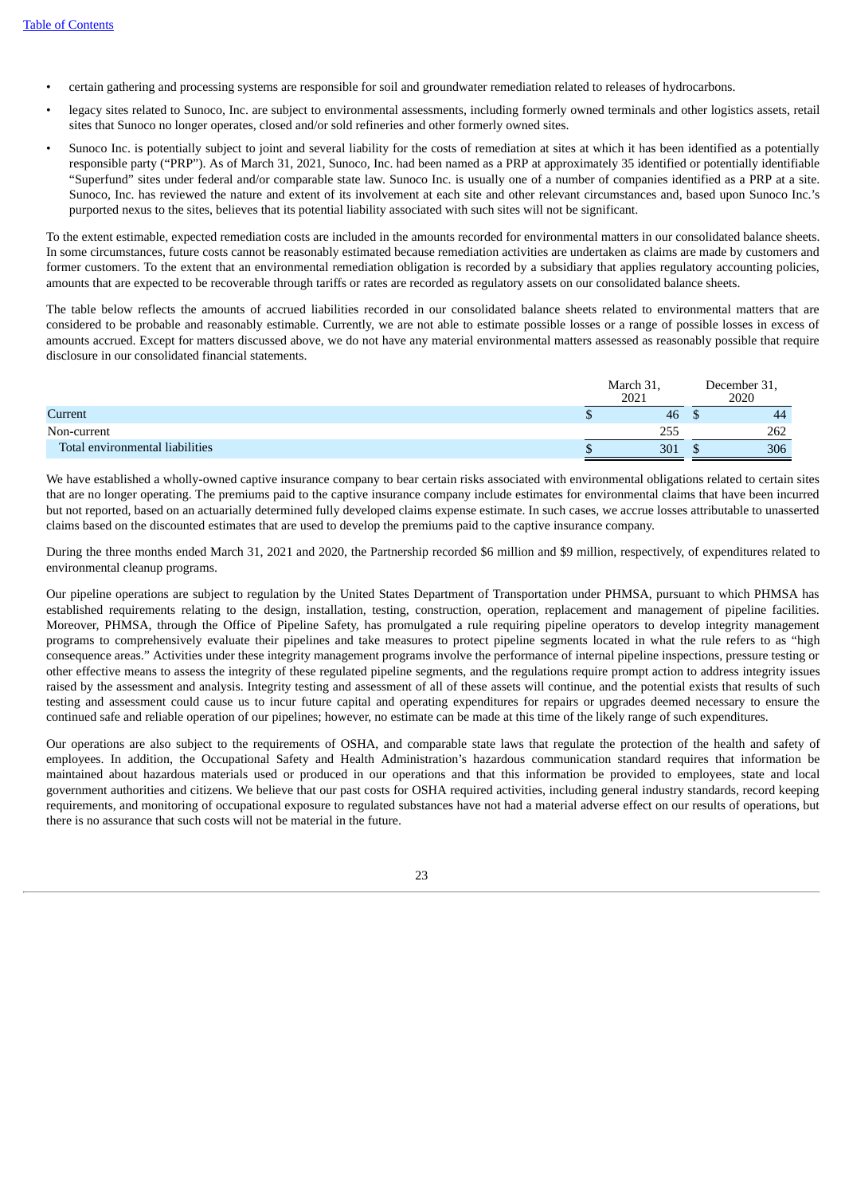- certain gathering and processing systems are responsible for soil and groundwater remediation related to releases of hydrocarbons.
- legacy sites related to Sunoco, Inc. are subject to environmental assessments, including formerly owned terminals and other logistics assets, retail sites that Sunoco no longer operates, closed and/or sold refineries and other formerly owned sites.
- Sunoco Inc. is potentially subject to joint and several liability for the costs of remediation at sites at which it has been identified as a potentially responsible party ("PRP"). As of March 31, 2021, Sunoco, Inc. had been named as a PRP at approximately 35 identified or potentially identifiable "Superfund" sites under federal and/or comparable state law. Sunoco Inc. is usually one of a number of companies identified as a PRP at a site. Sunoco, Inc. has reviewed the nature and extent of its involvement at each site and other relevant circumstances and, based upon Sunoco Inc.'s purported nexus to the sites, believes that its potential liability associated with such sites will not be significant.

To the extent estimable, expected remediation costs are included in the amounts recorded for environmental matters in our consolidated balance sheets. In some circumstances, future costs cannot be reasonably estimated because remediation activities are undertaken as claims are made by customers and former customers. To the extent that an environmental remediation obligation is recorded by a subsidiary that applies regulatory accounting policies, amounts that are expected to be recoverable through tariffs or rates are recorded as regulatory assets on our consolidated balance sheets.

The table below reflects the amounts of accrued liabilities recorded in our consolidated balance sheets related to environmental matters that are considered to be probable and reasonably estimable. Currently, we are not able to estimate possible losses or a range of possible losses in excess of amounts accrued. Except for matters discussed above, we do not have any material environmental matters assessed as reasonably possible that require disclosure in our consolidated financial statements.

| | March 31, 2021 | December 31, 2020 |
|---|---|---|
| Current | $ 46 | $ 44 |
| Non-current | 255 | 262 |
| Total environmental liabilities | $ 301 | $ 306 |

We have established a wholly-owned captive insurance company to bear certain risks associated with environmental obligations related to certain sites that are no longer operating. The premiums paid to the captive insurance company include estimates for environmental claims that have been incurred but not reported, based on an actuarially determined fully developed claims expense estimate. In such cases, we accrue losses attributable to unasserted claims based on the discounted estimates that are used to develop the premiums paid to the captive insurance company.

During the three months ended March 31, 2021 and 2020, the Partnership recorded $6 million and $9 million, respectively, of expenditures related to environmental cleanup programs.

Our pipeline operations are subject to regulation by the United States Department of Transportation under PHMSA, pursuant to which PHMSA has established requirements relating to the design, installation, testing, construction, operation, replacement and management of pipeline facilities. Moreover, PHMSA, through the Office of Pipeline Safety, has promulgated a rule requiring pipeline operators to develop integrity management programs to comprehensively evaluate their pipelines and take measures to protect pipeline segments located in what the rule refers to as "high consequence areas." Activities under these integrity management programs involve the performance of internal pipeline inspections, pressure testing or other effective means to assess the integrity of these regulated pipeline segments, and the regulations require prompt action to address integrity issues raised by the assessment and analysis. Integrity testing and assessment of all of these assets will continue, and the potential exists that results of such testing and assessment could cause us to incur future capital and operating expenditures for repairs or upgrades deemed necessary to ensure the continued safe and reliable operation of our pipelines; however, no estimate can be made at this time of the likely range of such expenditures.

Our operations are also subject to the requirements of OSHA, and comparable state laws that regulate the protection of the health and safety of employees. In addition, the Occupational Safety and Health Administration's hazardous communication standard requires that information be maintained about hazardous materials used or produced in our operations and that this information be provided to employees, state and local government authorities and citizens. We believe that our past costs for OSHA required activities, including general industry standards, record keeping requirements, and monitoring of occupational exposure to regulated substances have not had a material adverse effect on our results of operations, but there is no assurance that such costs will not be material in the future.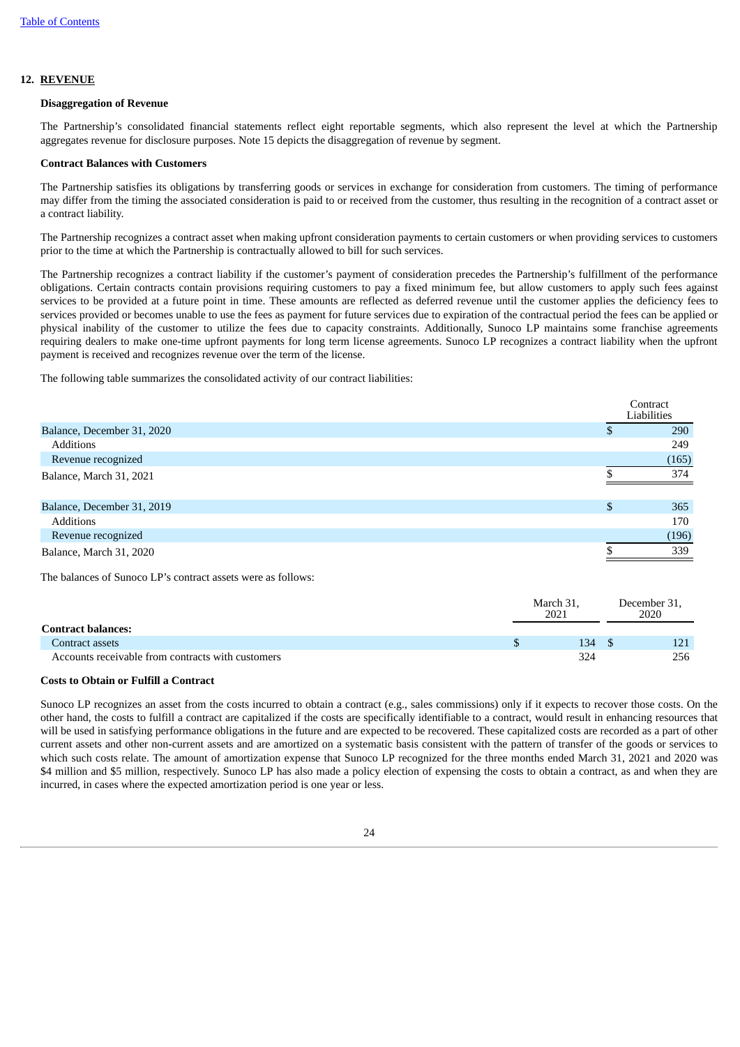## 12. REVENUE

### Disaggregation of Revenue

The Partnership's consolidated financial statements reflect eight reportable segments, which also represent the level at which the Partnership aggregates revenue for disclosure purposes. Note 15 depicts the disaggregation of revenue by segment.

### Contract Balances with Customers

The Partnership satisfies its obligations by transferring goods or services in exchange for consideration from customers. The timing of performance may differ from the timing the associated consideration is paid to or received from the customer, thus resulting in the recognition of a contract asset or a contract liability.

The Partnership recognizes a contract asset when making upfront consideration payments to certain customers or when providing services to customers prior to the time at which the Partnership is contractually allowed to bill for such services.

The Partnership recognizes a contract liability if the customer's payment of consideration precedes the Partnership's fulfillment of the performance obligations. Certain contracts contain provisions requiring customers to pay a fixed minimum fee, but allow customers to apply such fees against services to be provided at a future point in time. These amounts are reflected as deferred revenue until the customer applies the deficiency fees to services provided or becomes unable to use the fees as payment for future services due to expiration of the contractual period the fees can be applied or physical inability of the customer to utilize the fees due to capacity constraints. Additionally, Sunoco LP maintains some franchise agreements requiring dealers to make one-time upfront payments for long term license agreements. Sunoco LP recognizes a contract liability when the upfront payment is received and recognizes revenue over the term of the license.

The following table summarizes the consolidated activity of our contract liabilities:

| | Contract Liabilities |
|---|---|
| Balance, December 31, 2020 | $ 290 |
| Additions | 249 |
| Revenue recognized | (165) |
| Balance, March 31, 2021 | $ 374 |
| | |
| Balance, December 31, 2019 | $ 365 |
| Additions | 170 |
| Revenue recognized | (196) |
| Balance, March 31, 2020 | $ 339 |

The balances of Sunoco LP's contract assets were as follows:

| | March 31, 2021 | December 31, 2020 |
|---|---|---|
| **Contract balances:** | | |
| Contract assets | $ 134 | $ 121 |
| Accounts receivable from contracts with customers | 324 | 256 |

### Costs to Obtain or Fulfill a Contract

Sunoco LP recognizes an asset from the costs incurred to obtain a contract (e.g., sales commissions) only if it expects to recover those costs. On the other hand, the costs to fulfill a contract are capitalized if the costs are specifically identifiable to a contract, would result in enhancing resources that will be used in satisfying performance obligations in the future and are expected to be recovered. These capitalized costs are recorded as a part of other current assets and other non-current assets and are amortized on a systematic basis consistent with the pattern of transfer of the goods or services to which such costs relate. The amount of amortization expense that Sunoco LP recognized for the three months ended March 31, 2021 and 2020 was $4 million and $5 million, respectively. Sunoco LP has also made a policy election of expensing the costs to obtain a contract, as and when they are incurred, in cases where the expected amortization period is one year or less.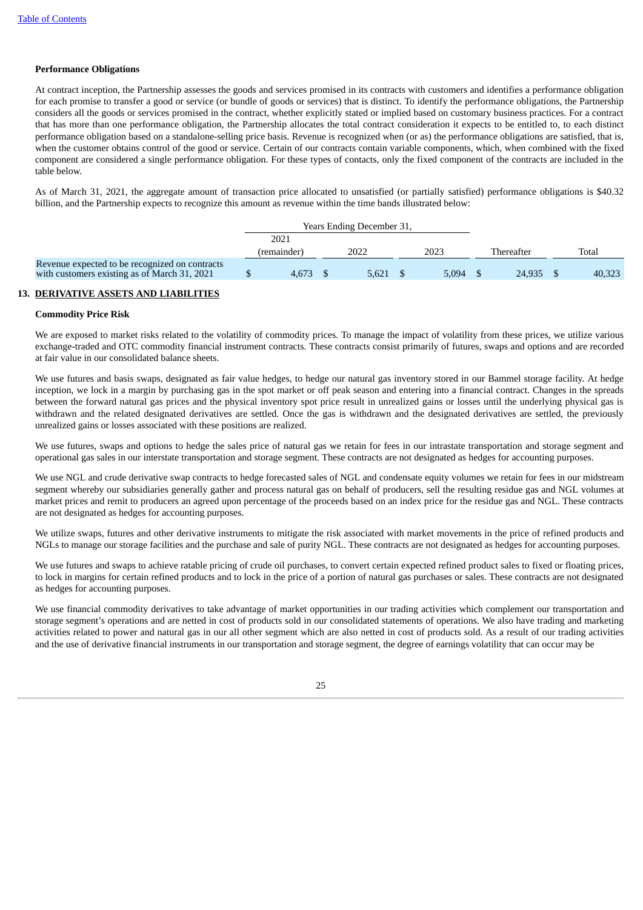#### Performance Obligations

At contract inception, the Partnership assesses the goods and services promised in its contracts with customers and identifies a performance obligation for each promise to transfer a good or service (or bundle of goods or services) that is distinct. To identify the performance obligations, the Partnership considers all the goods or services promised in the contract, whether explicitly stated or implied based on customary business practices. For a contract that has more than one performance obligation, the Partnership allocates the total contract consideration it expects to be entitled to, to each distinct performance obligation based on a standalone-selling price basis. Revenue is recognized when (or as) the performance obligations are satisfied, that is, when the customer obtains control of the good or service. Certain of our contracts contain variable components, which, when combined with the fixed component are considered a single performance obligation. For these types of contacts, only the fixed component of the contracts are included in the table below.

As of March 31, 2021, the aggregate amount of transaction price allocated to unsatisfied (or partially satisfied) performance obligations is $40.32 billion, and the Partnership expects to recognize this amount as revenue within the time bands illustrated below:

| | Years Ending December 31, | | | | |
|---|---|---|---|---|---|
| | 2021 (remainder) | 2022 | 2023 | Thereafter | Total |
| Revenue expected to be recognized on contracts with customers existing as of March 31, 2021 | $ 4,673 | $ 5,621 | $ 5,094 | $ 24,935 | $ 40,323 |

## 13. DERIVATIVE ASSETS AND LIABILITIES

#### Commodity Price Risk

We are exposed to market risks related to the volatility of commodity prices. To manage the impact of volatility from these prices, we utilize various exchange-traded and OTC commodity financial instrument contracts. These contracts consist primarily of futures, swaps and options and are recorded at fair value in our consolidated balance sheets.

We use futures and basis swaps, designated as fair value hedges, to hedge our natural gas inventory stored in our Bammel storage facility. At hedge inception, we lock in a margin by purchasing gas in the spot market or off peak season and entering into a financial contract. Changes in the spreads between the forward natural gas prices and the physical inventory spot price result in unrealized gains or losses until the underlying physical gas is withdrawn and the related designated derivatives are settled. Once the gas is withdrawn and the designated derivatives are settled, the previously unrealized gains or losses associated with these positions are realized.

We use futures, swaps and options to hedge the sales price of natural gas we retain for fees in our intrastate transportation and storage segment and operational gas sales in our interstate transportation and storage segment. These contracts are not designated as hedges for accounting purposes.

We use NGL and crude derivative swap contracts to hedge forecasted sales of NGL and condensate equity volumes we retain for fees in our midstream segment whereby our subsidiaries generally gather and process natural gas on behalf of producers, sell the resulting residue gas and NGL volumes at market prices and remit to producers an agreed upon percentage of the proceeds based on an index price for the residue gas and NGL. These contracts are not designated as hedges for accounting purposes.

We utilize swaps, futures and other derivative instruments to mitigate the risk associated with market movements in the price of refined products and NGLs to manage our storage facilities and the purchase and sale of purity NGL. These contracts are not designated as hedges for accounting purposes.

We use futures and swaps to achieve ratable pricing of crude oil purchases, to convert certain expected refined product sales to fixed or floating prices, to lock in margins for certain refined products and to lock in the price of a portion of natural gas purchases or sales. These contracts are not designated as hedges for accounting purposes.

We use financial commodity derivatives to take advantage of market opportunities in our trading activities which complement our transportation and storage segment's operations and are netted in cost of products sold in our consolidated statements of operations. We also have trading and marketing activities related to power and natural gas in our all other segment which are also netted in cost of products sold. As a result of our trading activities and the use of derivative financial instruments in our transportation and storage segment, the degree of earnings volatility that can occur may be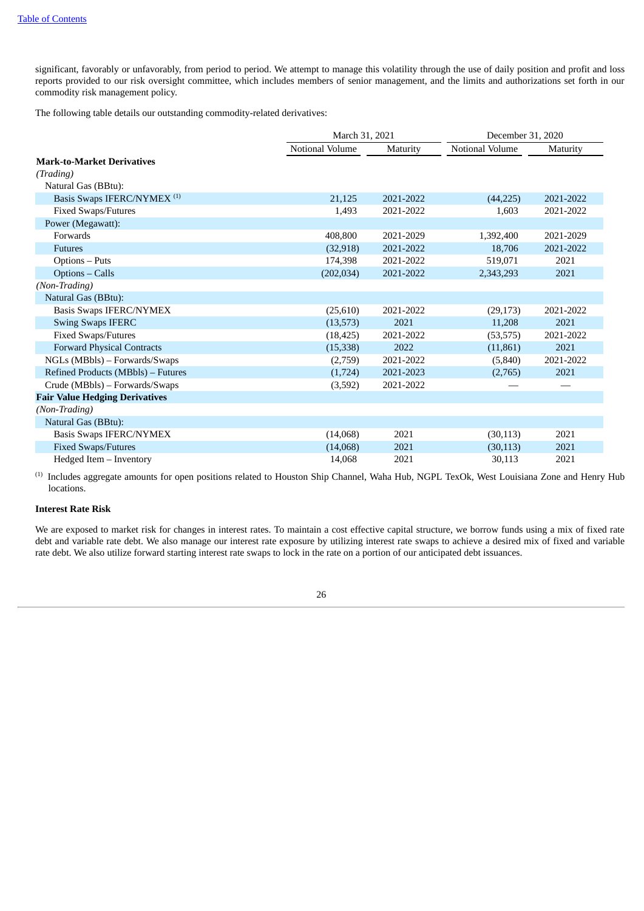significant, favorably or unfavorably, from period to period. We attempt to manage this volatility through the use of daily position and profit and loss reports provided to our risk oversight committee, which includes members of senior management, and the limits and authorizations set forth in our commodity risk management policy.

The following table details our outstanding commodity-related derivatives:

| | March 31, 2021 | | December 31, 2020 | |
|---|---|---|---|---|
| | Notional Volume | Maturity | Notional Volume | Maturity |
| **Mark-to-Market Derivatives** | | | | |
| *(Trading)* | | | | |
| Natural Gas (BBtu): | | | | |
| Basis Swaps IFERC/NYMEX [1] | 21,125 | 2021-2022 | (44,225) | 2021-2022 |
| Fixed Swaps/Futures | 1,493 | 2021-2022 | 1,603 | 2021-2022 |
| Power (Megawatt): | | | | |
| Forwards | 408,800 | 2021-2029 | 1,392,400 | 2021-2029 |
| Futures | (32,918) | 2021-2022 | 18,706 | 2021-2022 |
| Options – Puts | 174,398 | 2021-2022 | 519,071 | 2021 |
| Options – Calls | (202,034) | 2021-2022 | 2,343,293 | 2021 |
| *(Non-Trading)* | | | | |
| Natural Gas (BBtu): | | | | |
| Basis Swaps IFERC/NYMEX | (25,610) | 2021-2022 | (29,173) | 2021-2022 |
| Swing Swaps IFERC | (13,573) | 2021 | 11,208 | 2021 |
| Fixed Swaps/Futures | (18,425) | 2021-2022 | (53,575) | 2021-2022 |
| Forward Physical Contracts | (15,338) | 2022 | (11,861) | 2021 |
| NGLs (MBbls) – Forwards/Swaps | (2,759) | 2021-2022 | (5,840) | 2021-2022 |
| Refined Products (MBbls) – Futures | (1,724) | 2021-2023 | (2,765) | 2021 |
| Crude (MBbls) – Forwards/Swaps | (3,592) | 2021-2022 | — | — |
| **Fair Value Hedging Derivatives** | | | | |
| *(Non-Trading)* | | | | |
| Natural Gas (BBtu): | | | | |
| Basis Swaps IFERC/NYMEX | (14,068) | 2021 | (30,113) | 2021 |
| Fixed Swaps/Futures | (14,068) | 2021 | (30,113) | 2021 |
| Hedged Item – Inventory | 14,068 | 2021 | 30,113 | 2021 |

[1] Includes aggregate amounts for open positions related to Houston Ship Channel, Waha Hub, NGPL TexOk, West Louisiana Zone and Henry Hub locations.

**Interest Rate Risk**

We are exposed to market risk for changes in interest rates. To maintain a cost effective capital structure, we borrow funds using a mix of fixed rate debt and variable rate debt. We also manage our interest rate exposure by utilizing interest rate swaps to achieve a desired mix of fixed and variable rate debt. We also utilize forward starting interest rate swaps to lock in the rate on a portion of our anticipated debt issuances.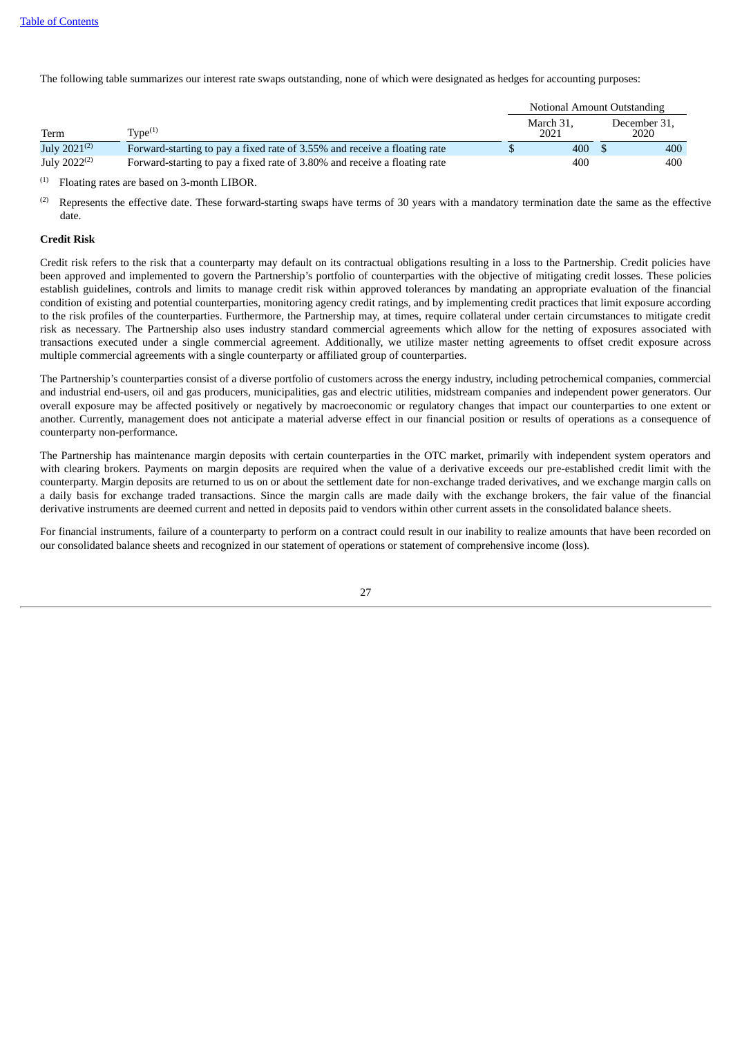The following table summarizes our interest rate swaps outstanding, none of which were designated as hedges for accounting purposes:

| | | Notional Amount Outstanding | |
|---|---|---|---|
| Term | Type[1] | March 31, 2021 | December 31, 2020 |
| July 2021[2] | Forward-starting to pay a fixed rate of 3.55% and receive a floating rate | $ 400 | $ 400 |
| July 2022[2] | Forward-starting to pay a fixed rate of 3.80% and receive a floating rate | 400 | 400 |

(1) Floating rates are based on 3-month LIBOR.

(2) Represents the effective date. These forward-starting swaps have terms of 30 years with a mandatory termination date the same as the effective date.

**Credit Risk**

Credit risk refers to the risk that a counterparty may default on its contractual obligations resulting in a loss to the Partnership. Credit policies have been approved and implemented to govern the Partnership's portfolio of counterparties with the objective of mitigating credit losses. These policies establish guidelines, controls and limits to manage credit risk within approved tolerances by mandating an appropriate evaluation of the financial condition of existing and potential counterparties, monitoring agency credit ratings, and by implementing credit practices that limit exposure according to the risk profiles of the counterparties. Furthermore, the Partnership may, at times, require collateral under certain circumstances to mitigate credit risk as necessary. The Partnership also uses industry standard commercial agreements which allow for the netting of exposures associated with transactions executed under a single commercial agreement. Additionally, we utilize master netting agreements to offset credit exposure across multiple commercial agreements with a single counterparty or affiliated group of counterparties.

The Partnership's counterparties consist of a diverse portfolio of customers across the energy industry, including petrochemical companies, commercial and industrial end-users, oil and gas producers, municipalities, gas and electric utilities, midstream companies and independent power generators. Our overall exposure may be affected positively or negatively by macroeconomic or regulatory changes that impact our counterparties to one extent or another. Currently, management does not anticipate a material adverse effect in our financial position or results of operations as a consequence of counterparty non-performance.

The Partnership has maintenance margin deposits with certain counterparties in the OTC market, primarily with independent system operators and with clearing brokers. Payments on margin deposits are required when the value of a derivative exceeds our pre-established credit limit with the counterparty. Margin deposits are returned to us on or about the settlement date for non-exchange traded derivatives, and we exchange margin calls on a daily basis for exchange traded transactions. Since the margin calls are made daily with the exchange brokers, the fair value of the financial derivative instruments are deemed current and netted in deposits paid to vendors within other current assets in the consolidated balance sheets.

For financial instruments, failure of a counterparty to perform on a contract could result in our inability to realize amounts that have been recorded on our consolidated balance sheets and recognized in our statement of operations or statement of comprehensive income (loss).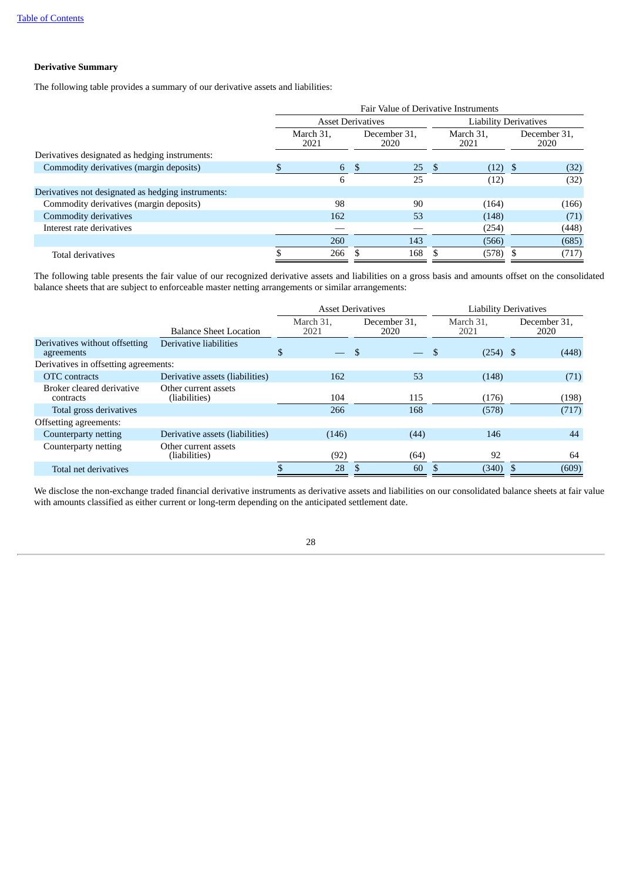**Derivative Summary**

The following table provides a summary of our derivative assets and liabilities:

| | Fair Value of Derivative Instruments | | | |
|---|---|---|---|---|
| | Asset Derivatives | | Liability Derivatives | |
| | March 31, 2021 | December 31, 2020 | March 31, 2021 | December 31, 2020 |
| Derivatives designated as hedging instruments: | | | | |
| Commodity derivatives (margin deposits) | $ 6 | $ 25 | $ (12) | $ (32) |
| | 6 | 25 | (12) | (32) |
| Derivatives not designated as hedging instruments: | | | | |
| Commodity derivatives (margin deposits) | 98 | 90 | (164) | (166) |
| Commodity derivatives | 162 | 53 | (148) | (71) |
| Interest rate derivatives | — | — | (254) | (448) |
| | 260 | 143 | (566) | (685) |
| Total derivatives | $ 266 | $ 168 | $ (578) | $ (717) |

The following table presents the fair value of our recognized derivative assets and liabilities on a gross basis and amounts offset on the consolidated balance sheets that are subject to enforceable master netting arrangements or similar arrangements:

| | | Asset Derivatives | | Liability Derivatives | |
|---|---|---|---|---|---|
| | Balance Sheet Location | March 31, 2021 | December 31, 2020 | March 31, 2021 | December 31, 2020 |
| Derivatives without offsetting agreements | Derivative liabilities | $ — | $ — | $ (254) | $ (448) |
| Derivatives in offsetting agreements: | | | | | |
| OTC contracts | Derivative assets (liabilities) | 162 | 53 | (148) | (71) |
| Broker cleared derivative contracts | Other current assets (liabilities) | 104 | 115 | (176) | (198) |
| Total gross derivatives | | 266 | 168 | (578) | (717) |
| Offsetting agreements: | | | | | |
| Counterparty netting | Derivative assets (liabilities) | (146) | (44) | 146 | 44 |
| Counterparty netting | Other current assets (liabilities) | (92) | (64) | 92 | 64 |
| Total net derivatives | | $ 28 | $ 60 | $ (340) | $ (609) |

We disclose the non-exchange traded financial derivative instruments as derivative assets and liabilities on our consolidated balance sheets at fair value with amounts classified as either current or long-term depending on the anticipated settlement date.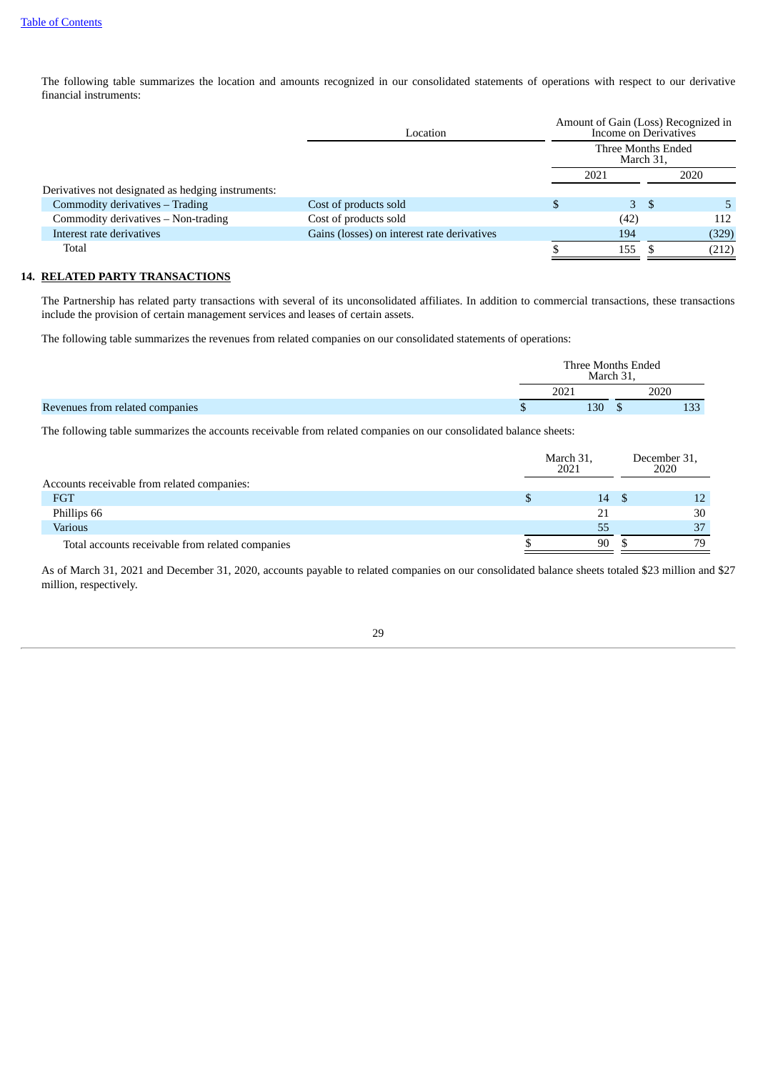The following table summarizes the location and amounts recognized in our consolidated statements of operations with respect to our derivative financial instruments:

| | Location | Amount of Gain (Loss) Recognized in Income on Derivatives | |
|---|---|---|---|
| | | Three Months Ended March 31, | |
| | | 2021 | 2020 |
| Derivatives not designated as hedging instruments: | | | |
| Commodity derivatives – Trading | Cost of products sold | $ 3 | $ 5 |
| Commodity derivatives – Non-trading | Cost of products sold | (42) | 112 |
| Interest rate derivatives | Gains (losses) on interest rate derivatives | 194 | (329) |
| Total | | $ 155 | $ (212) |

## 14. RELATED PARTY TRANSACTIONS

The Partnership has related party transactions with several of its unconsolidated affiliates. In addition to commercial transactions, these transactions include the provision of certain management services and leases of certain assets.

The following table summarizes the revenues from related companies on our consolidated statements of operations:

| | Three Months Ended March 31, | |
|---|---|---|
| | 2021 | 2020 |
| Revenues from related companies | $ 130 | $ 133 |

The following table summarizes the accounts receivable from related companies on our consolidated balance sheets:

| | March 31, 2021 | December 31, 2020 |
|---|---|---|
| Accounts receivable from related companies: | | |
| FGT | $ 14 | $ 12 |
| Phillips 66 | 21 | 30 |
| Various | 55 | 37 |
| Total accounts receivable from related companies | $ 90 | $ 79 |

As of March 31, 2021 and December 31, 2020, accounts payable to related companies on our consolidated balance sheets totaled $23 million and $27 million, respectively.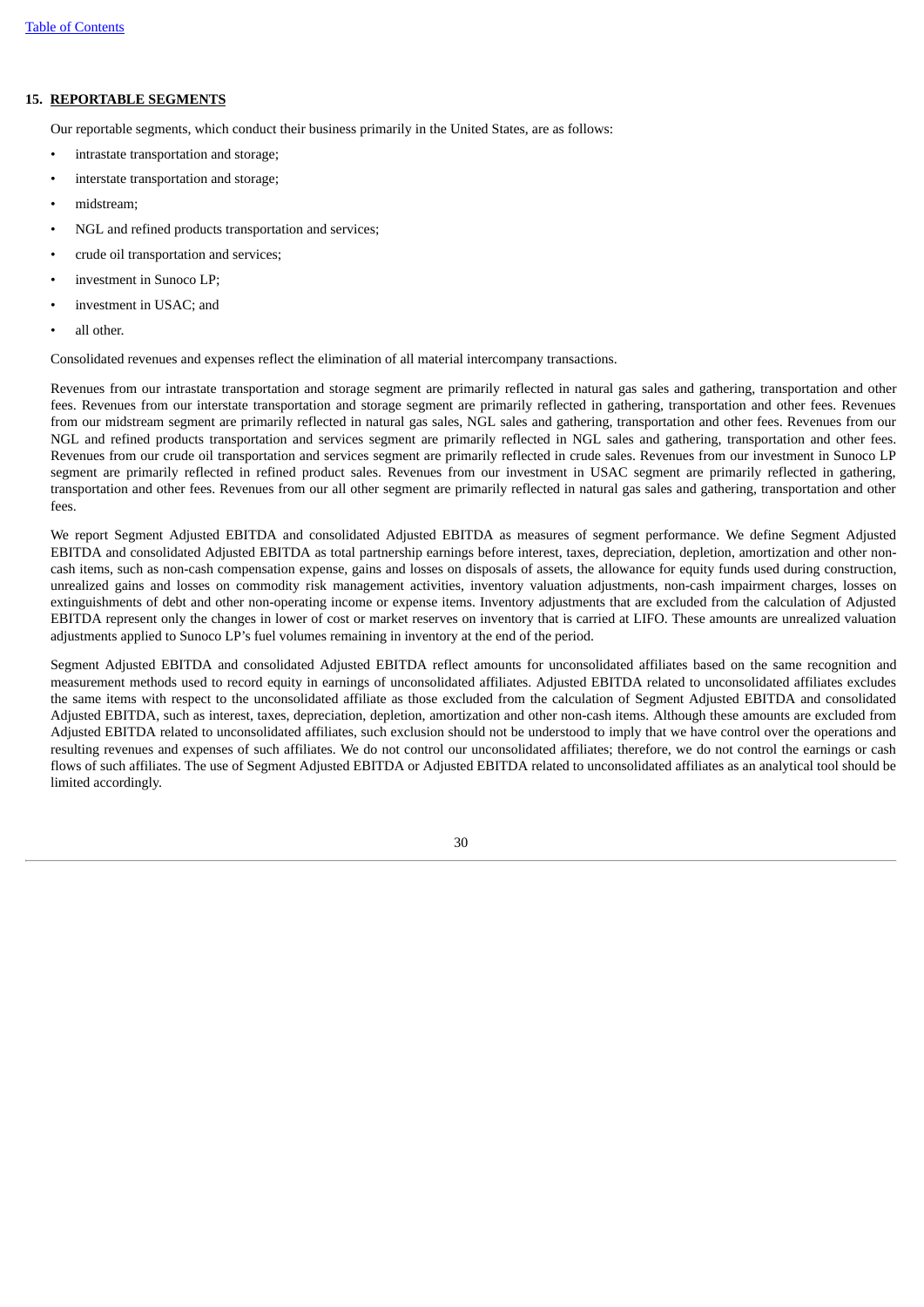## 15. REPORTABLE SEGMENTS

Our reportable segments, which conduct their business primarily in the United States, are as follows:

- intrastate transportation and storage;
- interstate transportation and storage;
- midstream;
- NGL and refined products transportation and services;
- crude oil transportation and services;
- investment in Sunoco LP;
- investment in USAC; and
- all other.

Consolidated revenues and expenses reflect the elimination of all material intercompany transactions.

Revenues from our intrastate transportation and storage segment are primarily reflected in natural gas sales and gathering, transportation and other fees. Revenues from our interstate transportation and storage segment are primarily reflected in gathering, transportation and other fees. Revenues from our midstream segment are primarily reflected in natural gas sales, NGL sales and gathering, transportation and other fees. Revenues from our NGL and refined products transportation and services segment are primarily reflected in NGL sales and gathering, transportation and other fees. Revenues from our crude oil transportation and services segment are primarily reflected in crude sales. Revenues from our investment in Sunoco LP segment are primarily reflected in refined product sales. Revenues from our investment in USAC segment are primarily reflected in gathering, transportation and other fees. Revenues from our all other segment are primarily reflected in natural gas sales and gathering, transportation and other fees.

We report Segment Adjusted EBITDA and consolidated Adjusted EBITDA as measures of segment performance. We define Segment Adjusted EBITDA and consolidated Adjusted EBITDA as total partnership earnings before interest, taxes, depreciation, depletion, amortization and other non-cash items, such as non-cash compensation expense, gains and losses on disposals of assets, the allowance for equity funds used during construction, unrealized gains and losses on commodity risk management activities, inventory valuation adjustments, non-cash impairment charges, losses on extinguishments of debt and other non-operating income or expense items. Inventory adjustments that are excluded from the calculation of Adjusted EBITDA represent only the changes in lower of cost or market reserves on inventory that is carried at LIFO. These amounts are unrealized valuation adjustments applied to Sunoco LP's fuel volumes remaining in inventory at the end of the period.

Segment Adjusted EBITDA and consolidated Adjusted EBITDA reflect amounts for unconsolidated affiliates based on the same recognition and measurement methods used to record equity in earnings of unconsolidated affiliates. Adjusted EBITDA related to unconsolidated affiliates excludes the same items with respect to the unconsolidated affiliate as those excluded from the calculation of Segment Adjusted EBITDA and consolidated Adjusted EBITDA, such as interest, taxes, depreciation, depletion, amortization and other non-cash items. Although these amounts are excluded from Adjusted EBITDA related to unconsolidated affiliates, such exclusion should not be understood to imply that we have control over the operations and resulting revenues and expenses of such affiliates. We do not control our unconsolidated affiliates; therefore, we do not control the earnings or cash flows of such affiliates. The use of Segment Adjusted EBITDA or Adjusted EBITDA related to unconsolidated affiliates as an analytical tool should be limited accordingly.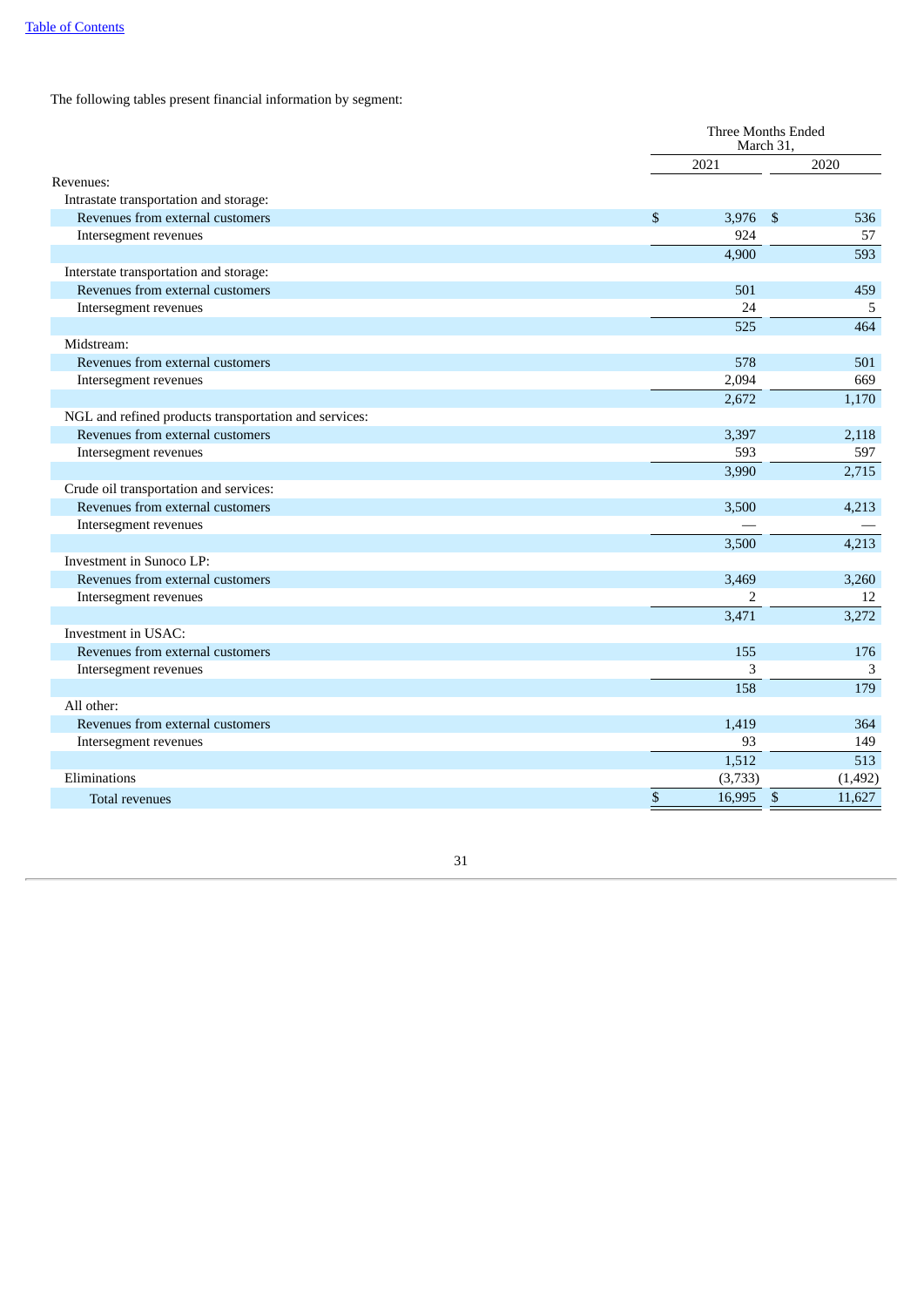The following tables present financial information by segment:

| | Three Months Ended March 31, | |
|---|---|---|
| | 2021 | 2020 |
| Revenues: | | |
| Intrastate transportation and storage: | | |
| Revenues from external customers | $ 3,976 | $ 536 |
| Intersegment revenues | 924 | 57 |
| | 4,900 | 593 |
| Interstate transportation and storage: | | |
| Revenues from external customers | 501 | 459 |
| Intersegment revenues | 24 | 5 |
| | 525 | 464 |
| Midstream: | | |
| Revenues from external customers | 578 | 501 |
| Intersegment revenues | 2,094 | 669 |
| | 2,672 | 1,170 |
| NGL and refined products transportation and services: | | |
| Revenues from external customers | 3,397 | 2,118 |
| Intersegment revenues | 593 | 597 |
| | 3,990 | 2,715 |
| Crude oil transportation and services: | | |
| Revenues from external customers | 3,500 | 4,213 |
| Intersegment revenues | — | — |
| | 3,500 | 4,213 |
| Investment in Sunoco LP: | | |
| Revenues from external customers | 3,469 | 3,260 |
| Intersegment revenues | 2 | 12 |
| | 3,471 | 3,272 |
| Investment in USAC: | | |
| Revenues from external customers | 155 | 176 |
| Intersegment revenues | 3 | 3 |
| | 158 | 179 |
| All other: | | |
| Revenues from external customers | 1,419 | 364 |
| Intersegment revenues | 93 | 149 |
| | 1,512 | 513 |
| Eliminations | (3,733) | (1,492) |
| Total revenues | $ 16,995 | $ 11,627 |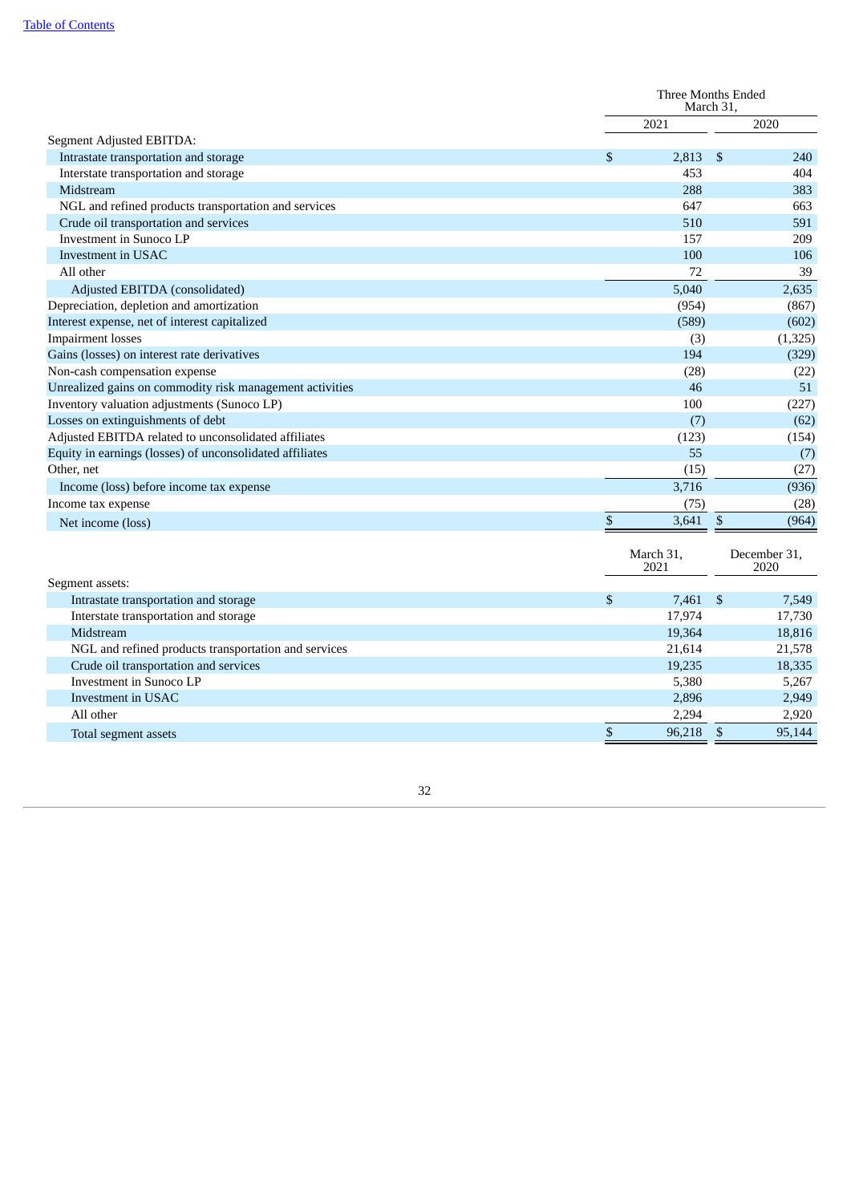| | Three Months Ended March 31, | |
|---|---|---|
| | 2021 | 2020 |
| Segment Adjusted EBITDA: | | |
| Intrastate transportation and storage | $ 2,813 | $ 240 |
| Interstate transportation and storage | 453 | 404 |
| Midstream | 288 | 383 |
| NGL and refined products transportation and services | 647 | 663 |
| Crude oil transportation and services | 510 | 591 |
| Investment in Sunoco LP | 157 | 209 |
| Investment in USAC | 100 | 106 |
| All other | 72 | 39 |
| Adjusted EBITDA (consolidated) | 5,040 | 2,635 |
| Depreciation, depletion and amortization | (954) | (867) |
| Interest expense, net of interest capitalized | (589) | (602) |
| Impairment losses | (3) | (1,325) |
| Gains (losses) on interest rate derivatives | 194 | (329) |
| Non-cash compensation expense | (28) | (22) |
| Unrealized gains on commodity risk management activities | 46 | 51 |
| Inventory valuation adjustments (Sunoco LP) | 100 | (227) |
| Losses on extinguishments of debt | (7) | (62) |
| Adjusted EBITDA related to unconsolidated affiliates | (123) | (154) |
| Equity in earnings (losses) of unconsolidated affiliates | 55 | (7) |
| Other, net | (15) | (27) |
| Income (loss) before income tax expense | 3,716 | (936) |
| Income tax expense | (75) | (28) |
| Net income (loss) | $ 3,641 | $ (964) |

| | March 31, 2021 | December 31, 2020 |
|---|---|---|
| Segment assets: | | |
| Intrastate transportation and storage | $ 7,461 | $ 7,549 |
| Interstate transportation and storage | 17,974 | 17,730 |
| Midstream | 19,364 | 18,816 |
| NGL and refined products transportation and services | 21,614 | 21,578 |
| Crude oil transportation and services | 19,235 | 18,335 |
| Investment in Sunoco LP | 5,380 | 5,267 |
| Investment in USAC | 2,896 | 2,949 |
| All other | 2,294 | 2,920 |
| Total segment assets | $ 96,218 | $ 95,144 |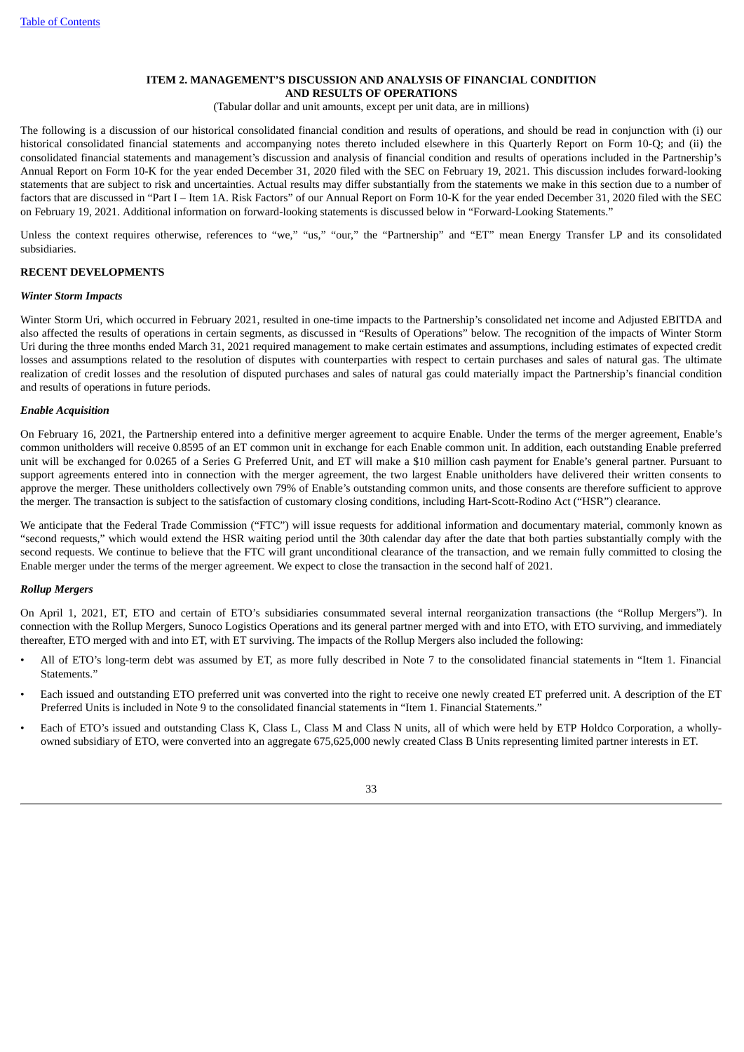# ITEM 2. MANAGEMENT'S DISCUSSION AND ANALYSIS OF FINANCIAL CONDITION AND RESULTS OF OPERATIONS

(Tabular dollar and unit amounts, except per unit data, are in millions)

The following is a discussion of our historical consolidated financial condition and results of operations, and should be read in conjunction with (i) our historical consolidated financial statements and accompanying notes thereto included elsewhere in this Quarterly Report on Form 10-Q; and (ii) the consolidated financial statements and management's discussion and analysis of financial condition and results of operations included in the Partnership's Annual Report on Form 10-K for the year ended December 31, 2020 filed with the SEC on February 19, 2021. This discussion includes forward-looking statements that are subject to risk and uncertainties. Actual results may differ substantially from the statements we make in this section due to a number of factors that are discussed in "Part I – Item 1A. Risk Factors" of our Annual Report on Form 10-K for the year ended December 31, 2020 filed with the SEC on February 19, 2021. Additional information on forward-looking statements is discussed below in "Forward-Looking Statements."

Unless the context requires otherwise, references to "we," "us," "our," the "Partnership" and "ET" mean Energy Transfer LP and its consolidated subsidiaries.

## RECENT DEVELOPMENTS

### *Winter Storm Impacts*

Winter Storm Uri, which occurred in February 2021, resulted in one-time impacts to the Partnership's consolidated net income and Adjusted EBITDA and also affected the results of operations in certain segments, as discussed in "Results of Operations" below. The recognition of the impacts of Winter Storm Uri during the three months ended March 31, 2021 required management to make certain estimates and assumptions, including estimates of expected credit losses and assumptions related to the resolution of disputes with counterparties with respect to certain purchases and sales of natural gas. The ultimate realization of credit losses and the resolution of disputed purchases and sales of natural gas could materially impact the Partnership's financial condition and results of operations in future periods.

### *Enable Acquisition*

On February 16, 2021, the Partnership entered into a definitive merger agreement to acquire Enable. Under the terms of the merger agreement, Enable's common unitholders will receive 0.8595 of an ET common unit in exchange for each Enable common unit. In addition, each outstanding Enable preferred unit will be exchanged for 0.0265 of a Series G Preferred Unit, and ET will make a $10 million cash payment for Enable's general partner. Pursuant to support agreements entered into in connection with the merger agreement, the two largest Enable unitholders have delivered their written consents to approve the merger. These unitholders collectively own 79% of Enable's outstanding common units, and those consents are therefore sufficient to approve the merger. The transaction is subject to the satisfaction of customary closing conditions, including Hart-Scott-Rodino Act ("HSR") clearance.

We anticipate that the Federal Trade Commission ("FTC") will issue requests for additional information and documentary material, commonly known as "second requests," which would extend the HSR waiting period until the 30th calendar day after the date that both parties substantially comply with the second requests. We continue to believe that the FTC will grant unconditional clearance of the transaction, and we remain fully committed to closing the Enable merger under the terms of the merger agreement. We expect to close the transaction in the second half of 2021.

### *Rollup Mergers*

On April 1, 2021, ET, ETO and certain of ETO's subsidiaries consummated several internal reorganization transactions (the "Rollup Mergers"). In connection with the Rollup Mergers, Sunoco Logistics Operations and its general partner merged with and into ETO, with ETO surviving, and immediately thereafter, ETO merged with and into ET, with ET surviving. The impacts of the Rollup Mergers also included the following:

- All of ETO's long-term debt was assumed by ET, as more fully described in Note 7 to the consolidated financial statements in "Item 1. Financial Statements."
- Each issued and outstanding ETO preferred unit was converted into the right to receive one newly created ET preferred unit. A description of the ET Preferred Units is included in Note 9 to the consolidated financial statements in "Item 1. Financial Statements."
- Each of ETO's issued and outstanding Class K, Class L, Class M and Class N units, all of which were held by ETP Holdco Corporation, a wholly-owned subsidiary of ETO, were converted into an aggregate 675,625,000 newly created Class B Units representing limited partner interests in ET.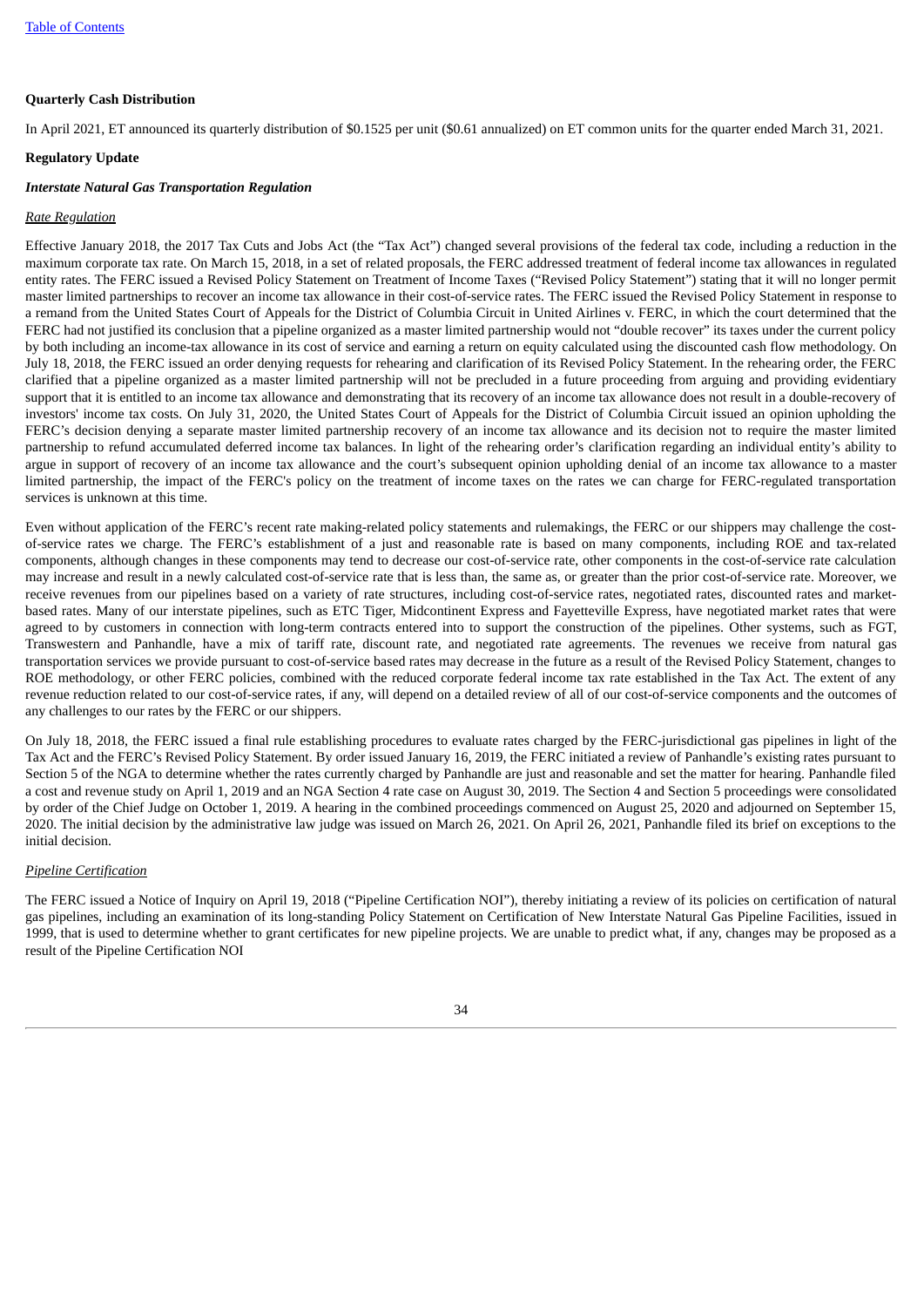**Quarterly Cash Distribution**

In April 2021, ET announced its quarterly distribution of $0.1525 per unit ($0.61 annualized) on ET common units for the quarter ended March 31, 2021.

**Regulatory Update**

***Interstate Natural Gas Transportation Regulation***

*Rate Regulation*

Effective January 2018, the 2017 Tax Cuts and Jobs Act (the "Tax Act") changed several provisions of the federal tax code, including a reduction in the maximum corporate tax rate. On March 15, 2018, in a set of related proposals, the FERC addressed treatment of federal income tax allowances in regulated entity rates. The FERC issued a Revised Policy Statement on Treatment of Income Taxes ("Revised Policy Statement") stating that it will no longer permit master limited partnerships to recover an income tax allowance in their cost-of-service rates. The FERC issued the Revised Policy Statement in response to a remand from the United States Court of Appeals for the District of Columbia Circuit in United Airlines v. FERC, in which the court determined that the FERC had not justified its conclusion that a pipeline organized as a master limited partnership would not "double recover" its taxes under the current policy by both including an income-tax allowance in its cost of service and earning a return on equity calculated using the discounted cash flow methodology. On July 18, 2018, the FERC issued an order denying requests for rehearing and clarification of its Revised Policy Statement. In the rehearing order, the FERC clarified that a pipeline organized as a master limited partnership will not be precluded in a future proceeding from arguing and providing evidentiary support that it is entitled to an income tax allowance and demonstrating that its recovery of an income tax allowance does not result in a double-recovery of investors' income tax costs. On July 31, 2020, the United States Court of Appeals for the District of Columbia Circuit issued an opinion upholding the FERC's decision denying a separate master limited partnership recovery of an income tax allowance and its decision not to require the master limited partnership to refund accumulated deferred income tax balances. In light of the rehearing order's clarification regarding an individual entity's ability to argue in support of recovery of an income tax allowance and the court's subsequent opinion upholding denial of an income tax allowance to a master limited partnership, the impact of the FERC's policy on the treatment of income taxes on the rates we can charge for FERC-regulated transportation services is unknown at this time.

Even without application of the FERC's recent rate making-related policy statements and rulemakings, the FERC or our shippers may challenge the cost-of-service rates we charge. The FERC's establishment of a just and reasonable rate is based on many components, including ROE and tax-related components, although changes in these components may tend to decrease our cost-of-service rate, other components in the cost-of-service rate calculation may increase and result in a newly calculated cost-of-service rate that is less than, the same as, or greater than the prior cost-of-service rate. Moreover, we receive revenues from our pipelines based on a variety of rate structures, including cost-of-service rates, negotiated rates, discounted rates and market-based rates. Many of our interstate pipelines, such as ETC Tiger, Midcontinent Express and Fayetteville Express, have negotiated market rates that were agreed to by customers in connection with long-term contracts entered into to support the construction of the pipelines. Other systems, such as FGT, Transwestern and Panhandle, have a mix of tariff rate, discount rate, and negotiated rate agreements. The revenues we receive from natural gas transportation services we provide pursuant to cost-of-service based rates may decrease in the future as a result of the Revised Policy Statement, changes to ROE methodology, or other FERC policies, combined with the reduced corporate federal income tax rate established in the Tax Act. The extent of any revenue reduction related to our cost-of-service rates, if any, will depend on a detailed review of all of our cost-of-service components and the outcomes of any challenges to our rates by the FERC or our shippers.

On July 18, 2018, the FERC issued a final rule establishing procedures to evaluate rates charged by the FERC-jurisdictional gas pipelines in light of the Tax Act and the FERC's Revised Policy Statement. By order issued January 16, 2019, the FERC initiated a review of Panhandle's existing rates pursuant to Section 5 of the NGA to determine whether the rates currently charged by Panhandle are just and reasonable and set the matter for hearing. Panhandle filed a cost and revenue study on April 1, 2019 and an NGA Section 4 rate case on August 30, 2019. The Section 4 and Section 5 proceedings were consolidated by order of the Chief Judge on October 1, 2019. A hearing in the combined proceedings commenced on August 25, 2020 and adjourned on September 15, 2020. The initial decision by the administrative law judge was issued on March 26, 2021. On April 26, 2021, Panhandle filed its brief on exceptions to the initial decision.

*Pipeline Certification*

The FERC issued a Notice of Inquiry on April 19, 2018 ("Pipeline Certification NOI"), thereby initiating a review of its policies on certification of natural gas pipelines, including an examination of its long-standing Policy Statement on Certification of New Interstate Natural Gas Pipeline Facilities, issued in 1999, that is used to determine whether to grant certificates for new pipeline projects. We are unable to predict what, if any, changes may be proposed as a result of the Pipeline Certification NOI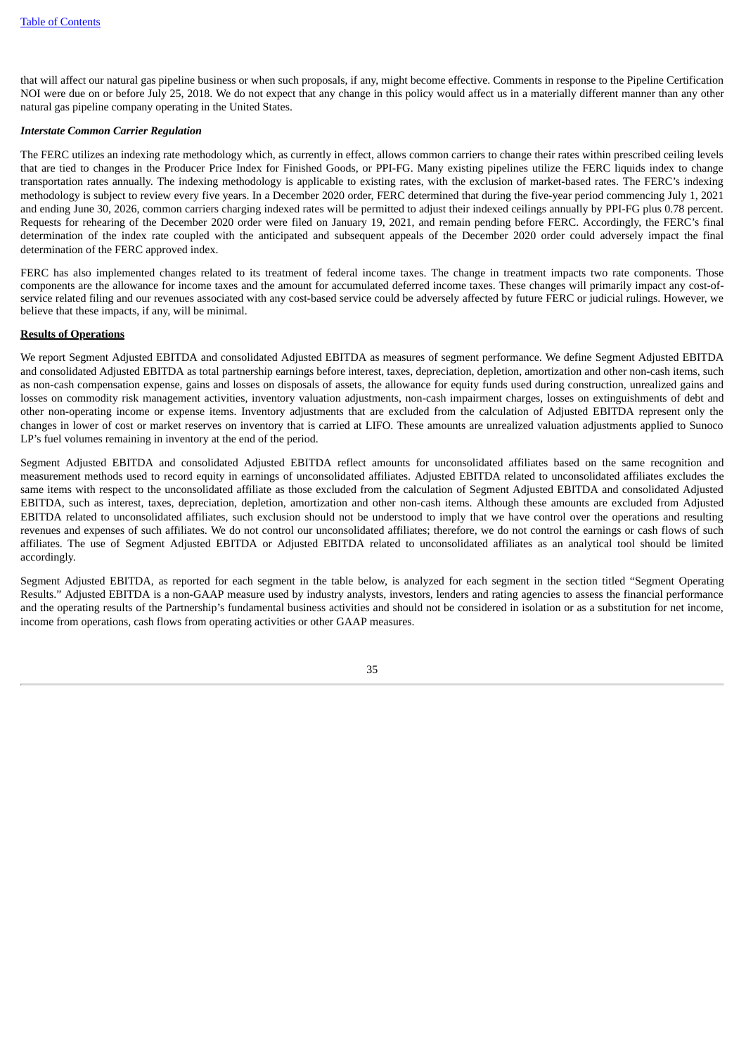that will affect our natural gas pipeline business or when such proposals, if any, might become effective. Comments in response to the Pipeline Certification NOI were due on or before July 25, 2018. We do not expect that any change in this policy would affect us in a materially different manner than any other natural gas pipeline company operating in the United States.

***Interstate Common Carrier Regulation***

The FERC utilizes an indexing rate methodology which, as currently in effect, allows common carriers to change their rates within prescribed ceiling levels that are tied to changes in the Producer Price Index for Finished Goods, or PPI-FG. Many existing pipelines utilize the FERC liquids index to change transportation rates annually. The indexing methodology is applicable to existing rates, with the exclusion of market-based rates. The FERC's indexing methodology is subject to review every five years. In a December 2020 order, FERC determined that during the five-year period commencing July 1, 2021 and ending June 30, 2026, common carriers charging indexed rates will be permitted to adjust their indexed ceilings annually by PPI-FG plus 0.78 percent. Requests for rehearing of the December 2020 order were filed on January 19, 2021, and remain pending before FERC. Accordingly, the FERC's final determination of the index rate coupled with the anticipated and subsequent appeals of the December 2020 order could adversely impact the final determination of the FERC approved index.

FERC has also implemented changes related to its treatment of federal income taxes. The change in treatment impacts two rate components. Those components are the allowance for income taxes and the amount for accumulated deferred income taxes. These changes will primarily impact any cost-of-service related filing and our revenues associated with any cost-based service could be adversely affected by future FERC or judicial rulings. However, we believe that these impacts, if any, will be minimal.

**Results of Operations**

We report Segment Adjusted EBITDA and consolidated Adjusted EBITDA as measures of segment performance. We define Segment Adjusted EBITDA and consolidated Adjusted EBITDA as total partnership earnings before interest, taxes, depreciation, depletion, amortization and other non-cash items, such as non-cash compensation expense, gains and losses on disposals of assets, the allowance for equity funds used during construction, unrealized gains and losses on commodity risk management activities, inventory valuation adjustments, non-cash impairment charges, losses on extinguishments of debt and other non-operating income or expense items. Inventory adjustments that are excluded from the calculation of Adjusted EBITDA represent only the changes in lower of cost or market reserves on inventory that is carried at LIFO. These amounts are unrealized valuation adjustments applied to Sunoco LP's fuel volumes remaining in inventory at the end of the period.

Segment Adjusted EBITDA and consolidated Adjusted EBITDA reflect amounts for unconsolidated affiliates based on the same recognition and measurement methods used to record equity in earnings of unconsolidated affiliates. Adjusted EBITDA related to unconsolidated affiliates excludes the same items with respect to the unconsolidated affiliate as those excluded from the calculation of Segment Adjusted EBITDA and consolidated Adjusted EBITDA, such as interest, taxes, depreciation, depletion, amortization and other non-cash items. Although these amounts are excluded from Adjusted EBITDA related to unconsolidated affiliates, such exclusion should not be understood to imply that we have control over the operations and resulting revenues and expenses of such affiliates. We do not control our unconsolidated affiliates; therefore, we do not control the earnings or cash flows of such affiliates. The use of Segment Adjusted EBITDA or Adjusted EBITDA related to unconsolidated affiliates as an analytical tool should be limited accordingly.

Segment Adjusted EBITDA, as reported for each segment in the table below, is analyzed for each segment in the section titled "Segment Operating Results." Adjusted EBITDA is a non-GAAP measure used by industry analysts, investors, lenders and rating agencies to assess the financial performance and the operating results of the Partnership's fundamental business activities and should not be considered in isolation or as a substitution for net income, income from operations, cash flows from operating activities or other GAAP measures.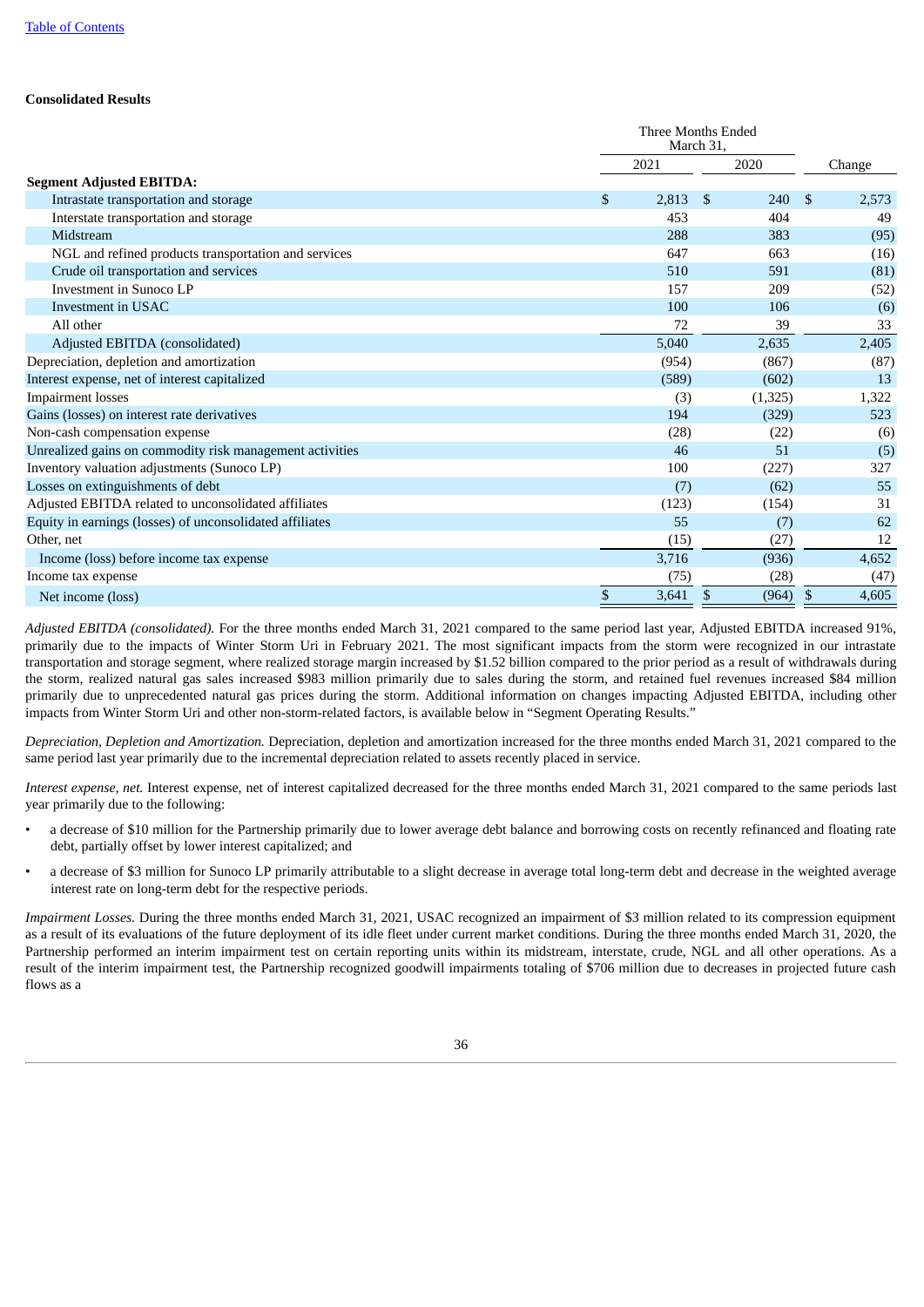[Table of Contents](#)

**Consolidated Results**

| | Three Months Ended March 31, | | |
|---|---|---|---|
| | 2021 | 2020 | Change |
| **Segment Adjusted EBITDA:** | | | |
| Intrastate transportation and storage | $ 2,813 | $ 240 | $ 2,573 |
| Interstate transportation and storage | 453 | 404 | 49 |
| Midstream | 288 | 383 | (95) |
| NGL and refined products transportation and services | 647 | 663 | (16) |
| Crude oil transportation and services | 510 | 591 | (81) |
| Investment in Sunoco LP | 157 | 209 | (52) |
| Investment in USAC | 100 | 106 | (6) |
| All other | 72 | 39 | 33 |
| Adjusted EBITDA (consolidated) | 5,040 | 2,635 | 2,405 |
| Depreciation, depletion and amortization | (954) | (867) | (87) |
| Interest expense, net of interest capitalized | (589) | (602) | 13 |
| Impairment losses | (3) | (1,325) | 1,322 |
| Gains (losses) on interest rate derivatives | 194 | (329) | 523 |
| Non-cash compensation expense | (28) | (22) | (6) |
| Unrealized gains on commodity risk management activities | 46 | 51 | (5) |
| Inventory valuation adjustments (Sunoco LP) | 100 | (227) | 327 |
| Losses on extinguishments of debt | (7) | (62) | 55 |
| Adjusted EBITDA related to unconsolidated affiliates | (123) | (154) | 31 |
| Equity in earnings (losses) of unconsolidated affiliates | 55 | (7) | 62 |
| Other, net | (15) | (27) | 12 |
| Income (loss) before income tax expense | 3,716 | (936) | 4,652 |
| Income tax expense | (75) | (28) | (47) |
| Net income (loss) | $ 3,641 | $ (964) | $ 4,605 |

*Adjusted EBITDA (consolidated).* For the three months ended March 31, 2021 compared to the same period last year, Adjusted EBITDA increased 91%, primarily due to the impacts of Winter Storm Uri in February 2021. The most significant impacts from the storm were recognized in our intrastate transportation and storage segment, where realized storage margin increased by $1.52 billion compared to the prior period as a result of withdrawals during the storm, realized natural gas sales increased $983 million primarily due to sales during the storm, and retained fuel revenues increased $84 million primarily due to unprecedented natural gas prices during the storm. Additional information on changes impacting Adjusted EBITDA, including other impacts from Winter Storm Uri and other non-storm-related factors, is available below in "Segment Operating Results."

*Depreciation, Depletion and Amortization.* Depreciation, depletion and amortization increased for the three months ended March 31, 2021 compared to the same period last year primarily due to the incremental depreciation related to assets recently placed in service.

*Interest expense, net.* Interest expense, net of interest capitalized decreased for the three months ended March 31, 2021 compared to the same periods last year primarily due to the following:

- a decrease of $10 million for the Partnership primarily due to lower average debt balance and borrowing costs on recently refinanced and floating rate debt, partially offset by lower interest capitalized; and
- a decrease of $3 million for Sunoco LP primarily attributable to a slight decrease in average total long-term debt and decrease in the weighted average interest rate on long-term debt for the respective periods.

*Impairment Losses.* During the three months ended March 31, 2021, USAC recognized an impairment of $3 million related to its compression equipment as a result of its evaluations of the future deployment of its idle fleet under current market conditions. During the three months ended March 31, 2020, the Partnership performed an interim impairment test on certain reporting units within its midstream, interstate, crude, NGL and all other operations. As a result of the interim impairment test, the Partnership recognized goodwill impairments totaling of $706 million due to decreases in projected future cash flows as a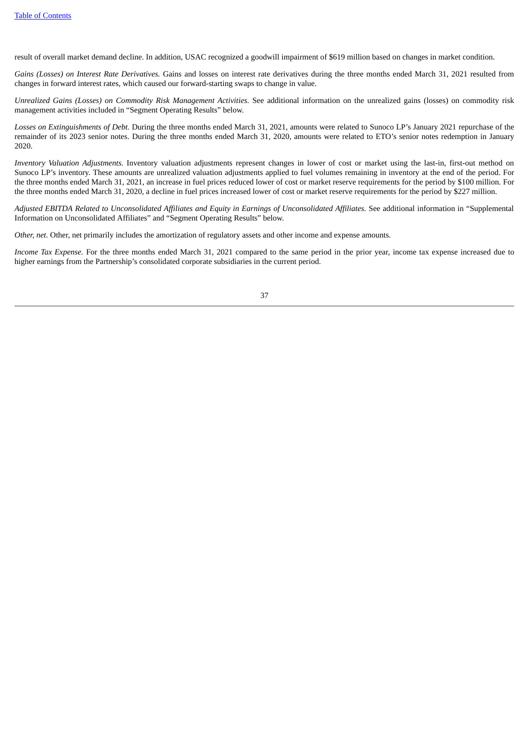result of overall market demand decline. In addition, USAC recognized a goodwill impairment of $619 million based on changes in market condition.

*Gains (Losses) on Interest Rate Derivatives.* Gains and losses on interest rate derivatives during the three months ended March 31, 2021 resulted from changes in forward interest rates, which caused our forward-starting swaps to change in value.

*Unrealized Gains (Losses) on Commodity Risk Management Activities.* See additional information on the unrealized gains (losses) on commodity risk management activities included in "Segment Operating Results" below.

*Losses on Extinguishments of Debt.* During the three months ended March 31, 2021, amounts were related to Sunoco LP's January 2021 repurchase of the remainder of its 2023 senior notes. During the three months ended March 31, 2020, amounts were related to ETO's senior notes redemption in January 2020.

*Inventory Valuation Adjustments.* Inventory valuation adjustments represent changes in lower of cost or market using the last-in, first-out method on Sunoco LP's inventory. These amounts are unrealized valuation adjustments applied to fuel volumes remaining in inventory at the end of the period. For the three months ended March 31, 2021, an increase in fuel prices reduced lower of cost or market reserve requirements for the period by $100 million. For the three months ended March 31, 2020, a decline in fuel prices increased lower of cost or market reserve requirements for the period by $227 million.

*Adjusted EBITDA Related to Unconsolidated Affiliates and Equity in Earnings of Unconsolidated Affiliates.* See additional information in "Supplemental Information on Unconsolidated Affiliates" and "Segment Operating Results" below.

*Other, net.* Other, net primarily includes the amortization of regulatory assets and other income and expense amounts.

*Income Tax Expense*. For the three months ended March 31, 2021 compared to the same period in the prior year, income tax expense increased due to higher earnings from the Partnership's consolidated corporate subsidiaries in the current period.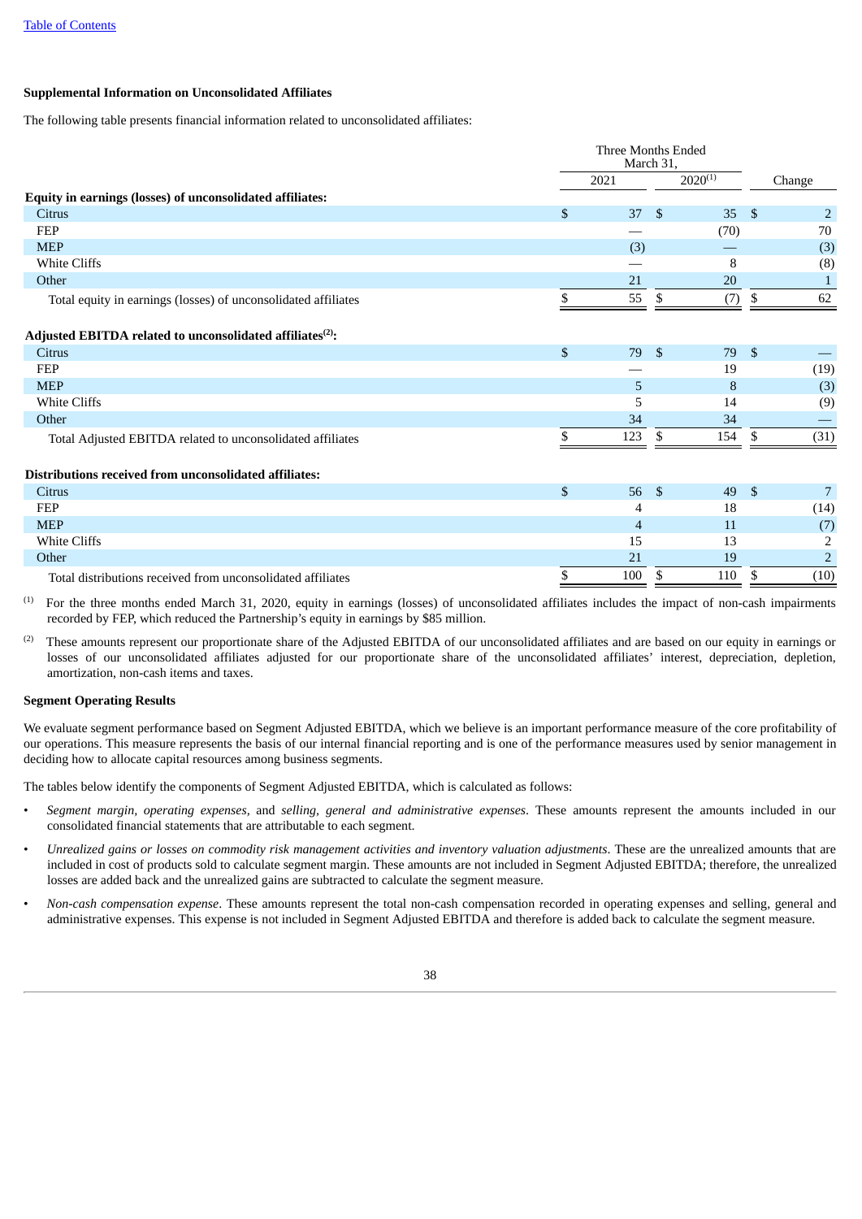[Table of Contents](#)

**Supplemental Information on Unconsolidated Affiliates**

The following table presents financial information related to unconsolidated affiliates:

| | Three Months Ended March 31, | | |
|---|---|---|---|
| | 2021 | 2020[1] | Change |
| **Equity in earnings (losses) of unconsolidated affiliates:** | | | |
| Citrus | $ 37 | $ 35 | $ 2 |
| FEP | — | (70) | 70 |
| MEP | (3) | — | (3) |
| White Cliffs | — | 8 | (8) |
| Other | 21 | 20 | 1 |
| Total equity in earnings (losses) of unconsolidated affiliates | $ 55 | $ (7) | $ 62 |
| **Adjusted EBITDA related to unconsolidated affiliates[2]:** | | | |
| Citrus | $ 79 | $ 79 | $ — |
| FEP | — | 19 | (19) |
| MEP | 5 | 8 | (3) |
| White Cliffs | 5 | 14 | (9) |
| Other | 34 | 34 | — |
| Total Adjusted EBITDA related to unconsolidated affiliates | $ 123 | $ 154 | $ (31) |
| **Distributions received from unconsolidated affiliates:** | | | |
| Citrus | $ 56 | $ 49 | $ 7 |
| FEP | 4 | 18 | (14) |
| MEP | 4 | 11 | (7) |
| White Cliffs | 15 | 13 | 2 |
| Other | 21 | 19 | 2 |
| Total distributions received from unconsolidated affiliates | $ 100 | $ 110 | $ (10) |

[1] For the three months ended March 31, 2020, equity in earnings (losses) of unconsolidated affiliates includes the impact of non-cash impairments recorded by FEP, which reduced the Partnership's equity in earnings by $85 million.

[2] These amounts represent our proportionate share of the Adjusted EBITDA of our unconsolidated affiliates and are based on our equity in earnings or losses of our unconsolidated affiliates adjusted for our proportionate share of the unconsolidated affiliates' interest, depreciation, depletion, amortization, non-cash items and taxes.

**Segment Operating Results**

We evaluate segment performance based on Segment Adjusted EBITDA, which we believe is an important performance measure of the core profitability of our operations. This measure represents the basis of our internal financial reporting and is one of the performance measures used by senior management in deciding how to allocate capital resources among business segments.

The tables below identify the components of Segment Adjusted EBITDA, which is calculated as follows:

- *Segment margin, operating expenses,* and *selling, general and administrative expenses*. These amounts represent the amounts included in our consolidated financial statements that are attributable to each segment.
- *Unrealized gains or losses on commodity risk management activities and inventory valuation adjustments*. These are the unrealized amounts that are included in cost of products sold to calculate segment margin. These amounts are not included in Segment Adjusted EBITDA; therefore, the unrealized losses are added back and the unrealized gains are subtracted to calculate the segment measure.
- *Non-cash compensation expense*. These amounts represent the total non-cash compensation recorded in operating expenses and selling, general and administrative expenses. This expense is not included in Segment Adjusted EBITDA and therefore is added back to calculate the segment measure.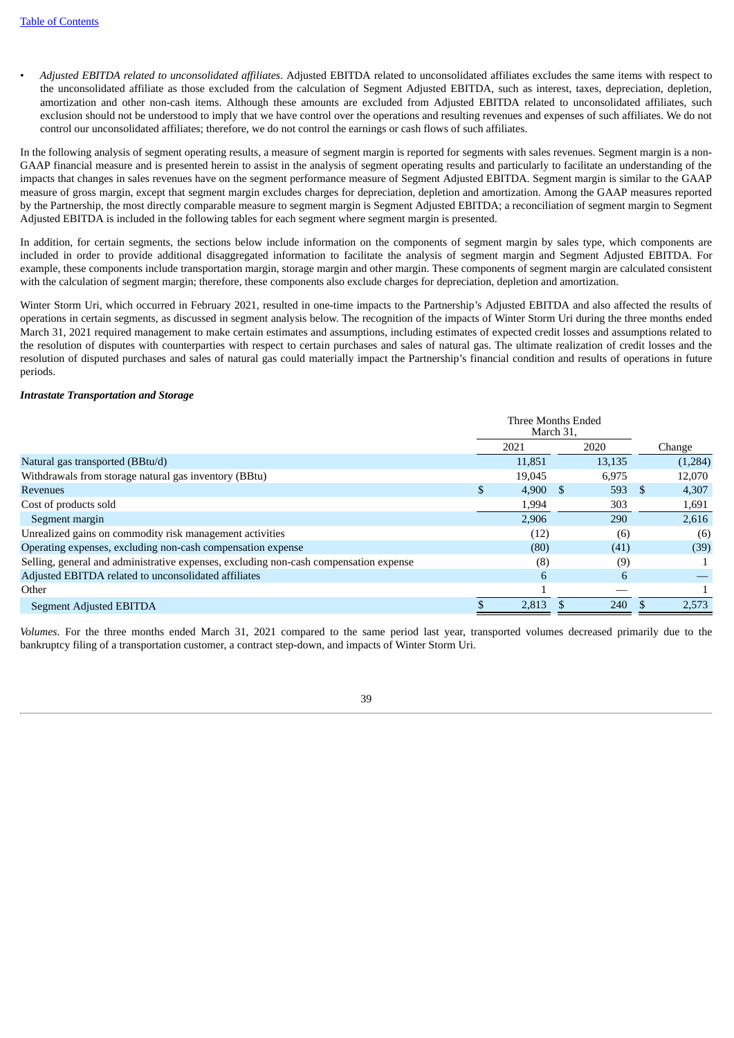Table of Contents

- *Adjusted EBITDA related to unconsolidated affiliates*. Adjusted EBITDA related to unconsolidated affiliates excludes the same items with respect to the unconsolidated affiliate as those excluded from the calculation of Segment Adjusted EBITDA, such as interest, taxes, depreciation, depletion, amortization and other non-cash items. Although these amounts are excluded from Adjusted EBITDA related to unconsolidated affiliates, such exclusion should not be understood to imply that we have control over the operations and resulting revenues and expenses of such affiliates. We do not control our unconsolidated affiliates; therefore, we do not control the earnings or cash flows of such affiliates.

In the following analysis of segment operating results, a measure of segment margin is reported for segments with sales revenues. Segment margin is a non-GAAP financial measure and is presented herein to assist in the analysis of segment operating results and particularly to facilitate an understanding of the impacts that changes in sales revenues have on the segment performance measure of Segment Adjusted EBITDA. Segment margin is similar to the GAAP measure of gross margin, except that segment margin excludes charges for depreciation, depletion and amortization. Among the GAAP measures reported by the Partnership, the most directly comparable measure to segment margin is Segment Adjusted EBITDA; a reconciliation of segment margin to Segment Adjusted EBITDA is included in the following tables for each segment where segment margin is presented.

In addition, for certain segments, the sections below include information on the components of segment margin by sales type, which components are included in order to provide additional disaggregated information to facilitate the analysis of segment margin and Segment Adjusted EBITDA. For example, these components include transportation margin, storage margin and other margin. These components of segment margin are calculated consistent with the calculation of segment margin; therefore, these components also exclude charges for depreciation, depletion and amortization.

Winter Storm Uri, which occurred in February 2021, resulted in one-time impacts to the Partnership's Adjusted EBITDA and also affected the results of operations in certain segments, as discussed in segment analysis below. The recognition of the impacts of Winter Storm Uri during the three months ended March 31, 2021 required management to make certain estimates and assumptions, including estimates of expected credit losses and assumptions related to the resolution of disputes with counterparties with respect to certain purchases and sales of natural gas. The ultimate realization of credit losses and the resolution of disputed purchases and sales of natural gas could materially impact the Partnership's financial condition and results of operations in future periods.

***Intrastate Transportation and Storage***

| | Three Months Ended March 31, | | |
|---|---|---|---|
| | 2021 | 2020 | Change |
| Natural gas transported (BBtu/d) | 11,851 | 13,135 | (1,284) |
| Withdrawals from storage natural gas inventory (BBtu) | 19,045 | 6,975 | 12,070 |
| Revenues | $ 4,900 | $ 593 | $ 4,307 |
| Cost of products sold | 1,994 | 303 | 1,691 |
| Segment margin | 2,906 | 290 | 2,616 |
| Unrealized gains on commodity risk management activities | (12) | (6) | (6) |
| Operating expenses, excluding non-cash compensation expense | (80) | (41) | (39) |
| Selling, general and administrative expenses, excluding non-cash compensation expense | (8) | (9) | 1 |
| Adjusted EBITDA related to unconsolidated affiliates | 6 | 6 | — |
| Other | 1 | — | 1 |
| Segment Adjusted EBITDA | $ 2,813 | $ 240 | $ 2,573 |

*Volumes*. For the three months ended March 31, 2021 compared to the same period last year, transported volumes decreased primarily due to the bankruptcy filing of a transportation customer, a contract step-down, and impacts of Winter Storm Uri.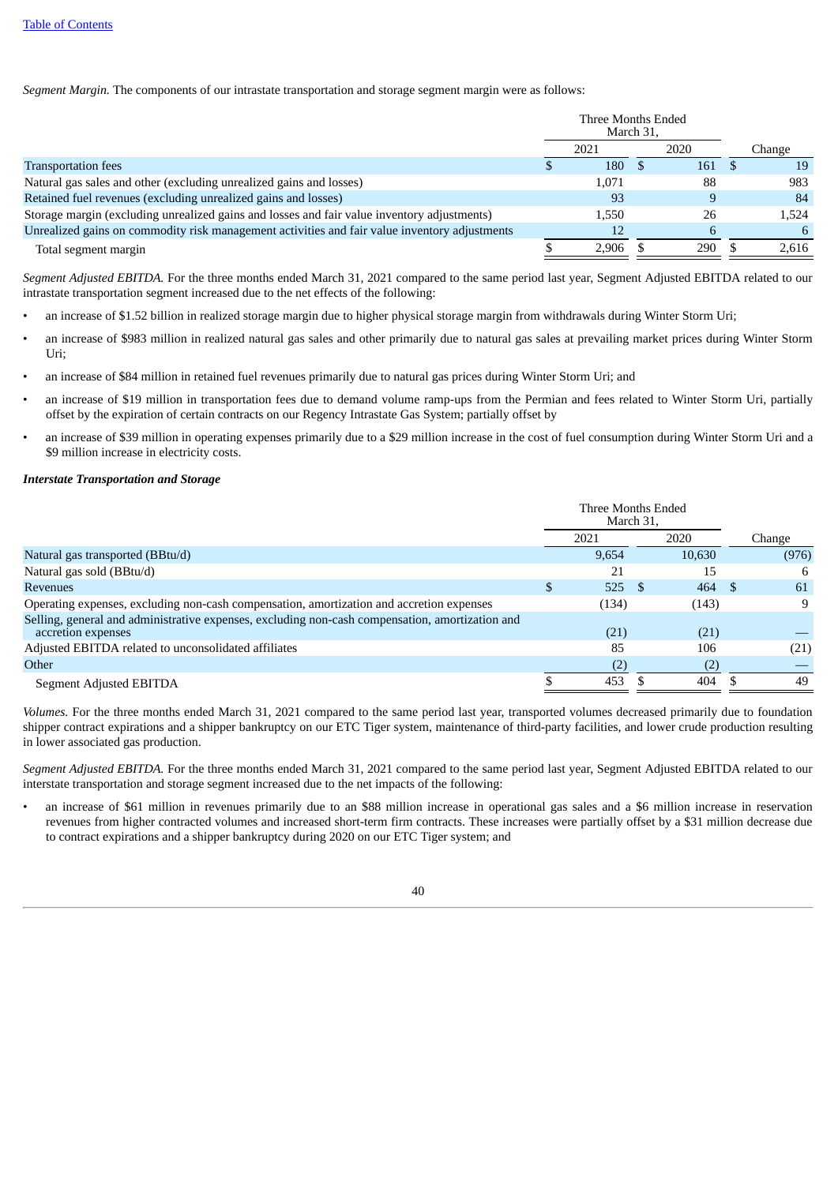*Segment Margin.* The components of our intrastate transportation and storage segment margin were as follows:

| | Three Months Ended March 31, | | |
|---|---|---|---|
| | 2021 | 2020 | Change |
| Transportation fees | $ 180 | $ 161 | $ 19 |
| Natural gas sales and other (excluding unrealized gains and losses) | 1,071 | 88 | 983 |
| Retained fuel revenues (excluding unrealized gains and losses) | 93 | 9 | 84 |
| Storage margin (excluding unrealized gains and losses and fair value inventory adjustments) | 1,550 | 26 | 1,524 |
| Unrealized gains on commodity risk management activities and fair value inventory adjustments | 12 | 6 | 6 |
| Total segment margin | $ 2,906 | $ 290 | $ 2,616 |

*Segment Adjusted EBITDA.* For the three months ended March 31, 2021 compared to the same period last year, Segment Adjusted EBITDA related to our intrastate transportation segment increased due to the net effects of the following:

- an increase of $1.52 billion in realized storage margin due to higher physical storage margin from withdrawals during Winter Storm Uri;
- an increase of $983 million in realized natural gas sales and other primarily due to natural gas sales at prevailing market prices during Winter Storm Uri;
- an increase of $84 million in retained fuel revenues primarily due to natural gas prices during Winter Storm Uri; and
- an increase of $19 million in transportation fees due to demand volume ramp-ups from the Permian and fees related to Winter Storm Uri, partially offset by the expiration of certain contracts on our Regency Intrastate Gas System; partially offset by
- an increase of $39 million in operating expenses primarily due to a $29 million increase in the cost of fuel consumption during Winter Storm Uri and a $9 million increase in electricity costs.

***Interstate Transportation and Storage***

| | Three Months Ended March 31, | | |
|---|---|---|---|
| | 2021 | 2020 | Change |
| Natural gas transported (BBtu/d) | 9,654 | 10,630 | (976) |
| Natural gas sold (BBtu/d) | 21 | 15 | 6 |
| Revenues | $ 525 | $ 464 | $ 61 |
| Operating expenses, excluding non-cash compensation, amortization and accretion expenses | (134) | (143) | 9 |
| Selling, general and administrative expenses, excluding non-cash compensation, amortization and accretion expenses | (21) | (21) | — |
| Adjusted EBITDA related to unconsolidated affiliates | 85 | 106 | (21) |
| Other | (2) | (2) | — |
| Segment Adjusted EBITDA | $ 453 | $ 404 | $ 49 |

*Volumes.* For the three months ended March 31, 2021 compared to the same period last year, transported volumes decreased primarily due to foundation shipper contract expirations and a shipper bankruptcy on our ETC Tiger system, maintenance of third-party facilities, and lower crude production resulting in lower associated gas production.

*Segment Adjusted EBITDA.* For the three months ended March 31, 2021 compared to the same period last year, Segment Adjusted EBITDA related to our interstate transportation and storage segment increased due to the net impacts of the following:

- an increase of $61 million in revenues primarily due to an $88 million increase in operational gas sales and a $6 million increase in reservation revenues from higher contracted volumes and increased short-term firm contracts. These increases were partially offset by a $31 million decrease due to contract expirations and a shipper bankruptcy during 2020 on our ETC Tiger system; and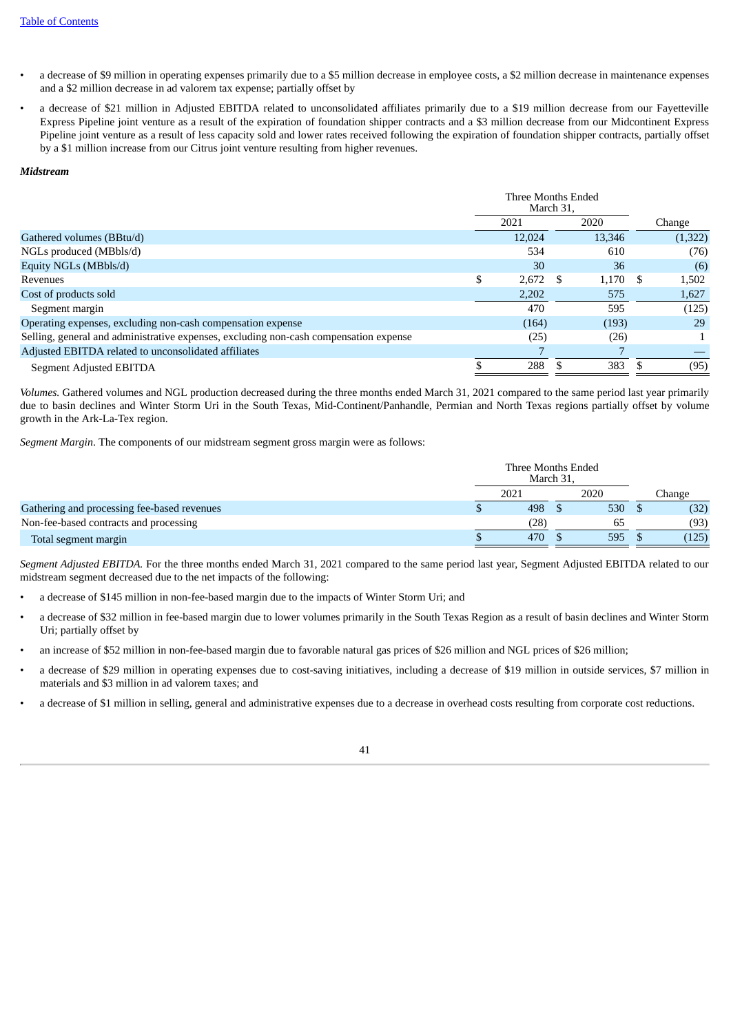- a decrease of $9 million in operating expenses primarily due to a $5 million decrease in employee costs, a $2 million decrease in maintenance expenses and a $2 million decrease in ad valorem tax expense; partially offset by
- a decrease of $21 million in Adjusted EBITDA related to unconsolidated affiliates primarily due to a $19 million decrease from our Fayetteville Express Pipeline joint venture as a result of the expiration of foundation shipper contracts and a $3 million decrease from our Midcontinent Express Pipeline joint venture as a result of less capacity sold and lower rates received following the expiration of foundation shipper contracts, partially offset by a $1 million increase from our Citrus joint venture resulting from higher revenues.

***Midstream***

| | Three Months Ended March 31, 2021 | Three Months Ended March 31, 2020 | Change |
|---|---|---|---|
| Gathered volumes (BBtu/d) | 12,024 | 13,346 | (1,322) |
| NGLs produced (MBbls/d) | 534 | 610 | (76) |
| Equity NGLs (MBbls/d) | 30 | 36 | (6) |
| Revenues | $ 2,672 | $ 1,170 | $ 1,502 |
| Cost of products sold | 2,202 | 575 | 1,627 |
| Segment margin | 470 | 595 | (125) |
| Operating expenses, excluding non-cash compensation expense | (164) | (193) | 29 |
| Selling, general and administrative expenses, excluding non-cash compensation expense | (25) | (26) | 1 |
| Adjusted EBITDA related to unconsolidated affiliates | 7 | 7 | — |
| Segment Adjusted EBITDA | $ 288 | $ 383 | $ (95) |

*Volumes.* Gathered volumes and NGL production decreased during the three months ended March 31, 2021 compared to the same period last year primarily due to basin declines and Winter Storm Uri in the South Texas, Mid-Continent/Panhandle, Permian and North Texas regions partially offset by volume growth in the Ark-La-Tex region.

*Segment Margin*. The components of our midstream segment gross margin were as follows:

| | Three Months Ended March 31, 2021 | Three Months Ended March 31, 2020 | Change |
|---|---|---|---|
| Gathering and processing fee-based revenues | $ 498 | $ 530 | $ (32) |
| Non-fee-based contracts and processing | (28) | 65 | (93) |
| Total segment margin | $ 470 | $ 595 | $ (125) |

*Segment Adjusted EBITDA.* For the three months ended March 31, 2021 compared to the same period last year, Segment Adjusted EBITDA related to our midstream segment decreased due to the net impacts of the following:

- a decrease of $145 million in non-fee-based margin due to the impacts of Winter Storm Uri; and
- a decrease of $32 million in fee-based margin due to lower volumes primarily in the South Texas Region as a result of basin declines and Winter Storm Uri; partially offset by
- an increase of $52 million in non-fee-based margin due to favorable natural gas prices of $26 million and NGL prices of $26 million;
- a decrease of $29 million in operating expenses due to cost-saving initiatives, including a decrease of $19 million in outside services, $7 million in materials and $3 million in ad valorem taxes; and
- a decrease of $1 million in selling, general and administrative expenses due to a decrease in overhead costs resulting from corporate cost reductions.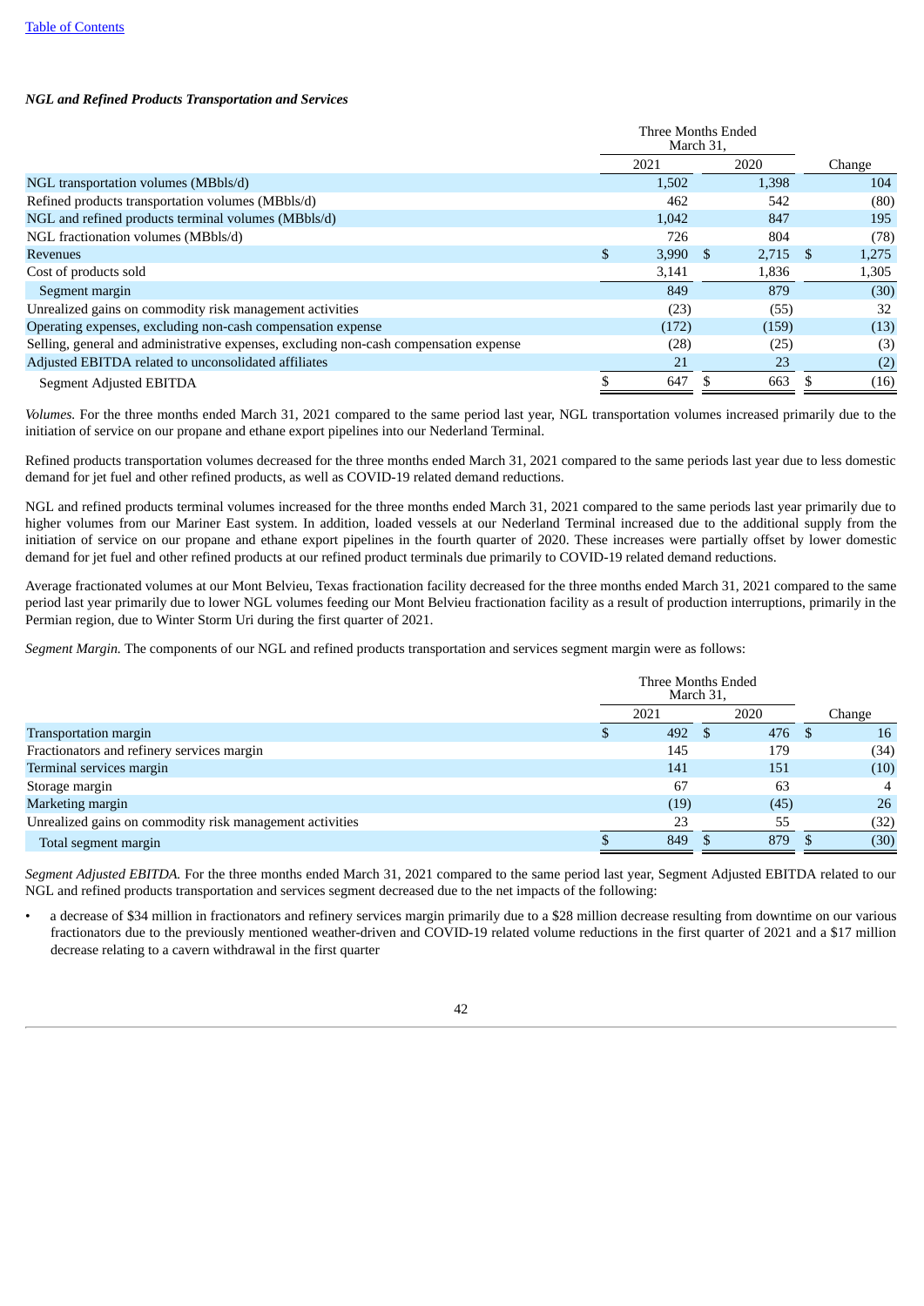***NGL and Refined Products Transportation and Services***

| | Three Months Ended March 31, | | |
|---|---|---|---|
| | 2021 | 2020 | Change |
| NGL transportation volumes (MBbls/d) | 1,502 | 1,398 | 104 |
| Refined products transportation volumes (MBbls/d) | 462 | 542 | (80) |
| NGL and refined products terminal volumes (MBbls/d) | 1,042 | 847 | 195 |
| NGL fractionation volumes (MBbls/d) | 726 | 804 | (78) |
| Revenues | $ 3,990 | $ 2,715 | $ 1,275 |
| Cost of products sold | 3,141 | 1,836 | 1,305 |
| Segment margin | 849 | 879 | (30) |
| Unrealized gains on commodity risk management activities | (23) | (55) | 32 |
| Operating expenses, excluding non-cash compensation expense | (172) | (159) | (13) |
| Selling, general and administrative expenses, excluding non-cash compensation expense | (28) | (25) | (3) |
| Adjusted EBITDA related to unconsolidated affiliates | 21 | 23 | (2) |
| Segment Adjusted EBITDA | $ 647 | $ 663 | $ (16) |

*Volumes.* For the three months ended March 31, 2021 compared to the same period last year, NGL transportation volumes increased primarily due to the initiation of service on our propane and ethane export pipelines into our Nederland Terminal.

Refined products transportation volumes decreased for the three months ended March 31, 2021 compared to the same periods last year due to less domestic demand for jet fuel and other refined products, as well as COVID-19 related demand reductions.

NGL and refined products terminal volumes increased for the three months ended March 31, 2021 compared to the same periods last year primarily due to higher volumes from our Mariner East system. In addition, loaded vessels at our Nederland Terminal increased due to the additional supply from the initiation of service on our propane and ethane export pipelines in the fourth quarter of 2020. These increases were partially offset by lower domestic demand for jet fuel and other refined products at our refined product terminals due primarily to COVID-19 related demand reductions.

Average fractionated volumes at our Mont Belvieu, Texas fractionation facility decreased for the three months ended March 31, 2021 compared to the same period last year primarily due to lower NGL volumes feeding our Mont Belvieu fractionation facility as a result of production interruptions, primarily in the Permian region, due to Winter Storm Uri during the first quarter of 2021.

*Segment Margin.* The components of our NGL and refined products transportation and services segment margin were as follows:

| | Three Months Ended March 31, | | |
|---|---|---|---|
| | 2021 | 2020 | Change |
| Transportation margin | $ 492 | $ 476 | $ 16 |
| Fractionators and refinery services margin | 145 | 179 | (34) |
| Terminal services margin | 141 | 151 | (10) |
| Storage margin | 67 | 63 | 4 |
| Marketing margin | (19) | (45) | 26 |
| Unrealized gains on commodity risk management activities | 23 | 55 | (32) |
| Total segment margin | $ 849 | $ 879 | $ (30) |

*Segment Adjusted EBITDA.* For the three months ended March 31, 2021 compared to the same period last year, Segment Adjusted EBITDA related to our NGL and refined products transportation and services segment decreased due to the net impacts of the following:

- a decrease of $34 million in fractionators and refinery services margin primarily due to a $28 million decrease resulting from downtime on our various fractionators due to the previously mentioned weather-driven and COVID-19 related volume reductions in the first quarter of 2021 and a $17 million decrease relating to a cavern withdrawal in the first quarter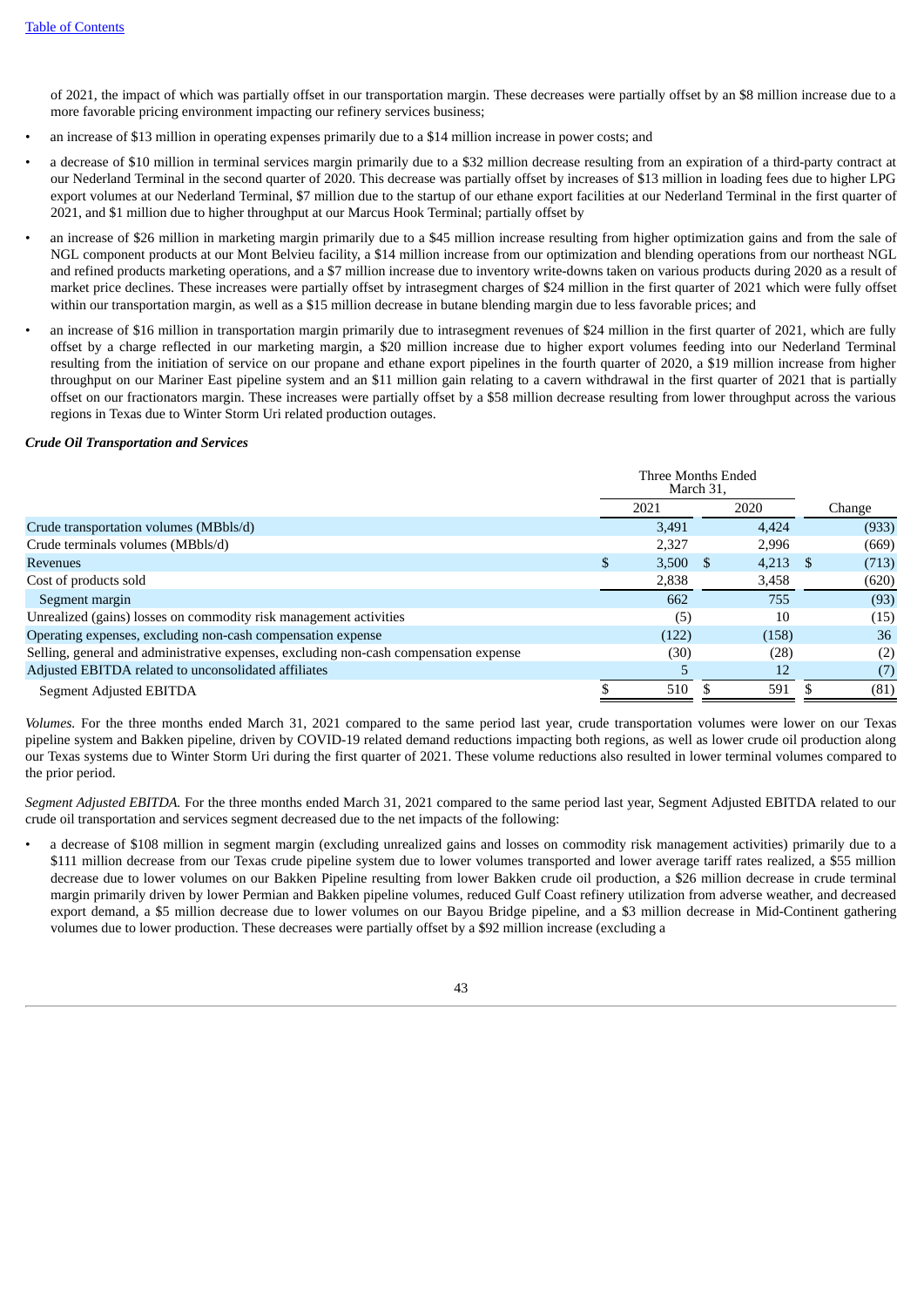of 2021, the impact of which was partially offset in our transportation margin. These decreases were partially offset by an $8 million increase due to a more favorable pricing environment impacting our refinery services business;

- an increase of $13 million in operating expenses primarily due to a $14 million increase in power costs; and
- a decrease of $10 million in terminal services margin primarily due to a $32 million decrease resulting from an expiration of a third-party contract at our Nederland Terminal in the second quarter of 2020. This decrease was partially offset by increases of $13 million in loading fees due to higher LPG export volumes at our Nederland Terminal, $7 million due to the startup of our ethane export facilities at our Nederland Terminal in the first quarter of 2021, and $1 million due to higher throughput at our Marcus Hook Terminal; partially offset by
- an increase of $26 million in marketing margin primarily due to a $45 million increase resulting from higher optimization gains and from the sale of NGL component products at our Mont Belvieu facility, a $14 million increase from our optimization and blending operations from our northeast NGL and refined products marketing operations, and a $7 million increase due to inventory write-downs taken on various products during 2020 as a result of market price declines. These increases were partially offset by intrasegment charges of $24 million in the first quarter of 2021 which were fully offset within our transportation margin, as well as a $15 million decrease in butane blending margin due to less favorable prices; and
- an increase of $16 million in transportation margin primarily due to intrasegment revenues of $24 million in the first quarter of 2021, which are fully offset by a charge reflected in our marketing margin, a $20 million increase due to higher export volumes feeding into our Nederland Terminal resulting from the initiation of service on our propane and ethane export pipelines in the fourth quarter of 2020, a $19 million increase from higher throughput on our Mariner East pipeline system and an $11 million gain relating to a cavern withdrawal in the first quarter of 2021 that is partially offset on our fractionators margin. These increases were partially offset by a $58 million decrease resulting from lower throughput across the various regions in Texas due to Winter Storm Uri related production outages.

***Crude Oil Transportation and Services***

| | Three Months Ended March 31, | | |
|---|---|---|---|
| | 2021 | 2020 | Change |
| Crude transportation volumes (MBbls/d) | 3,491 | 4,424 | (933) |
| Crude terminals volumes (MBbls/d) | 2,327 | 2,996 | (669) |
| Revenues | $ 3,500 | $ 4,213 | $ (713) |
| Cost of products sold | 2,838 | 3,458 | (620) |
| Segment margin | 662 | 755 | (93) |
| Unrealized (gains) losses on commodity risk management activities | (5) | 10 | (15) |
| Operating expenses, excluding non-cash compensation expense | (122) | (158) | 36 |
| Selling, general and administrative expenses, excluding non-cash compensation expense | (30) | (28) | (2) |
| Adjusted EBITDA related to unconsolidated affiliates | 5 | 12 | (7) |
| Segment Adjusted EBITDA | $ 510 | $ 591 | $ (81) |

*Volumes.* For the three months ended March 31, 2021 compared to the same period last year, crude transportation volumes were lower on our Texas pipeline system and Bakken pipeline, driven by COVID-19 related demand reductions impacting both regions, as well as lower crude oil production along our Texas systems due to Winter Storm Uri during the first quarter of 2021. These volume reductions also resulted in lower terminal volumes compared to the prior period.

*Segment Adjusted EBITDA.* For the three months ended March 31, 2021 compared to the same period last year, Segment Adjusted EBITDA related to our crude oil transportation and services segment decreased due to the net impacts of the following:

- a decrease of $108 million in segment margin (excluding unrealized gains and losses on commodity risk management activities) primarily due to a $111 million decrease from our Texas crude pipeline system due to lower volumes transported and lower average tariff rates realized, a $55 million decrease due to lower volumes on our Bakken Pipeline resulting from lower Bakken crude oil production, a $26 million decrease in crude terminal margin primarily driven by lower Permian and Bakken pipeline volumes, reduced Gulf Coast refinery utilization from adverse weather, and decreased export demand, a $5 million decrease due to lower volumes on our Bayou Bridge pipeline, and a $3 million decrease in Mid-Continent gathering volumes due to lower production. These decreases were partially offset by a $92 million increase (excluding a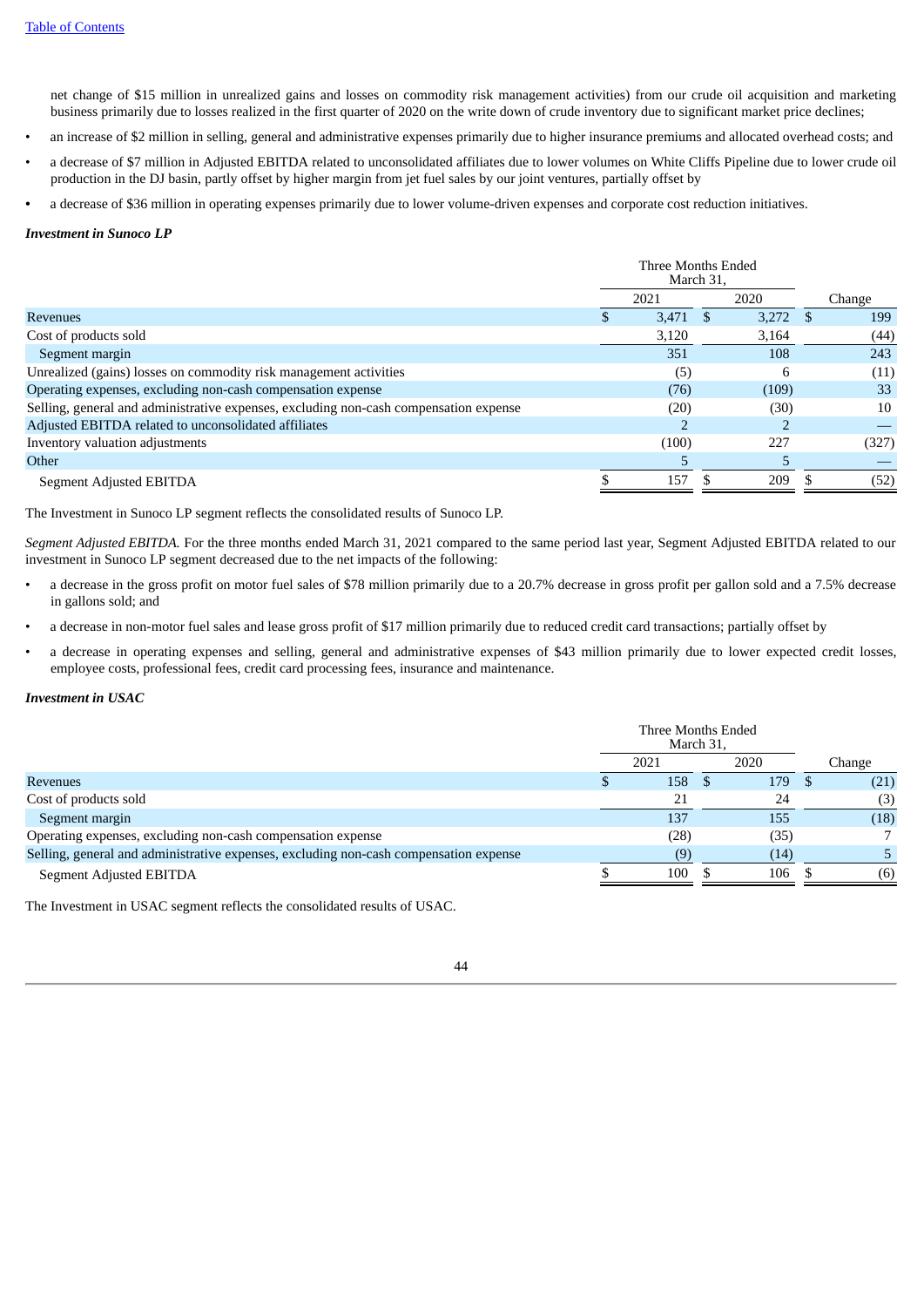net change of $15 million in unrealized gains and losses on commodity risk management activities) from our crude oil acquisition and marketing business primarily due to losses realized in the first quarter of 2020 on the write down of crude inventory due to significant market price declines;

- an increase of $2 million in selling, general and administrative expenses primarily due to higher insurance premiums and allocated overhead costs; and
- a decrease of $7 million in Adjusted EBITDA related to unconsolidated affiliates due to lower volumes on White Cliffs Pipeline due to lower crude oil production in the DJ basin, partly offset by higher margin from jet fuel sales by our joint ventures, partially offset by
- a decrease of $36 million in operating expenses primarily due to lower volume-driven expenses and corporate cost reduction initiatives.

***Investment in Sunoco LP***

| | Three Months Ended March 31, | | |
|---|---|---|---|
| | 2021 | 2020 | Change |
| Revenues | $ 3,471 | $ 3,272 | $ 199 |
| Cost of products sold | 3,120 | 3,164 | (44) |
| Segment margin | 351 | 108 | 243 |
| Unrealized (gains) losses on commodity risk management activities | (5) | 6 | (11) |
| Operating expenses, excluding non-cash compensation expense | (76) | (109) | 33 |
| Selling, general and administrative expenses, excluding non-cash compensation expense | (20) | (30) | 10 |
| Adjusted EBITDA related to unconsolidated affiliates | 2 | 2 | — |
| Inventory valuation adjustments | (100) | 227 | (327) |
| Other | 5 | 5 | — |
| Segment Adjusted EBITDA | $ 157 | $ 209 | $ (52) |

The Investment in Sunoco LP segment reflects the consolidated results of Sunoco LP.

*Segment Adjusted EBITDA.* For the three months ended March 31, 2021 compared to the same period last year, Segment Adjusted EBITDA related to our investment in Sunoco LP segment decreased due to the net impacts of the following:

- a decrease in the gross profit on motor fuel sales of $78 million primarily due to a 20.7% decrease in gross profit per gallon sold and a 7.5% decrease in gallons sold; and
- a decrease in non-motor fuel sales and lease gross profit of $17 million primarily due to reduced credit card transactions; partially offset by
- a decrease in operating expenses and selling, general and administrative expenses of $43 million primarily due to lower expected credit losses, employee costs, professional fees, credit card processing fees, insurance and maintenance.

***Investment in USAC***

| | Three Months Ended March 31, | | |
|---|---|---|---|
| | 2021 | 2020 | Change |
| Revenues | $ 158 | $ 179 | $ (21) |
| Cost of products sold | 21 | 24 | (3) |
| Segment margin | 137 | 155 | (18) |
| Operating expenses, excluding non-cash compensation expense | (28) | (35) | 7 |
| Selling, general and administrative expenses, excluding non-cash compensation expense | (9) | (14) | 5 |
| Segment Adjusted EBITDA | $ 100 | $ 106 | $ (6) |

The Investment in USAC segment reflects the consolidated results of USAC.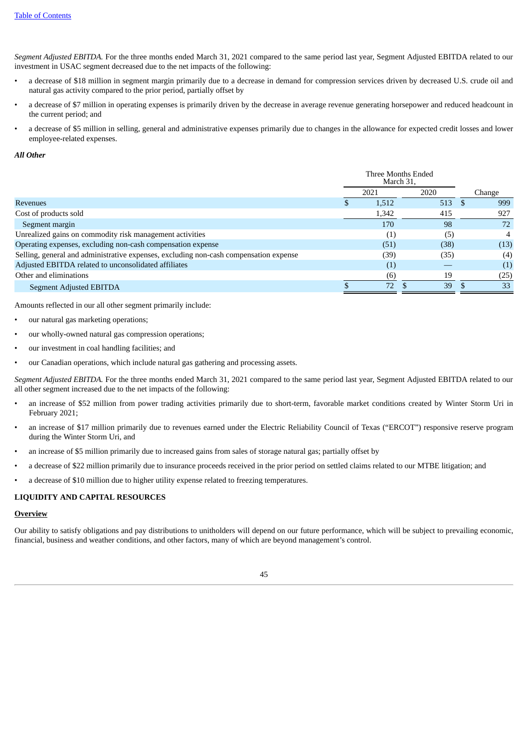*Segment Adjusted EBITDA.* For the three months ended March 31, 2021 compared to the same period last year, Segment Adjusted EBITDA related to our investment in USAC segment decreased due to the net impacts of the following:

- a decrease of $18 million in segment margin primarily due to a decrease in demand for compression services driven by decreased U.S. crude oil and natural gas activity compared to the prior period, partially offset by
- a decrease of $7 million in operating expenses is primarily driven by the decrease in average revenue generating horsepower and reduced headcount in the current period; and
- a decrease of $5 million in selling, general and administrative expenses primarily due to changes in the allowance for expected credit losses and lower employee-related expenses.

***All Other***

| | Three Months Ended March 31, | | |
|---|---|---|---|
| | 2021 | 2020 | Change |
| Revenues | $ 1,512 | 513 | $ 999 |
| Cost of products sold | 1,342 | 415 | 927 |
| Segment margin | 170 | 98 | 72 |
| Unrealized gains on commodity risk management activities | (1) | (5) | 4 |
| Operating expenses, excluding non-cash compensation expense | (51) | (38) | (13) |
| Selling, general and administrative expenses, excluding non-cash compensation expense | (39) | (35) | (4) |
| Adjusted EBITDA related to unconsolidated affiliates | (1) | — | (1) |
| Other and eliminations | (6) | 19 | (25) |
| Segment Adjusted EBITDA | $ 72 | $ 39 | $ 33 |

Amounts reflected in our all other segment primarily include:

- our natural gas marketing operations;
- our wholly-owned natural gas compression operations;
- our investment in coal handling facilities; and
- our Canadian operations, which include natural gas gathering and processing assets.

*Segment Adjusted EBITDA.* For the three months ended March 31, 2021 compared to the same period last year, Segment Adjusted EBITDA related to our all other segment increased due to the net impacts of the following:

- an increase of $52 million from power trading activities primarily due to short-term, favorable market conditions created by Winter Storm Uri in February 2021;
- an increase of $17 million primarily due to revenues earned under the Electric Reliability Council of Texas ("ERCOT") responsive reserve program during the Winter Storm Uri, and
- an increase of $5 million primarily due to increased gains from sales of storage natural gas; partially offset by
- a decrease of $22 million primarily due to insurance proceeds received in the prior period on settled claims related to our MTBE litigation; and
- a decrease of $10 million due to higher utility expense related to freezing temperatures.

## LIQUIDITY AND CAPITAL RESOURCES

### Overview

Our ability to satisfy obligations and pay distributions to unitholders will depend on our future performance, which will be subject to prevailing economic, financial, business and weather conditions, and other factors, many of which are beyond management's control.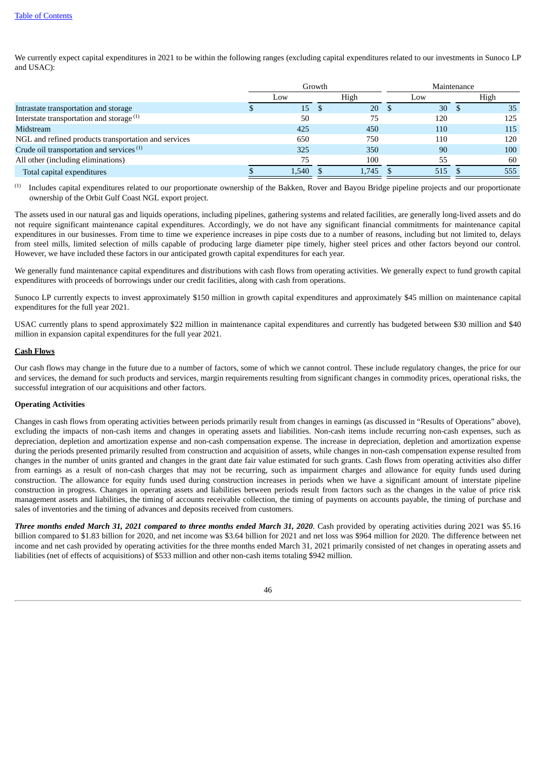We currently expect capital expenditures in 2021 to be within the following ranges (excluding capital expenditures related to our investments in Sunoco LP and USAC):

| | Growth | | Maintenance | |
|---|---|---|---|---|
| | Low | High | Low | High |
| Intrastate transportation and storage | $ 15 | $ 20 | $ 30 | $ 35 |
| Interstate transportation and storage [(1)] | 50 | 75 | 120 | 125 |
| Midstream | 425 | 450 | 110 | 115 |
| NGL and refined products transportation and services | 650 | 750 | 110 | 120 |
| Crude oil transportation and services [(1)] | 325 | 350 | 90 | 100 |
| All other (including eliminations) | 75 | 100 | 55 | 60 |
| Total capital expenditures | $ 1,540 | $ 1,745 | $ 515 | $ 555 |

(1) Includes capital expenditures related to our proportionate ownership of the Bakken, Rover and Bayou Bridge pipeline projects and our proportionate ownership of the Orbit Gulf Coast NGL export project.

The assets used in our natural gas and liquids operations, including pipelines, gathering systems and related facilities, are generally long-lived assets and do not require significant maintenance capital expenditures. Accordingly, we do not have any significant financial commitments for maintenance capital expenditures in our businesses. From time to time we experience increases in pipe costs due to a number of reasons, including but not limited to, delays from steel mills, limited selection of mills capable of producing large diameter pipe timely, higher steel prices and other factors beyond our control. However, we have included these factors in our anticipated growth capital expenditures for each year.

We generally fund maintenance capital expenditures and distributions with cash flows from operating activities. We generally expect to fund growth capital expenditures with proceeds of borrowings under our credit facilities, along with cash from operations.

Sunoco LP currently expects to invest approximately $150 million in growth capital expenditures and approximately $45 million on maintenance capital expenditures for the full year 2021.

USAC currently plans to spend approximately $22 million in maintenance capital expenditures and currently has budgeted between $30 million and $40 million in expansion capital expenditures for the full year 2021.

## Cash Flows

Our cash flows may change in the future due to a number of factors, some of which we cannot control. These include regulatory changes, the price for our and services, the demand for such products and services, margin requirements resulting from significant changes in commodity prices, operational risks, the successful integration of our acquisitions and other factors.

### Operating Activities

Changes in cash flows from operating activities between periods primarily result from changes in earnings (as discussed in "Results of Operations" above), excluding the impacts of non-cash items and changes in operating assets and liabilities. Non-cash items include recurring non-cash expenses, such as depreciation, depletion and amortization expense and non-cash compensation expense. The increase in depreciation, depletion and amortization expense during the periods presented primarily resulted from construction and acquisition of assets, while changes in non-cash compensation expense resulted from changes in the number of units granted and changes in the grant date fair value estimated for such grants. Cash flows from operating activities also differ from earnings as a result of non-cash charges that may not be recurring, such as impairment charges and allowance for equity funds used during construction. The allowance for equity funds used during construction increases in periods when we have a significant amount of interstate pipeline construction in progress. Changes in operating assets and liabilities between periods result from factors such as the changes in the value of price risk management assets and liabilities, the timing of accounts receivable collection, the timing of payments on accounts payable, the timing of purchase and sales of inventories and the timing of advances and deposits received from customers.

***Three months ended March 31, 2021 compared to three months ended March 31, 2020***. Cash provided by operating activities during 2021 was $5.16 billion compared to $1.83 billion for 2020, and net income was $3.64 billion for 2021 and net loss was $964 million for 2020. The difference between net income and net cash provided by operating activities for the three months ended March 31, 2021 primarily consisted of net changes in operating assets and liabilities (net of effects of acquisitions) of $533 million and other non-cash items totaling $942 million.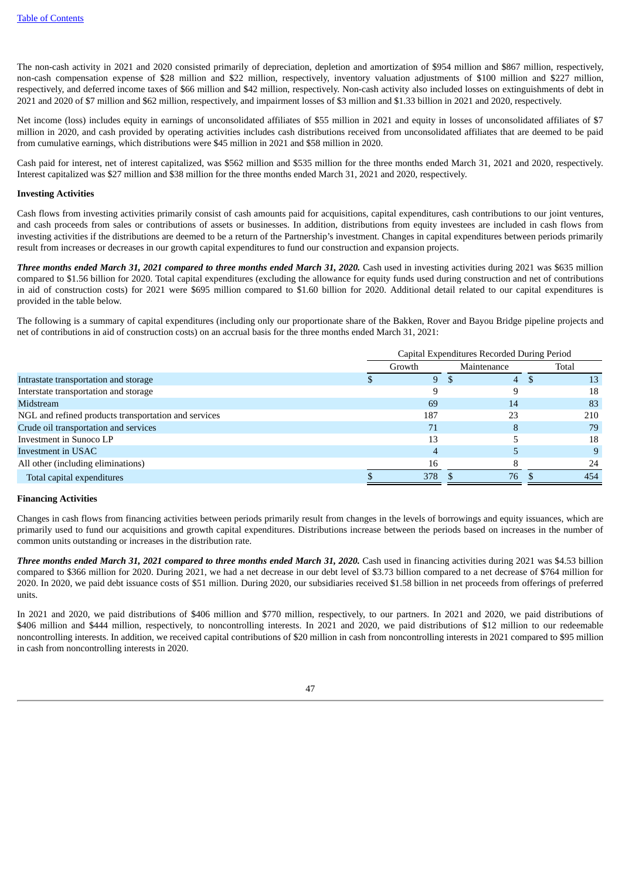The non-cash activity in 2021 and 2020 consisted primarily of depreciation, depletion and amortization of $954 million and $867 million, respectively, non-cash compensation expense of $28 million and $22 million, respectively, inventory valuation adjustments of $100 million and $227 million, respectively, and deferred income taxes of $66 million and $42 million, respectively. Non-cash activity also included losses on extinguishments of debt in 2021 and 2020 of $7 million and $62 million, respectively, and impairment losses of $3 million and $1.33 billion in 2021 and 2020, respectively.

Net income (loss) includes equity in earnings of unconsolidated affiliates of $55 million in 2021 and equity in losses of unconsolidated affiliates of $7 million in 2020, and cash provided by operating activities includes cash distributions received from unconsolidated affiliates that are deemed to be paid from cumulative earnings, which distributions were $45 million in 2021 and $58 million in 2020.

Cash paid for interest, net of interest capitalized, was $562 million and $535 million for the three months ended March 31, 2021 and 2020, respectively. Interest capitalized was $27 million and $38 million for the three months ended March 31, 2021 and 2020, respectively.

**Investing Activities**

Cash flows from investing activities primarily consist of cash amounts paid for acquisitions, capital expenditures, cash contributions to our joint ventures, and cash proceeds from sales or contributions of assets or businesses. In addition, distributions from equity investees are included in cash flows from investing activities if the distributions are deemed to be a return of the Partnership's investment. Changes in capital expenditures between periods primarily result from increases or decreases in our growth capital expenditures to fund our construction and expansion projects.

***Three months ended March 31, 2021 compared to three months ended March 31, 2020.*** Cash used in investing activities during 2021 was $635 million compared to $1.56 billion for 2020. Total capital expenditures (excluding the allowance for equity funds used during construction and net of contributions in aid of construction costs) for 2021 were $695 million compared to $1.60 billion for 2020. Additional detail related to our capital expenditures is provided in the table below.

The following is a summary of capital expenditures (including only our proportionate share of the Bakken, Rover and Bayou Bridge pipeline projects and net of contributions in aid of construction costs) on an accrual basis for the three months ended March 31, 2021:

| | Capital Expenditures Recorded During Period | | |
|---|---|---|---|
| | Growth | Maintenance | Total |
| Intrastate transportation and storage | $ 9 | $ 4 | $ 13 |
| Interstate transportation and storage | 9 | 9 | 18 |
| Midstream | 69 | 14 | 83 |
| NGL and refined products transportation and services | 187 | 23 | 210 |
| Crude oil transportation and services | 71 | 8 | 79 |
| Investment in Sunoco LP | 13 | 5 | 18 |
| Investment in USAC | 4 | 5 | 9 |
| All other (including eliminations) | 16 | 8 | 24 |
| Total capital expenditures | $ 378 | $ 76 | $ 454 |

**Financing Activities**

Changes in cash flows from financing activities between periods primarily result from changes in the levels of borrowings and equity issuances, which are primarily used to fund our acquisitions and growth capital expenditures. Distributions increase between the periods based on increases in the number of common units outstanding or increases in the distribution rate.

***Three months ended March 31, 2021 compared to three months ended March 31, 2020.*** Cash used in financing activities during 2021 was $4.53 billion compared to $366 million for 2020. During 2021, we had a net decrease in our debt level of $3.73 billion compared to a net decrease of $764 million for 2020. In 2020, we paid debt issuance costs of $51 million. During 2020, our subsidiaries received $1.58 billion in net proceeds from offerings of preferred units.

In 2021 and 2020, we paid distributions of $406 million and $770 million, respectively, to our partners. In 2021 and 2020, we paid distributions of $406 million and $444 million, respectively, to noncontrolling interests. In 2021 and 2020, we paid distributions of $12 million to our redeemable noncontrolling interests. In addition, we received capital contributions of $20 million in cash from noncontrolling interests in 2021 compared to $95 million in cash from noncontrolling interests in 2020.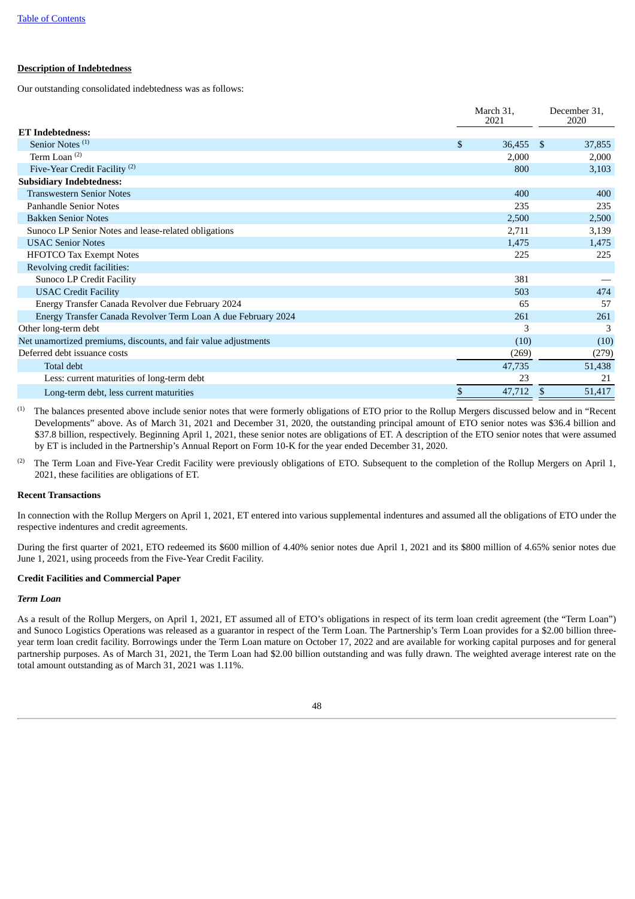[Table of Contents](#)

**Description of Indebtedness**

Our outstanding consolidated indebtedness was as follows:

| | March 31, 2021 | December 31, 2020 |
|---|---|---|
| **ET Indebtedness:** | | |
| Senior Notes [(1)] | $ 36,455 | $ 37,855 |
| Term Loan [(2)] | 2,000 | 2,000 |
| Five-Year Credit Facility [(2)] | 800 | 3,103 |
| **Subsidiary Indebtedness:** | | |
| Transwestern Senior Notes | 400 | 400 |
| Panhandle Senior Notes | 235 | 235 |
| Bakken Senior Notes | 2,500 | 2,500 |
| Sunoco LP Senior Notes and lease-related obligations | 2,711 | 3,139 |
| USAC Senior Notes | 1,475 | 1,475 |
| HFOTCO Tax Exempt Notes | 225 | 225 |
| Revolving credit facilities: | | |
| Sunoco LP Credit Facility | 381 | — |
| USAC Credit Facility | 503 | 474 |
| Energy Transfer Canada Revolver due February 2024 | 65 | 57 |
| Energy Transfer Canada Revolver Term Loan A due February 2024 | 261 | 261 |
| Other long-term debt | 3 | 3 |
| Net unamortized premiums, discounts, and fair value adjustments | (10) | (10) |
| Deferred debt issuance costs | (269) | (279) |
| Total debt | 47,735 | 51,438 |
| Less: current maturities of long-term debt | 23 | 21 |
| Long-term debt, less current maturities | $ 47,712 | $ 51,417 |

(1) The balances presented above include senior notes that were formerly obligations of ETO prior to the Rollup Mergers discussed below and in "Recent Developments" above. As of March 31, 2021 and December 31, 2020, the outstanding principal amount of ETO senior notes was $36.4 billion and $37.8 billion, respectively. Beginning April 1, 2021, these senior notes are obligations of ET. A description of the ETO senior notes that were assumed by ET is included in the Partnership's Annual Report on Form 10-K for the year ended December 31, 2020.

(2) The Term Loan and Five-Year Credit Facility were previously obligations of ETO. Subsequent to the completion of the Rollup Mergers on April 1, 2021, these facilities are obligations of ET.

**Recent Transactions**

In connection with the Rollup Mergers on April 1, 2021, ET entered into various supplemental indentures and assumed all the obligations of ETO under the respective indentures and credit agreements.

During the first quarter of 2021, ETO redeemed its $600 million of 4.40% senior notes due April 1, 2021 and its $800 million of 4.65% senior notes due June 1, 2021, using proceeds from the Five-Year Credit Facility.

**Credit Facilities and Commercial Paper**

***Term Loan***

As a result of the Rollup Mergers, on April 1, 2021, ET assumed all of ETO's obligations in respect of its term loan credit agreement (the "Term Loan") and Sunoco Logistics Operations was released as a guarantor in respect of the Term Loan. The Partnership's Term Loan provides for a $2.00 billion three-year term loan credit facility. Borrowings under the Term Loan mature on October 17, 2022 and are available for working capital purposes and for general partnership purposes. As of March 31, 2021, the Term Loan had $2.00 billion outstanding and was fully drawn. The weighted average interest rate on the total amount outstanding as of March 31, 2021 was 1.11%.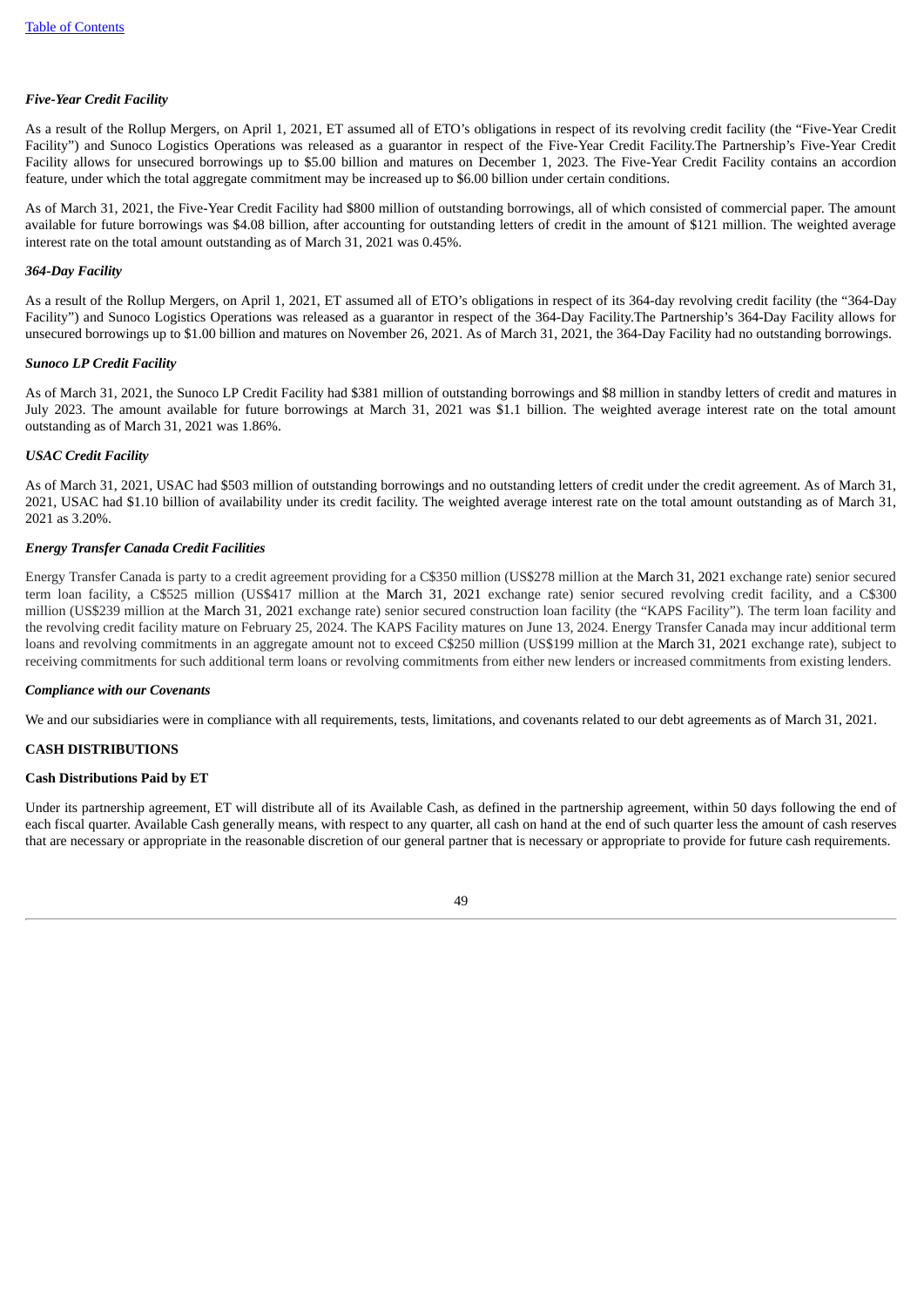*Five-Year Credit Facility*

As a result of the Rollup Mergers, on April 1, 2021, ET assumed all of ETO's obligations in respect of its revolving credit facility (the "Five-Year Credit Facility") and Sunoco Logistics Operations was released as a guarantor in respect of the Five-Year Credit Facility.The Partnership's Five-Year Credit Facility allows for unsecured borrowings up to $5.00 billion and matures on December 1, 2023. The Five-Year Credit Facility contains an accordion feature, under which the total aggregate commitment may be increased up to $6.00 billion under certain conditions.

As of March 31, 2021, the Five-Year Credit Facility had $800 million of outstanding borrowings, all of which consisted of commercial paper. The amount available for future borrowings was $4.08 billion, after accounting for outstanding letters of credit in the amount of $121 million. The weighted average interest rate on the total amount outstanding as of March 31, 2021 was 0.45%.

*364-Day Facility*

As a result of the Rollup Mergers, on April 1, 2021, ET assumed all of ETO's obligations in respect of its 364-day revolving credit facility (the "364-Day Facility") and Sunoco Logistics Operations was released as a guarantor in respect of the 364-Day Facility.The Partnership's 364-Day Facility allows for unsecured borrowings up to $1.00 billion and matures on November 26, 2021. As of March 31, 2021, the 364-Day Facility had no outstanding borrowings.

*Sunoco LP Credit Facility*

As of March 31, 2021, the Sunoco LP Credit Facility had $381 million of outstanding borrowings and $8 million in standby letters of credit and matures in July 2023. The amount available for future borrowings at March 31, 2021 was $1.1 billion. The weighted average interest rate on the total amount outstanding as of March 31, 2021 was 1.86%.

*USAC Credit Facility*

As of March 31, 2021, USAC had $503 million of outstanding borrowings and no outstanding letters of credit under the credit agreement. As of March 31, 2021, USAC had $1.10 billion of availability under its credit facility. The weighted average interest rate on the total amount outstanding as of March 31, 2021 as 3.20%.

*Energy Transfer Canada Credit Facilities*

Energy Transfer Canada is party to a credit agreement providing for a C$350 million (US$278 million at the March 31, 2021 exchange rate) senior secured term loan facility, a C$525 million (US$417 million at the March 31, 2021 exchange rate) senior secured revolving credit facility, and a C$300 million (US$239 million at the March 31, 2021 exchange rate) senior secured construction loan facility (the "KAPS Facility"). The term loan facility and the revolving credit facility mature on February 25, 2024. The KAPS Facility matures on June 13, 2024. Energy Transfer Canada may incur additional term loans and revolving commitments in an aggregate amount not to exceed C$250 million (US$199 million at the March 31, 2021 exchange rate), subject to receiving commitments for such additional term loans or revolving commitments from either new lenders or increased commitments from existing lenders.

*Compliance with our Covenants*

We and our subsidiaries were in compliance with all requirements, tests, limitations, and covenants related to our debt agreements as of March 31, 2021.

**CASH DISTRIBUTIONS**

**Cash Distributions Paid by ET**

Under its partnership agreement, ET will distribute all of its Available Cash, as defined in the partnership agreement, within 50 days following the end of each fiscal quarter. Available Cash generally means, with respect to any quarter, all cash on hand at the end of such quarter less the amount of cash reserves that are necessary or appropriate in the reasonable discretion of our general partner that is necessary or appropriate to provide for future cash requirements.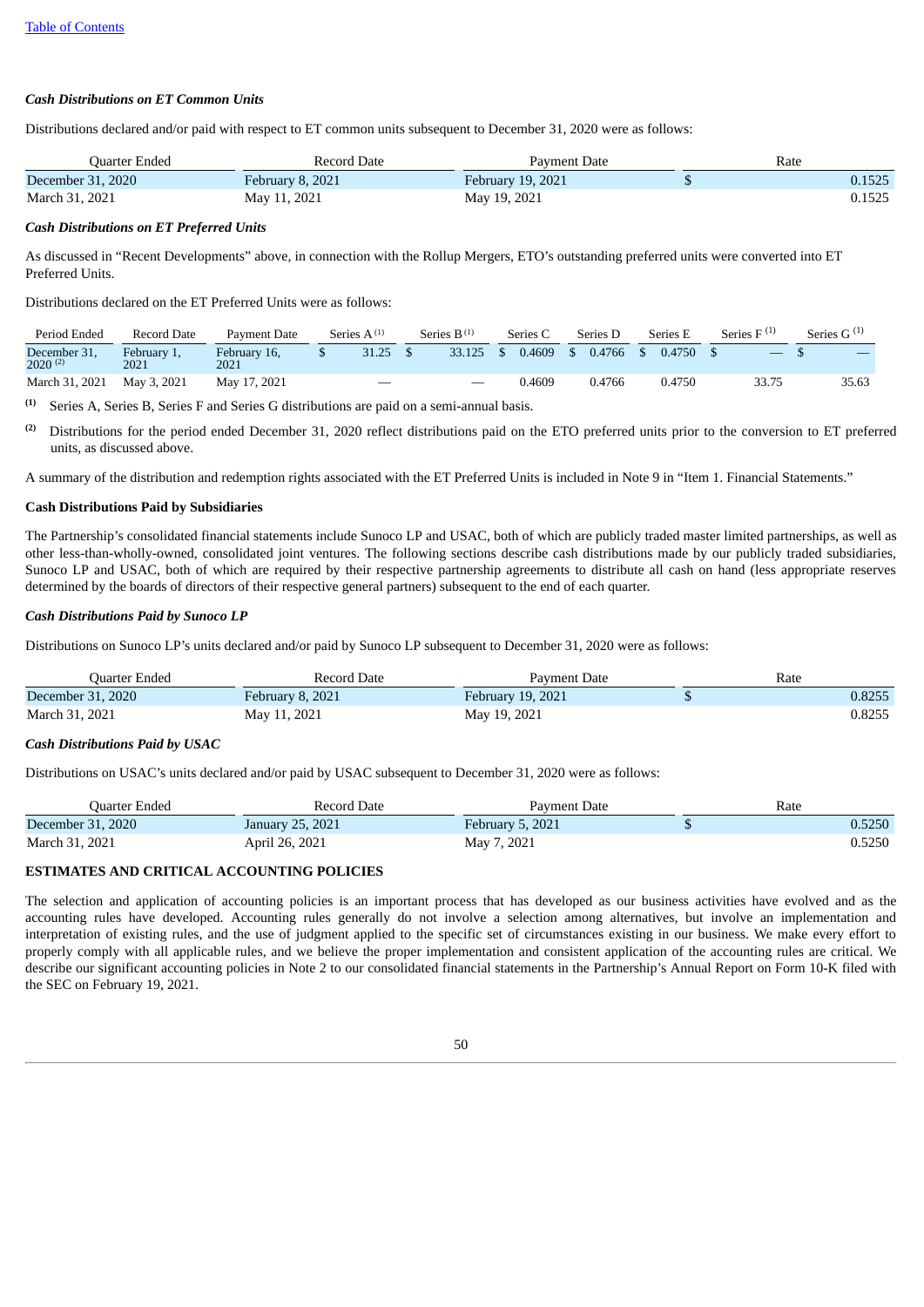### *Cash Distributions on ET Common Units*

Distributions declared and/or paid with respect to ET common units subsequent to December 31, 2020 were as follows:

| Quarter Ended | Record Date | Payment Date | Rate |
|---|---|---|---|
| December 31, 2020 | February 8, 2021 | February 19, 2021 | $ 0.1525 |
| March 31, 2021 | May 11, 2021 | May 19, 2021 | 0.1525 |

### *Cash Distributions on ET Preferred Units*

As discussed in "Recent Developments" above, in connection with the Rollup Mergers, ETO's outstanding preferred units were converted into ET Preferred Units.

Distributions declared on the ET Preferred Units were as follows:

| Period Ended | Record Date | Payment Date | Series A [(1)] | Series B [(1)] | Series C | Series D | Series E | Series F [(1)] | Series G [(1)] |
|---|---|---|---|---|---|---|---|---|---|
| December 31, 2020 [(2)] | February 1, 2021 | February 16, 2021 | $ 31.25 | $ 33.125 | $ 0.4609 | $ 0.4766 | $ 0.4750 | $ — | $ — |
| March 31, 2021 | May 3, 2021 | May 17, 2021 | — | — | 0.4609 | 0.4766 | 0.4750 | 33.75 | 35.63 |

(1) Series A, Series B, Series F and Series G distributions are paid on a semi-annual basis.

(2) Distributions for the period ended December 31, 2020 reflect distributions paid on the ETO preferred units prior to the conversion to ET preferred units, as discussed above.

A summary of the distribution and redemption rights associated with the ET Preferred Units is included in Note 9 in "Item 1. Financial Statements."

**Cash Distributions Paid by Subsidiaries**

The Partnership's consolidated financial statements include Sunoco LP and USAC, both of which are publicly traded master limited partnerships, as well as other less-than-wholly-owned, consolidated joint ventures. The following sections describe cash distributions made by our publicly traded subsidiaries, Sunoco LP and USAC, both of which are required by their respective partnership agreements to distribute all cash on hand (less appropriate reserves determined by the boards of directors of their respective general partners) subsequent to the end of each quarter.

### *Cash Distributions Paid by Sunoco LP*

Distributions on Sunoco LP's units declared and/or paid by Sunoco LP subsequent to December 31, 2020 were as follows:

| Quarter Ended | Record Date | Payment Date | Rate |
|---|---|---|---|
| December 31, 2020 | February 8, 2021 | February 19, 2021 | $ 0.8255 |
| March 31, 2021 | May 11, 2021 | May 19, 2021 | 0.8255 |

### *Cash Distributions Paid by USAC*

Distributions on USAC's units declared and/or paid by USAC subsequent to December 31, 2020 were as follows:

| Quarter Ended | Record Date | Payment Date | Rate |
|---|---|---|---|
| December 31, 2020 | January 25, 2021 | February 5, 2021 | $ 0.5250 |
| March 31, 2021 | April 26, 2021 | May 7, 2021 | 0.5250 |

**ESTIMATES AND CRITICAL ACCOUNTING POLICIES**

The selection and application of accounting policies is an important process that has developed as our business activities have evolved and as the accounting rules have developed. Accounting rules generally do not involve a selection among alternatives, but involve an implementation and interpretation of existing rules, and the use of judgment applied to the specific set of circumstances existing in our business. We make every effort to properly comply with all applicable rules, and we believe the proper implementation and consistent application of the accounting rules are critical. We describe our significant accounting policies in Note 2 to our consolidated financial statements in the Partnership's Annual Report on Form 10-K filed with the SEC on February 19, 2021.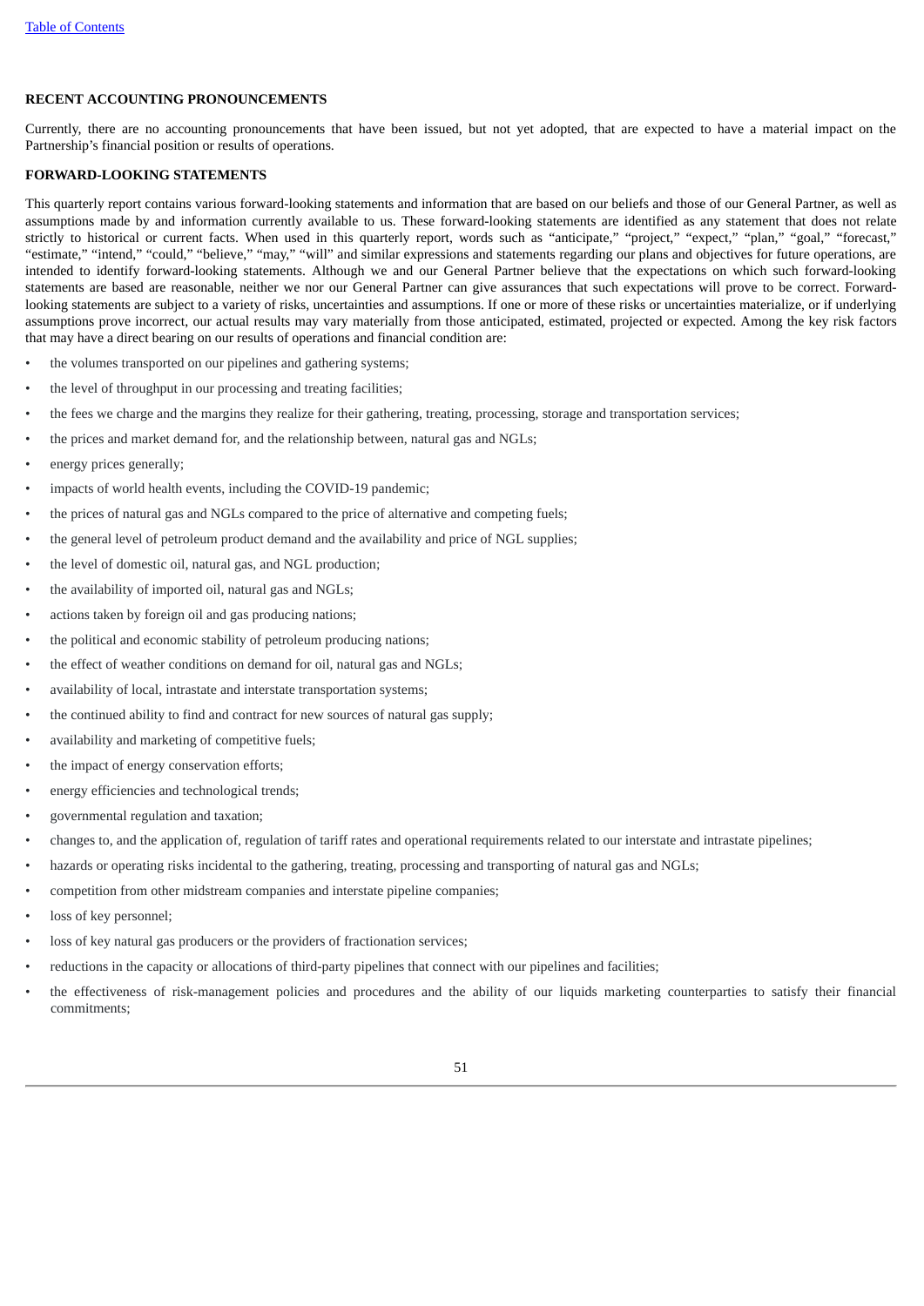**RECENT ACCOUNTING PRONOUNCEMENTS**

Currently, there are no accounting pronouncements that have been issued, but not yet adopted, that are expected to have a material impact on the Partnership's financial position or results of operations.

**FORWARD-LOOKING STATEMENTS**

This quarterly report contains various forward-looking statements and information that are based on our beliefs and those of our General Partner, as well as assumptions made by and information currently available to us. These forward-looking statements are identified as any statement that does not relate strictly to historical or current facts. When used in this quarterly report, words such as "anticipate," "project," "expect," "plan," "goal," "forecast," "estimate," "intend," "could," "believe," "may," "will" and similar expressions and statements regarding our plans and objectives for future operations, are intended to identify forward-looking statements. Although we and our General Partner believe that the expectations on which such forward-looking statements are based are reasonable, neither we nor our General Partner can give assurances that such expectations will prove to be correct. Forward-looking statements are subject to a variety of risks, uncertainties and assumptions. If one or more of these risks or uncertainties materialize, or if underlying assumptions prove incorrect, our actual results may vary materially from those anticipated, estimated, projected or expected. Among the key risk factors that may have a direct bearing on our results of operations and financial condition are:

- the volumes transported on our pipelines and gathering systems;
- the level of throughput in our processing and treating facilities;
- the fees we charge and the margins they realize for their gathering, treating, processing, storage and transportation services;
- the prices and market demand for, and the relationship between, natural gas and NGLs;
- energy prices generally;
- impacts of world health events, including the COVID-19 pandemic;
- the prices of natural gas and NGLs compared to the price of alternative and competing fuels;
- the general level of petroleum product demand and the availability and price of NGL supplies;
- the level of domestic oil, natural gas, and NGL production;
- the availability of imported oil, natural gas and NGLs;
- actions taken by foreign oil and gas producing nations;
- the political and economic stability of petroleum producing nations;
- the effect of weather conditions on demand for oil, natural gas and NGLs;
- availability of local, intrastate and interstate transportation systems;
- the continued ability to find and contract for new sources of natural gas supply;
- availability and marketing of competitive fuels;
- the impact of energy conservation efforts;
- energy efficiencies and technological trends;
- governmental regulation and taxation;
- changes to, and the application of, regulation of tariff rates and operational requirements related to our interstate and intrastate pipelines;
- hazards or operating risks incidental to the gathering, treating, processing and transporting of natural gas and NGLs;
- competition from other midstream companies and interstate pipeline companies;
- loss of key personnel;
- loss of key natural gas producers or the providers of fractionation services;
- reductions in the capacity or allocations of third-party pipelines that connect with our pipelines and facilities;
- the effectiveness of risk-management policies and procedures and the ability of our liquids marketing counterparties to satisfy their financial commitments;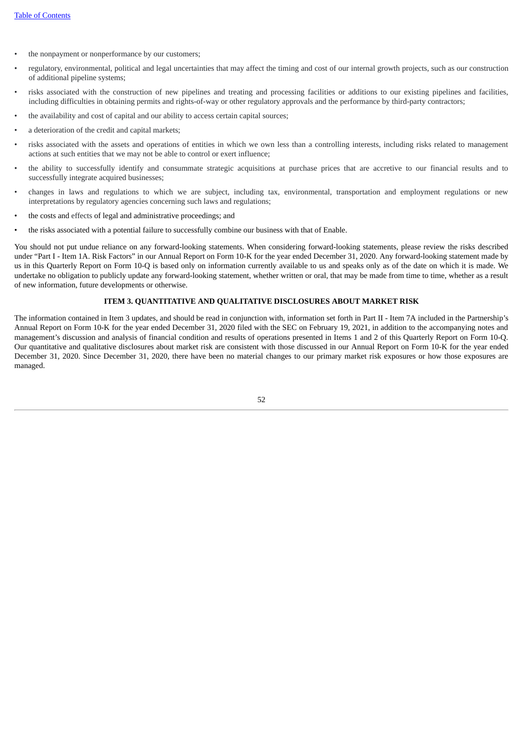- the nonpayment or nonperformance by our customers;
- regulatory, environmental, political and legal uncertainties that may affect the timing and cost of our internal growth projects, such as our construction of additional pipeline systems;
- risks associated with the construction of new pipelines and treating and processing facilities or additions to our existing pipelines and facilities, including difficulties in obtaining permits and rights-of-way or other regulatory approvals and the performance by third-party contractors;
- the availability and cost of capital and our ability to access certain capital sources;
- a deterioration of the credit and capital markets;
- risks associated with the assets and operations of entities in which we own less than a controlling interests, including risks related to management actions at such entities that we may not be able to control or exert influence;
- the ability to successfully identify and consummate strategic acquisitions at purchase prices that are accretive to our financial results and to successfully integrate acquired businesses;
- changes in laws and regulations to which we are subject, including tax, environmental, transportation and employment regulations or new interpretations by regulatory agencies concerning such laws and regulations;
- the costs and effects of legal and administrative proceedings; and
- the risks associated with a potential failure to successfully combine our business with that of Enable.

You should not put undue reliance on any forward-looking statements. When considering forward-looking statements, please review the risks described under "Part I - Item 1A. Risk Factors" in our Annual Report on Form 10-K for the year ended December 31, 2020. Any forward-looking statement made by us in this Quarterly Report on Form 10-Q is based only on information currently available to us and speaks only as of the date on which it is made. We undertake no obligation to publicly update any forward-looking statement, whether written or oral, that may be made from time to time, whether as a result of new information, future developments or otherwise.

## ITEM 3. QUANTITATIVE AND QUALITATIVE DISCLOSURES ABOUT MARKET RISK

The information contained in Item 3 updates, and should be read in conjunction with, information set forth in Part II - Item 7A included in the Partnership's Annual Report on Form 10-K for the year ended December 31, 2020 filed with the SEC on February 19, 2021, in addition to the accompanying notes and management's discussion and analysis of financial condition and results of operations presented in Items 1 and 2 of this Quarterly Report on Form 10-Q. Our quantitative and qualitative disclosures about market risk are consistent with those discussed in our Annual Report on Form 10-K for the year ended December 31, 2020. Since December 31, 2020, there have been no material changes to our primary market risk exposures or how those exposures are managed.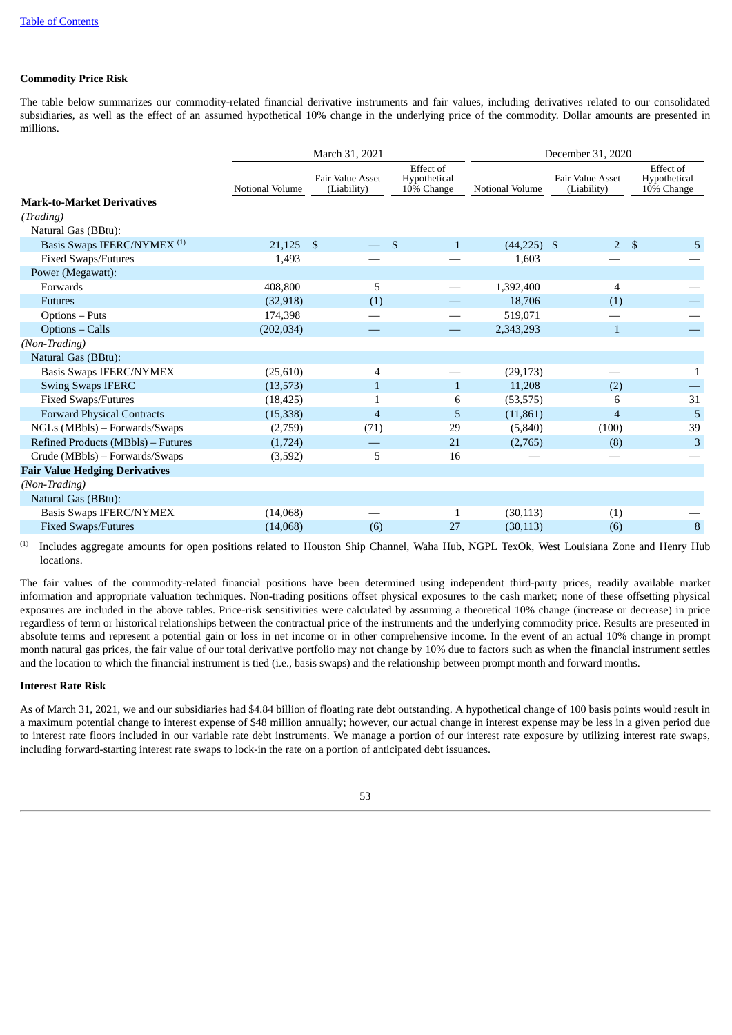[Table of Contents](#)

**Commodity Price Risk**

The table below summarizes our commodity-related financial derivative instruments and fair values, including derivatives related to our consolidated subsidiaries, as well as the effect of an assumed hypothetical 10% change in the underlying price of the commodity. Dollar amounts are presented in millions.

| | March 31, 2021 | | | December 31, 2020 | | |
|---|---|---|---|---|---|---|
| | Notional Volume | Fair Value Asset (Liability) | Effect of Hypothetical 10% Change | Notional Volume | Fair Value Asset (Liability) | Effect of Hypothetical 10% Change |
| **Mark-to-Market Derivatives** | | | | | | |
| *(Trading)* | | | | | | |
| Natural Gas (BBtu): | | | | | | |
| Basis Swaps IFERC/NYMEX [(1)] | 21,125 | $ — | $ 1 | (44,225) | $ 2 | $ 5 |
| Fixed Swaps/Futures | 1,493 | — | — | 1,603 | — | — |
| Power (Megawatt): | | | | | | |
| Forwards | 408,800 | 5 | — | 1,392,400 | 4 | — |
| Futures | (32,918) | (1) | — | 18,706 | (1) | — |
| Options – Puts | 174,398 | — | — | 519,071 | — | — |
| Options – Calls | (202,034) | — | — | 2,343,293 | 1 | — |
| *(Non-Trading)* | | | | | | |
| Natural Gas (BBtu): | | | | | | |
| Basis Swaps IFERC/NYMEX | (25,610) | 4 | — | (29,173) | — | 1 |
| Swing Swaps IFERC | (13,573) | 1 | 1 | 11,208 | (2) | — |
| Fixed Swaps/Futures | (18,425) | 1 | 6 | (53,575) | 6 | 31 |
| Forward Physical Contracts | (15,338) | 4 | 5 | (11,861) | 4 | 5 |
| NGLs (MBbls) – Forwards/Swaps | (2,759) | (71) | 29 | (5,840) | (100) | 39 |
| Refined Products (MBbls) – Futures | (1,724) | — | 21 | (2,765) | (8) | 3 |
| Crude (MBbls) – Forwards/Swaps | (3,592) | 5 | 16 | — | — | — |
| **Fair Value Hedging Derivatives** | | | | | | |
| *(Non-Trading)* | | | | | | |
| Natural Gas (BBtu): | | | | | | |
| Basis Swaps IFERC/NYMEX | (14,068) | — | 1 | (30,113) | (1) | — |
| Fixed Swaps/Futures | (14,068) | (6) | 27 | (30,113) | (6) | 8 |

(1) Includes aggregate amounts for open positions related to Houston Ship Channel, Waha Hub, NGPL TexOk, West Louisiana Zone and Henry Hub locations.

The fair values of the commodity-related financial positions have been determined using independent third-party prices, readily available market information and appropriate valuation techniques. Non-trading positions offset physical exposures to the cash market; none of these offsetting physical exposures are included in the above tables. Price-risk sensitivities were calculated by assuming a theoretical 10% change (increase or decrease) in price regardless of term or historical relationships between the contractual price of the instruments and the underlying commodity price. Results are presented in absolute terms and represent a potential gain or loss in net income or in other comprehensive income. In the event of an actual 10% change in prompt month natural gas prices, the fair value of our total derivative portfolio may not change by 10% due to factors such as when the financial instrument settles and the location to which the financial instrument is tied (i.e., basis swaps) and the relationship between prompt month and forward months.

**Interest Rate Risk**

As of March 31, 2021, we and our subsidiaries had $4.84 billion of floating rate debt outstanding. A hypothetical change of 100 basis points would result in a maximum potential change to interest expense of $48 million annually; however, our actual change in interest expense may be less in a given period due to interest rate floors included in our variable rate debt instruments. We manage a portion of our interest rate exposure by utilizing interest rate swaps, including forward-starting interest rate swaps to lock-in the rate on a portion of anticipated debt issuances.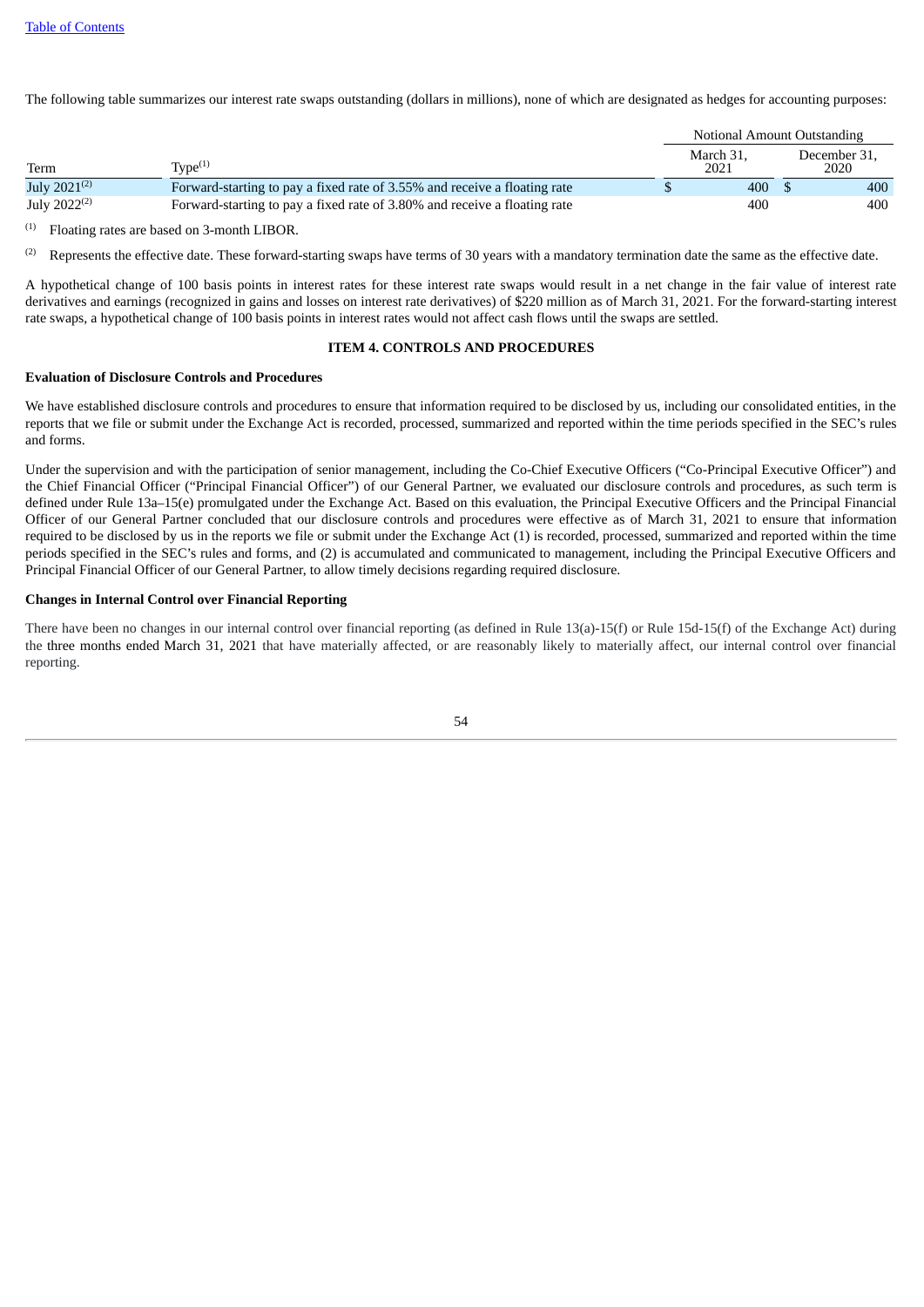The following table summarizes our interest rate swaps outstanding (dollars in millions), none of which are designated as hedges for accounting purposes:

| | | Notional Amount Outstanding | |
|---|---|---|---|
| Term | Type[(1)] | March 31, 2021 | December 31, 2020 |
| July 2021[(2)] | Forward-starting to pay a fixed rate of 3.55% and receive a floating rate | $ 400 | $ 400 |
| July 2022[(2)] | Forward-starting to pay a fixed rate of 3.80% and receive a floating rate | 400 | 400 |

(1) Floating rates are based on 3-month LIBOR.

(2) Represents the effective date. These forward-starting swaps have terms of 30 years with a mandatory termination date the same as the effective date.

A hypothetical change of 100 basis points in interest rates for these interest rate swaps would result in a net change in the fair value of interest rate derivatives and earnings (recognized in gains and losses on interest rate derivatives) of $220 million as of March 31, 2021. For the forward-starting interest rate swaps, a hypothetical change of 100 basis points in interest rates would not affect cash flows until the swaps are settled.

## ITEM 4. CONTROLS AND PROCEDURES

**Evaluation of Disclosure Controls and Procedures**

We have established disclosure controls and procedures to ensure that information required to be disclosed by us, including our consolidated entities, in the reports that we file or submit under the Exchange Act is recorded, processed, summarized and reported within the time periods specified in the SEC's rules and forms.

Under the supervision and with the participation of senior management, including the Co-Chief Executive Officers ("Co-Principal Executive Officer") and the Chief Financial Officer ("Principal Financial Officer") of our General Partner, we evaluated our disclosure controls and procedures, as such term is defined under Rule 13a–15(e) promulgated under the Exchange Act. Based on this evaluation, the Principal Executive Officers and the Principal Financial Officer of our General Partner concluded that our disclosure controls and procedures were effective as of March 31, 2021 to ensure that information required to be disclosed by us in the reports we file or submit under the Exchange Act (1) is recorded, processed, summarized and reported within the time periods specified in the SEC's rules and forms, and (2) is accumulated and communicated to management, including the Principal Executive Officers and Principal Financial Officer of our General Partner, to allow timely decisions regarding required disclosure.

**Changes in Internal Control over Financial Reporting**

There have been no changes in our internal control over financial reporting (as defined in Rule 13(a)-15(f) or Rule 15d-15(f) of the Exchange Act) during the three months ended March 31, 2021 that have materially affected, or are reasonably likely to materially affect, our internal control over financial reporting.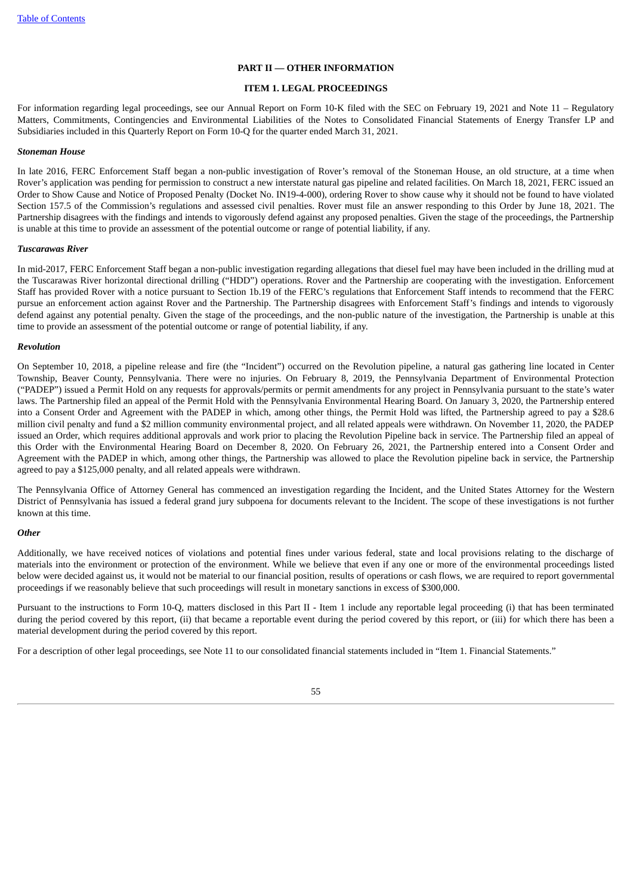## PART II — OTHER INFORMATION

### ITEM 1. LEGAL PROCEEDINGS

For information regarding legal proceedings, see our Annual Report on Form 10-K filed with the SEC on February 19, 2021 and Note 11 – Regulatory Matters, Commitments, Contingencies and Environmental Liabilities of the Notes to Consolidated Financial Statements of Energy Transfer LP and Subsidiaries included in this Quarterly Report on Form 10-Q for the quarter ended March 31, 2021.

***Stoneman House***

In late 2016, FERC Enforcement Staff began a non-public investigation of Rover's removal of the Stoneman House, an old structure, at a time when Rover's application was pending for permission to construct a new interstate natural gas pipeline and related facilities. On March 18, 2021, FERC issued an Order to Show Cause and Notice of Proposed Penalty (Docket No. IN19-4-000), ordering Rover to show cause why it should not be found to have violated Section 157.5 of the Commission's regulations and assessed civil penalties. Rover must file an answer responding to this Order by June 18, 2021. The Partnership disagrees with the findings and intends to vigorously defend against any proposed penalties. Given the stage of the proceedings, the Partnership is unable at this time to provide an assessment of the potential outcome or range of potential liability, if any.

***Tuscarawas River***

In mid-2017, FERC Enforcement Staff began a non-public investigation regarding allegations that diesel fuel may have been included in the drilling mud at the Tuscarawas River horizontal directional drilling ("HDD") operations. Rover and the Partnership are cooperating with the investigation. Enforcement Staff has provided Rover with a notice pursuant to Section 1b.19 of the FERC's regulations that Enforcement Staff intends to recommend that the FERC pursue an enforcement action against Rover and the Partnership. The Partnership disagrees with Enforcement Staff's findings and intends to vigorously defend against any potential penalty. Given the stage of the proceedings, and the non-public nature of the investigation, the Partnership is unable at this time to provide an assessment of the potential outcome or range of potential liability, if any.

***Revolution***

On September 10, 2018, a pipeline release and fire (the "Incident") occurred on the Revolution pipeline, a natural gas gathering line located in Center Township, Beaver County, Pennsylvania. There were no injuries. On February 8, 2019, the Pennsylvania Department of Environmental Protection ("PADEP") issued a Permit Hold on any requests for approvals/permits or permit amendments for any project in Pennsylvania pursuant to the state's water laws. The Partnership filed an appeal of the Permit Hold with the Pennsylvania Environmental Hearing Board. On January 3, 2020, the Partnership entered into a Consent Order and Agreement with the PADEP in which, among other things, the Permit Hold was lifted, the Partnership agreed to pay a $28.6 million civil penalty and fund a $2 million community environmental project, and all related appeals were withdrawn. On November 11, 2020, the PADEP issued an Order, which requires additional approvals and work prior to placing the Revolution Pipeline back in service. The Partnership filed an appeal of this Order with the Environmental Hearing Board on December 8, 2020. On February 26, 2021, the Partnership entered into a Consent Order and Agreement with the PADEP in which, among other things, the Partnership was allowed to place the Revolution pipeline back in service, the Partnership agreed to pay a $125,000 penalty, and all related appeals were withdrawn.

The Pennsylvania Office of Attorney General has commenced an investigation regarding the Incident, and the United States Attorney for the Western District of Pennsylvania has issued a federal grand jury subpoena for documents relevant to the Incident. The scope of these investigations is not further known at this time.

***Other***

Additionally, we have received notices of violations and potential fines under various federal, state and local provisions relating to the discharge of materials into the environment or protection of the environment. While we believe that even if any one or more of the environmental proceedings listed below were decided against us, it would not be material to our financial position, results of operations or cash flows, we are required to report governmental proceedings if we reasonably believe that such proceedings will result in monetary sanctions in excess of $300,000.

Pursuant to the instructions to Form 10-Q, matters disclosed in this Part II - Item 1 include any reportable legal proceeding (i) that has been terminated during the period covered by this report, (ii) that became a reportable event during the period covered by this report, or (iii) for which there has been a material development during the period covered by this report.

For a description of other legal proceedings, see Note 11 to our consolidated financial statements included in "Item 1. Financial Statements."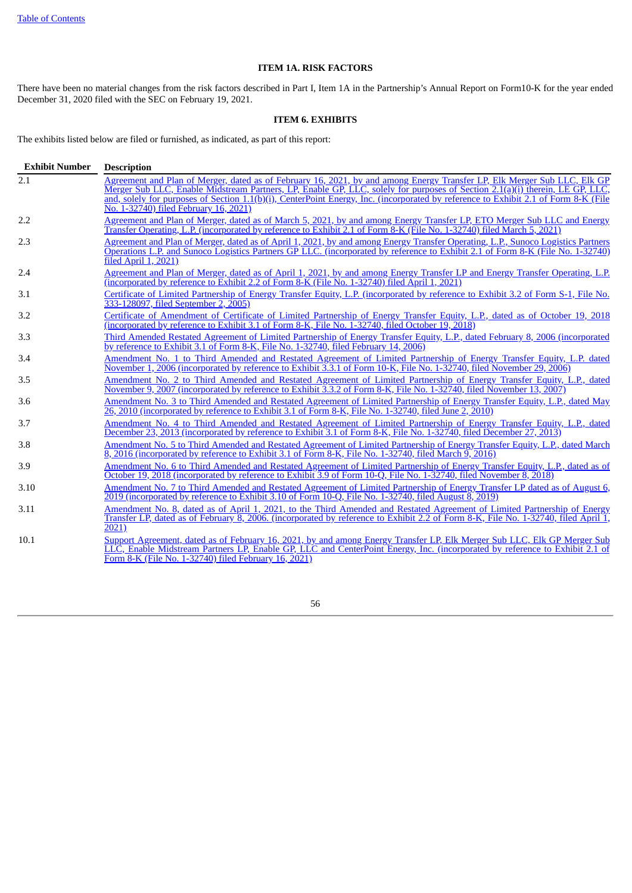## ITEM 1A. RISK FACTORS

There have been no material changes from the risk factors described in Part I, Item 1A in the Partnership's Annual Report on Form10-K for the year ended December 31, 2020 filed with the SEC on February 19, 2021.

## ITEM 6. EXHIBITS

The exhibits listed below are filed or furnished, as indicated, as part of this report:

| Exhibit Number | Description |
|---|---|
| 2.1 | Agreement and Plan of Merger, dated as of February 16, 2021, by and among Energy Transfer LP, Elk Merger Sub LLC, Elk GP Merger Sub LLC, Enable Midstream Partners, LP, Enable GP, LLC, solely for purposes of Section 2.1(a)(i) therein, LE GP, LLC, and, solely for purposes of Section 1.1(b)(i), CenterPoint Energy, Inc. (incorporated by reference to Exhibit 2.1 of Form 8-K (File No. 1-32740) filed February 16, 2021) |
| 2.2 | Agreement and Plan of Merger, dated as of March 5, 2021, by and among Energy Transfer LP, ETO Merger Sub LLC and Energy Transfer Operating, L.P. (incorporated by reference to Exhibit 2.1 of Form 8-K (File No. 1-32740) filed March 5, 2021) |
| 2.3 | Agreement and Plan of Merger, dated as of April 1, 2021, by and among Energy Transfer Operating, L.P., Sunoco Logistics Partners Operations L.P. and Sunoco Logistics Partners GP LLC. (incorporated by reference to Exhibit 2.1 of Form 8-K (File No. 1-32740) filed April 1, 2021) |
| 2.4 | Agreement and Plan of Merger, dated as of April 1, 2021, by and among Energy Transfer LP and Energy Transfer Operating, L.P. (incorporated by reference to Exhibit 2.2 of Form 8-K (File No. 1-32740) filed April 1, 2021) |
| 3.1 | Certificate of Limited Partnership of Energy Transfer Equity, L.P. (incorporated by reference to Exhibit 3.2 of Form S-1, File No. 333-128097, filed September 2, 2005) |
| 3.2 | Certificate of Amendment of Certificate of Limited Partnership of Energy Transfer Equity, L.P., dated as of October 19, 2018 (incorporated by reference to Exhibit 3.1 of Form 8-K, File No. 1-32740, filed October 19, 2018) |
| 3.3 | Third Amended Restated Agreement of Limited Partnership of Energy Transfer Equity, L.P., dated February 8, 2006 (incorporated by reference to Exhibit 3.1 of Form 8-K, File No. 1-32740, filed February 14, 2006) |
| 3.4 | Amendment No. 1 to Third Amended and Restated Agreement of Limited Partnership of Energy Transfer Equity, L.P. dated November 1, 2006 (incorporated by reference to Exhibit 3.3.1 of Form 10-K, File No. 1-32740, filed November 29, 2006) |
| 3.5 | Amendment No. 2 to Third Amended and Restated Agreement of Limited Partnership of Energy Transfer Equity, L.P., dated November 9, 2007 (incorporated by reference to Exhibit 3.3.2 of Form 8-K, File No. 1-32740, filed November 13, 2007) |
| 3.6 | Amendment No. 3 to Third Amended and Restated Agreement of Limited Partnership of Energy Transfer Equity, L.P., dated May 26, 2010 (incorporated by reference to Exhibit 3.1 of Form 8-K, File No. 1-32740, filed June 2, 2010) |
| 3.7 | Amendment No. 4 to Third Amended and Restated Agreement of Limited Partnership of Energy Transfer Equity, L.P., dated December 23, 2013 (incorporated by reference to Exhibit 3.1 of Form 8-K, File No. 1-32740, filed December 27, 2013) |
| 3.8 | Amendment No. 5 to Third Amended and Restated Agreement of Limited Partnership of Energy Transfer Equity, L.P., dated March 8, 2016 (incorporated by reference to Exhibit 3.1 of Form 8-K, File No. 1-32740, filed March 9, 2016) |
| 3.9 | Amendment No. 6 to Third Amended and Restated Agreement of Limited Partnership of Energy Transfer Equity, L.P., dated as of October 19, 2018 (incorporated by reference to Exhibit 3.9 of Form 10-Q, File No. 1-32740, filed November 8, 2018) |
| 3.10 | Amendment No. 7 to Third Amended and Restated Agreement of Limited Partnership of Energy Transfer LP dated as of August 6, 2019 (incorporated by reference to Exhibit 3.10 of Form 10-Q, File No. 1-32740, filed August 8, 2019) |
| 3.11 | Amendment No. 8, dated as of April 1, 2021, to the Third Amended and Restated Agreement of Limited Partnership of Energy Transfer LP, dated as of February 8, 2006. (incorporated by reference to Exhibit 2.2 of Form 8-K, File No. 1-32740, filed April 1, 2021) |
| 10.1 | Support Agreement, dated as of February 16, 2021, by and among Energy Transfer LP, Elk Merger Sub LLC, Elk GP Merger Sub LLC, Enable Midstream Partners LP, Enable GP, LLC and CenterPoint Energy, Inc. (incorporated by reference to Exhibit 2.1 of Form 8-K (File No. 1-32740) filed February 16, 2021) |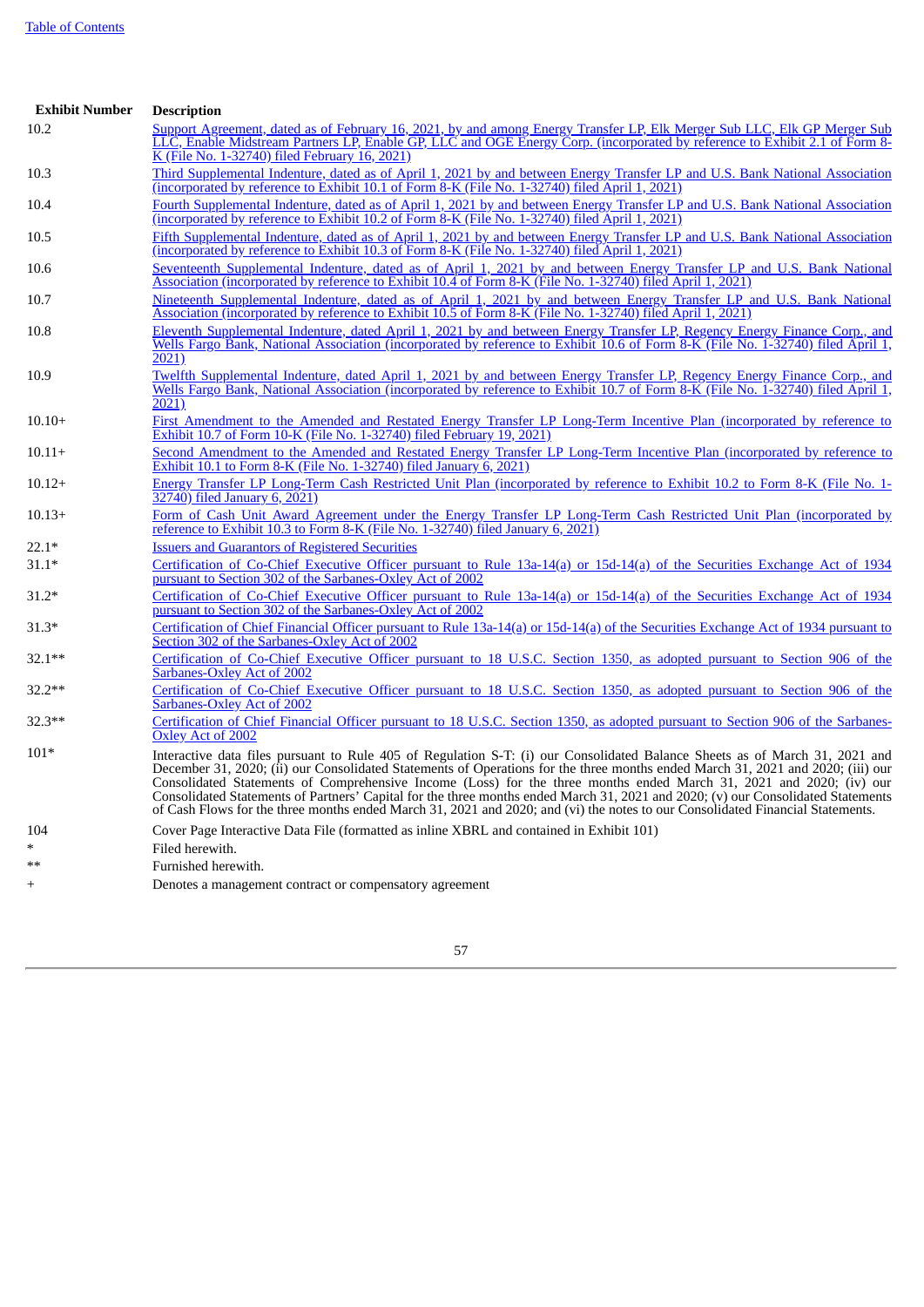| Exhibit Number | Description |
|---|---|
| 10.2 | Support Agreement, dated as of February 16, 2021, by and among Energy Transfer LP, Elk Merger Sub LLC, Elk GP Merger Sub LLC, Enable Midstream Partners LP, Enable GP, LLC and OGE Energy Corp. (incorporated by reference to Exhibit 2.1 of Form 8-K (File No. 1-32740) filed February 16, 2021) |
| 10.3 | Third Supplemental Indenture, dated as of April 1, 2021 by and between Energy Transfer LP and U.S. Bank National Association (incorporated by reference to Exhibit 10.1 of Form 8-K (File No. 1-32740) filed April 1, 2021) |
| 10.4 | Fourth Supplemental Indenture, dated as of April 1, 2021 by and between Energy Transfer LP and U.S. Bank National Association (incorporated by reference to Exhibit 10.2 of Form 8-K (File No. 1-32740) filed April 1, 2021) |
| 10.5 | Fifth Supplemental Indenture, dated as of April 1, 2021 by and between Energy Transfer LP and U.S. Bank National Association (incorporated by reference to Exhibit 10.3 of Form 8-K (File No. 1-32740) filed April 1, 2021) |
| 10.6 | Seventeenth Supplemental Indenture, dated as of April 1, 2021 by and between Energy Transfer LP and U.S. Bank National Association (incorporated by reference to Exhibit 10.4 of Form 8-K (File No. 1-32740) filed April 1, 2021) |
| 10.7 | Nineteenth Supplemental Indenture, dated as of April 1, 2021 by and between Energy Transfer LP and U.S. Bank National Association (incorporated by reference to Exhibit 10.5 of Form 8-K (File No. 1-32740) filed April 1, 2021) |
| 10.8 | Eleventh Supplemental Indenture, dated April 1, 2021 by and between Energy Transfer LP, Regency Energy Finance Corp., and Wells Fargo Bank, National Association (incorporated by reference to Exhibit 10.6 of Form 8-K (File No. 1-32740) filed April 1, 2021) |
| 10.9 | Twelfth Supplemental Indenture, dated April 1, 2021 by and between Energy Transfer LP, Regency Energy Finance Corp., and Wells Fargo Bank, National Association (incorporated by reference to Exhibit 10.7 of Form 8-K (File No. 1-32740) filed April 1, 2021) |
| 10.10+ | First Amendment to the Amended and Restated Energy Transfer LP Long-Term Incentive Plan (incorporated by reference to Exhibit 10.7 of Form 10-K (File No. 1-32740) filed February 19, 2021) |
| 10.11+ | Second Amendment to the Amended and Restated Energy Transfer LP Long-Term Incentive Plan (incorporated by reference to Exhibit 10.1 to Form 8-K (File No. 1-32740) filed January 6, 2021) |
| 10.12+ | Energy Transfer LP Long-Term Cash Restricted Unit Plan (incorporated by reference to Exhibit 10.2 to Form 8-K (File No. 1-32740) filed January 6, 2021) |
| 10.13+ | Form of Cash Unit Award Agreement under the Energy Transfer LP Long-Term Cash Restricted Unit Plan (incorporated by reference to Exhibit 10.3 to Form 8-K (File No. 1-32740) filed January 6, 2021) |
| 22.1* | Issuers and Guarantors of Registered Securities |
| 31.1* | Certification of Co-Chief Executive Officer pursuant to Rule 13a-14(a) or 15d-14(a) of the Securities Exchange Act of 1934 pursuant to Section 302 of the Sarbanes-Oxley Act of 2002 |
| 31.2* | Certification of Co-Chief Executive Officer pursuant to Rule 13a-14(a) or 15d-14(a) of the Securities Exchange Act of 1934 pursuant to Section 302 of the Sarbanes-Oxley Act of 2002 |
| 31.3* | Certification of Chief Financial Officer pursuant to Rule 13a-14(a) or 15d-14(a) of the Securities Exchange Act of 1934 pursuant to Section 302 of the Sarbanes-Oxley Act of 2002 |
| 32.1** | Certification of Co-Chief Executive Officer pursuant to 18 U.S.C. Section 1350, as adopted pursuant to Section 906 of the Sarbanes-Oxley Act of 2002 |
| 32.2** | Certification of Co-Chief Executive Officer pursuant to 18 U.S.C. Section 1350, as adopted pursuant to Section 906 of the Sarbanes-Oxley Act of 2002 |
| 32.3** | Certification of Chief Financial Officer pursuant to 18 U.S.C. Section 1350, as adopted pursuant to Section 906 of the Sarbanes-Oxley Act of 2002 |
| 101* | Interactive data files pursuant to Rule 405 of Regulation S-T: (i) our Consolidated Balance Sheets as of March 31, 2021 and December 31, 2020; (ii) our Consolidated Statements of Operations for the three months ended March 31, 2021 and 2020; (iii) our Consolidated Statements of Comprehensive Income (Loss) for the three months ended March 31, 2021 and 2020; (iv) our Consolidated Statements of Partners' Capital for the three months ended March 31, 2021 and 2020; (v) our Consolidated Statements of Cash Flows for the three months ended March 31, 2021 and 2020; and (vi) the notes to our Consolidated Financial Statements. |
| 104 | Cover Page Interactive Data File (formatted as inline XBRL and contained in Exhibit 101) |
| * | Filed herewith. |
| ** | Furnished herewith. |
| + | Denotes a management contract or compensatory agreement |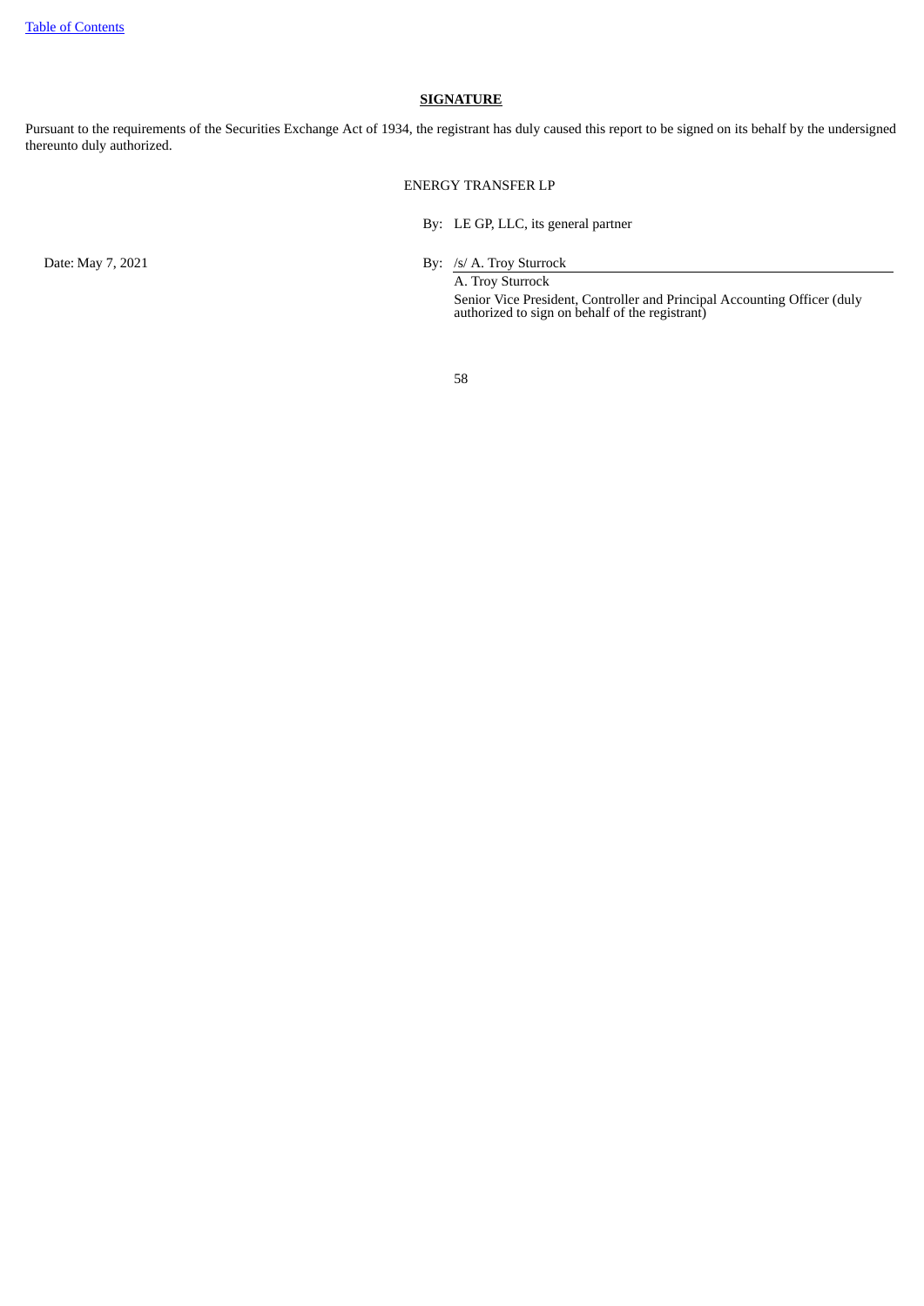[Table of Contents](#)

## SIGNATURE

Pursuant to the requirements of the Securities Exchange Act of 1934, the registrant has duly caused this report to be signed on its behalf by the undersigned thereunto duly authorized.

ENERGY TRANSFER LP

By: LE GP, LLC, its general partner

Date: May 7, 2021

By: /s/ A. Troy Sturrock

A. Troy Sturrock

Senior Vice President, Controller and Principal Accounting Officer (duly authorized to sign on behalf of the registrant)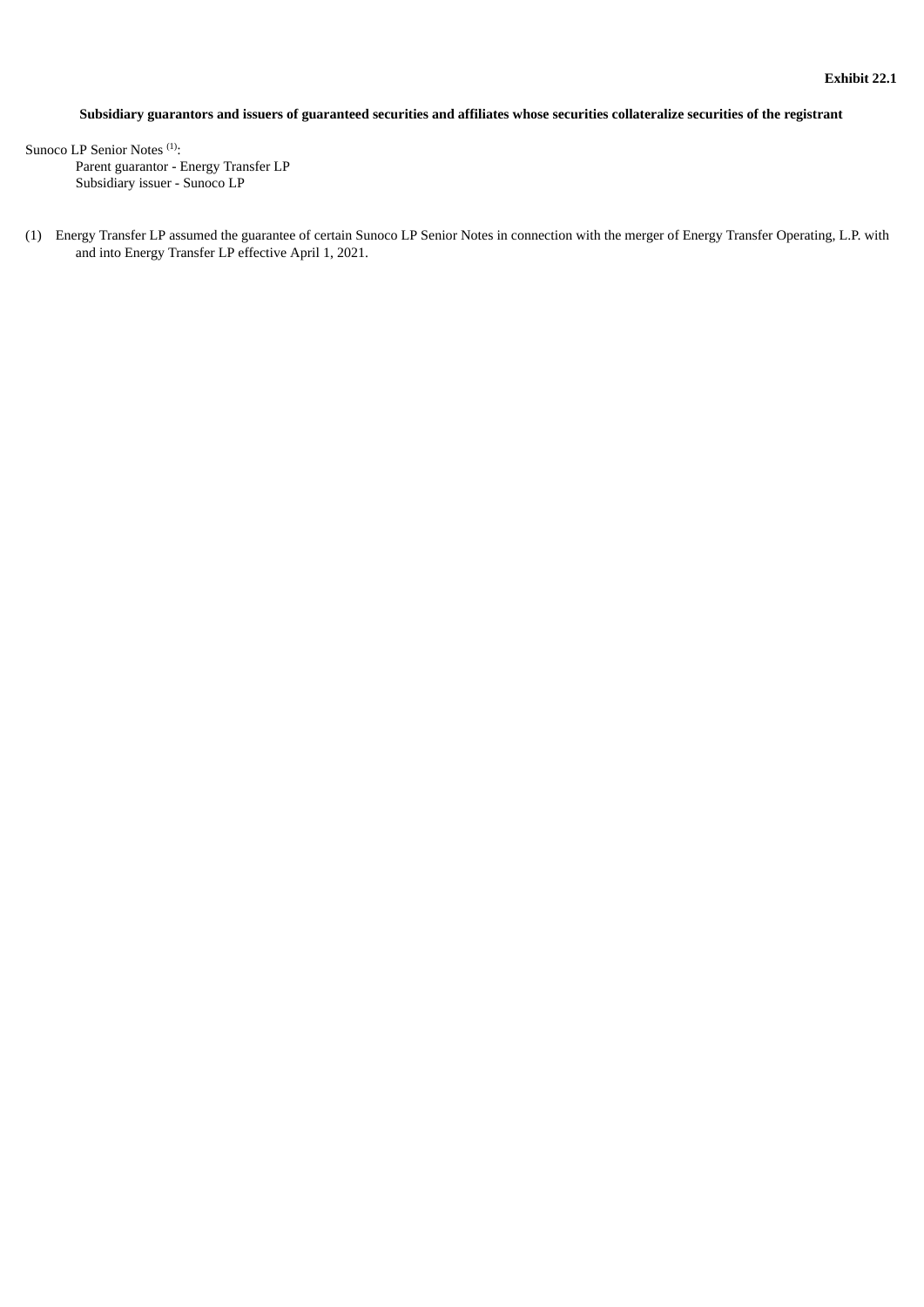**Exhibit 22.1**

**Subsidiary guarantors and issuers of guaranteed securities and affiliates whose securities collateralize securities of the registrant**

Sunoco LP Senior Notes [(1)]:

Parent guarantor - Energy Transfer LP

Subsidiary issuer - Sunoco LP

(1) Energy Transfer LP assumed the guarantee of certain Sunoco LP Senior Notes in connection with the merger of Energy Transfer Operating, L.P. with and into Energy Transfer LP effective April 1, 2021.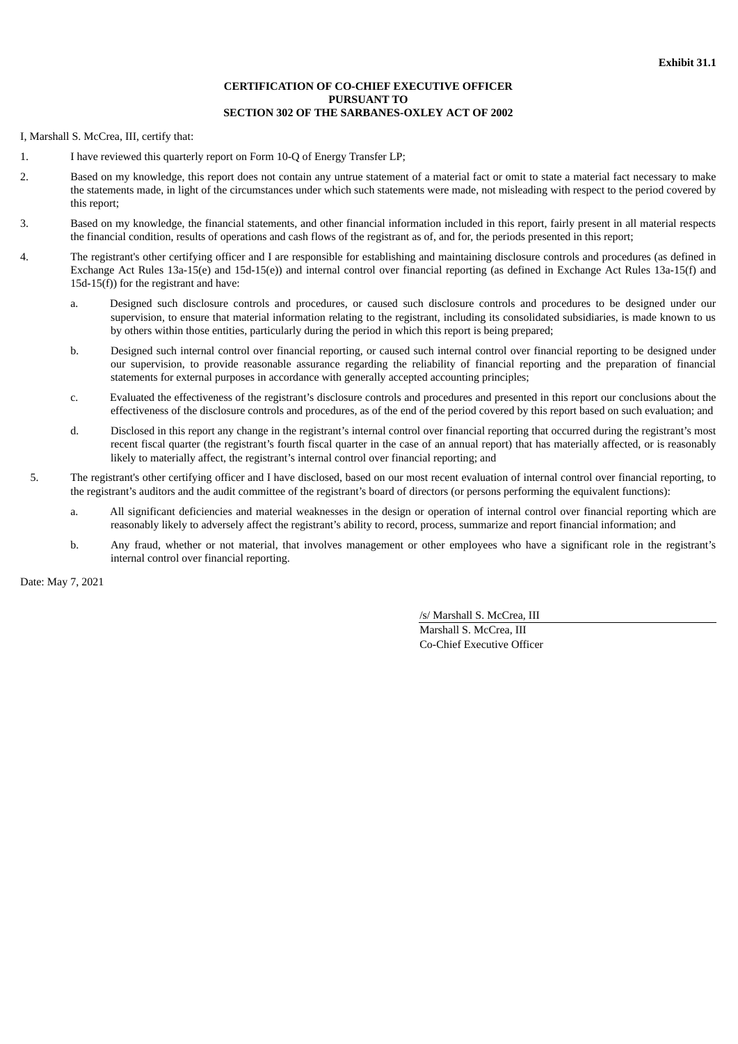**Exhibit 31.1**

**CERTIFICATION OF CO-CHIEF EXECUTIVE OFFICER**
**PURSUANT TO**
**SECTION 302 OF THE SARBANES-OXLEY ACT OF 2002**

I, Marshall S. McCrea, III, certify that:

1. I have reviewed this quarterly report on Form 10-Q of Energy Transfer LP;

2. Based on my knowledge, this report does not contain any untrue statement of a material fact or omit to state a material fact necessary to make the statements made, in light of the circumstances under which such statements were made, not misleading with respect to the period covered by this report;

3. Based on my knowledge, the financial statements, and other financial information included in this report, fairly present in all material respects the financial condition, results of operations and cash flows of the registrant as of, and for, the periods presented in this report;

4. The registrant's other certifying officer and I are responsible for establishing and maintaining disclosure controls and procedures (as defined in Exchange Act Rules 13a-15(e) and 15d-15(e)) and internal control over financial reporting (as defined in Exchange Act Rules 13a-15(f) and 15d-15(f)) for the registrant and have:

   a. Designed such disclosure controls and procedures, or caused such disclosure controls and procedures to be designed under our supervision, to ensure that material information relating to the registrant, including its consolidated subsidiaries, is made known to us by others within those entities, particularly during the period in which this report is being prepared;

   b. Designed such internal control over financial reporting, or caused such internal control over financial reporting to be designed under our supervision, to provide reasonable assurance regarding the reliability of financial reporting and the preparation of financial statements for external purposes in accordance with generally accepted accounting principles;

   c. Evaluated the effectiveness of the registrant's disclosure controls and procedures and presented in this report our conclusions about the effectiveness of the disclosure controls and procedures, as of the end of the period covered by this report based on such evaluation; and

   d. Disclosed in this report any change in the registrant's internal control over financial reporting that occurred during the registrant's most recent fiscal quarter (the registrant's fourth fiscal quarter in the case of an annual report) that has materially affected, or is reasonably likely to materially affect, the registrant's internal control over financial reporting; and

5. The registrant's other certifying officer and I have disclosed, based on our most recent evaluation of internal control over financial reporting, to the registrant's auditors and the audit committee of the registrant's board of directors (or persons performing the equivalent functions):

   a. All significant deficiencies and material weaknesses in the design or operation of internal control over financial reporting which are reasonably likely to adversely affect the registrant's ability to record, process, summarize and report financial information; and

   b. Any fraud, whether or not material, that involves management or other employees who have a significant role in the registrant's internal control over financial reporting.

Date: May 7, 2021

/s/ Marshall S. McCrea, III
Marshall S. McCrea, III
Co-Chief Executive Officer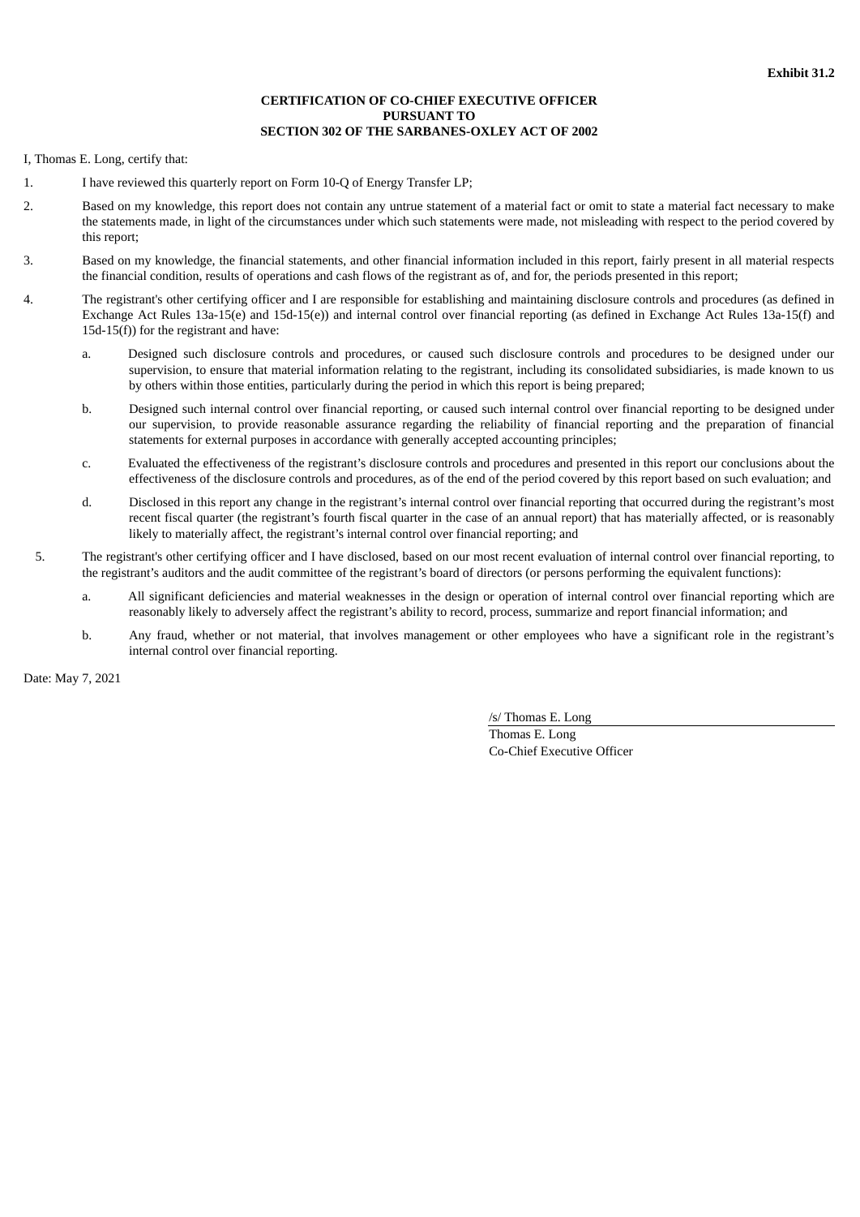**Exhibit 31.2**

**CERTIFICATION OF CO-CHIEF EXECUTIVE OFFICER**
**PURSUANT TO**
**SECTION 302 OF THE SARBANES-OXLEY ACT OF 2002**

I, Thomas E. Long, certify that:

1. I have reviewed this quarterly report on Form 10-Q of Energy Transfer LP;

2. Based on my knowledge, this report does not contain any untrue statement of a material fact or omit to state a material fact necessary to make the statements made, in light of the circumstances under which such statements were made, not misleading with respect to the period covered by this report;

3. Based on my knowledge, the financial statements, and other financial information included in this report, fairly present in all material respects the financial condition, results of operations and cash flows of the registrant as of, and for, the periods presented in this report;

4. The registrant's other certifying officer and I are responsible for establishing and maintaining disclosure controls and procedures (as defined in Exchange Act Rules 13a-15(e) and 15d-15(e)) and internal control over financial reporting (as defined in Exchange Act Rules 13a-15(f) and 15d-15(f)) for the registrant and have:

   a. Designed such disclosure controls and procedures, or caused such disclosure controls and procedures to be designed under our supervision, to ensure that material information relating to the registrant, including its consolidated subsidiaries, is made known to us by others within those entities, particularly during the period in which this report is being prepared;

   b. Designed such internal control over financial reporting, or caused such internal control over financial reporting to be designed under our supervision, to provide reasonable assurance regarding the reliability of financial reporting and the preparation of financial statements for external purposes in accordance with generally accepted accounting principles;

   c. Evaluated the effectiveness of the registrant's disclosure controls and procedures and presented in this report our conclusions about the effectiveness of the disclosure controls and procedures, as of the end of the period covered by this report based on such evaluation; and

   d. Disclosed in this report any change in the registrant's internal control over financial reporting that occurred during the registrant's most recent fiscal quarter (the registrant's fourth fiscal quarter in the case of an annual report) that has materially affected, or is reasonably likely to materially affect, the registrant's internal control over financial reporting; and

5. The registrant's other certifying officer and I have disclosed, based on our most recent evaluation of internal control over financial reporting, to the registrant's auditors and the audit committee of the registrant's board of directors (or persons performing the equivalent functions):

   a. All significant deficiencies and material weaknesses in the design or operation of internal control over financial reporting which are reasonably likely to adversely affect the registrant's ability to record, process, summarize and report financial information; and

   b. Any fraud, whether or not material, that involves management or other employees who have a significant role in the registrant's internal control over financial reporting.

Date: May 7, 2021

/s/ Thomas E. Long
Thomas E. Long
Co-Chief Executive Officer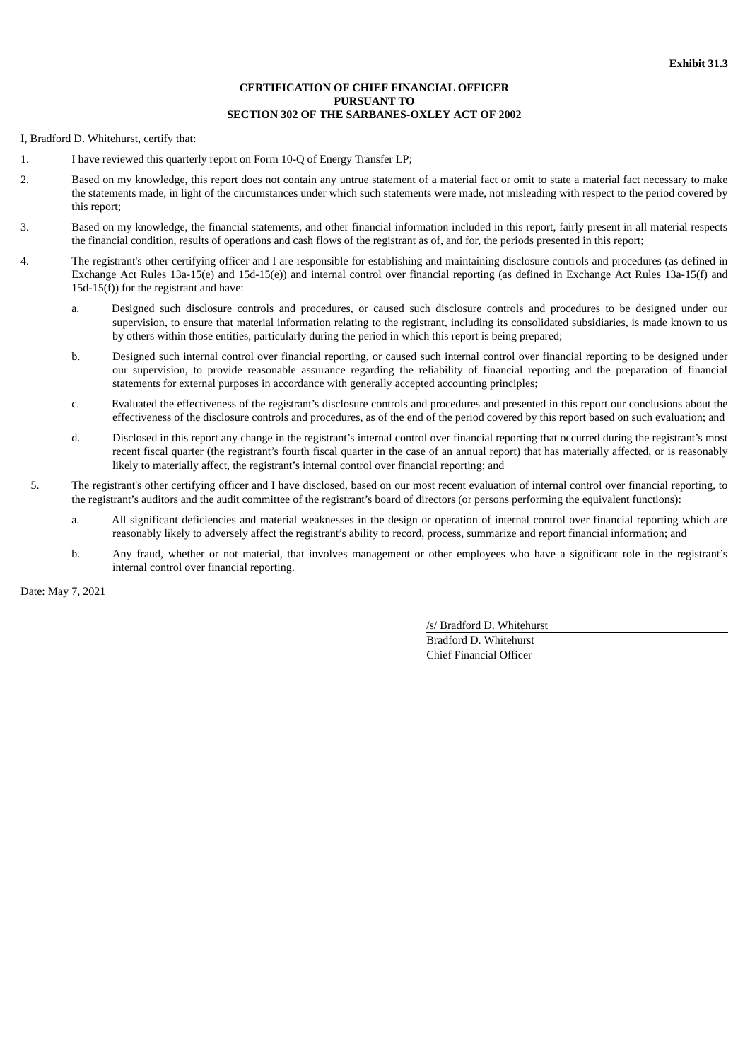**Exhibit 31.3**

**CERTIFICATION OF CHIEF FINANCIAL OFFICER**
**PURSUANT TO**
**SECTION 302 OF THE SARBANES-OXLEY ACT OF 2002**

I, Bradford D. Whitehurst, certify that:

1. I have reviewed this quarterly report on Form 10-Q of Energy Transfer LP;

2. Based on my knowledge, this report does not contain any untrue statement of a material fact or omit to state a material fact necessary to make the statements made, in light of the circumstances under which such statements were made, not misleading with respect to the period covered by this report;

3. Based on my knowledge, the financial statements, and other financial information included in this report, fairly present in all material respects the financial condition, results of operations and cash flows of the registrant as of, and for, the periods presented in this report;

4. The registrant's other certifying officer and I are responsible for establishing and maintaining disclosure controls and procedures (as defined in Exchange Act Rules 13a-15(e) and 15d-15(e)) and internal control over financial reporting (as defined in Exchange Act Rules 13a-15(f) and 15d-15(f)) for the registrant and have:

   a. Designed such disclosure controls and procedures, or caused such disclosure controls and procedures to be designed under our supervision, to ensure that material information relating to the registrant, including its consolidated subsidiaries, is made known to us by others within those entities, particularly during the period in which this report is being prepared;

   b. Designed such internal control over financial reporting, or caused such internal control over financial reporting to be designed under our supervision, to provide reasonable assurance regarding the reliability of financial reporting and the preparation of financial statements for external purposes in accordance with generally accepted accounting principles;

   c. Evaluated the effectiveness of the registrant's disclosure controls and procedures and presented in this report our conclusions about the effectiveness of the disclosure controls and procedures, as of the end of the period covered by this report based on such evaluation; and

   d. Disclosed in this report any change in the registrant's internal control over financial reporting that occurred during the registrant's most recent fiscal quarter (the registrant's fourth fiscal quarter in the case of an annual report) that has materially affected, or is reasonably likely to materially affect, the registrant's internal control over financial reporting; and

5. The registrant's other certifying officer and I have disclosed, based on our most recent evaluation of internal control over financial reporting, to the registrant's auditors and the audit committee of the registrant's board of directors (or persons performing the equivalent functions):

   a. All significant deficiencies and material weaknesses in the design or operation of internal control over financial reporting which are reasonably likely to adversely affect the registrant's ability to record, process, summarize and report financial information; and

   b. Any fraud, whether or not material, that involves management or other employees who have a significant role in the registrant's internal control over financial reporting.

Date: May 7, 2021

/s/ Bradford D. Whitehurst
Bradford D. Whitehurst
Chief Financial Officer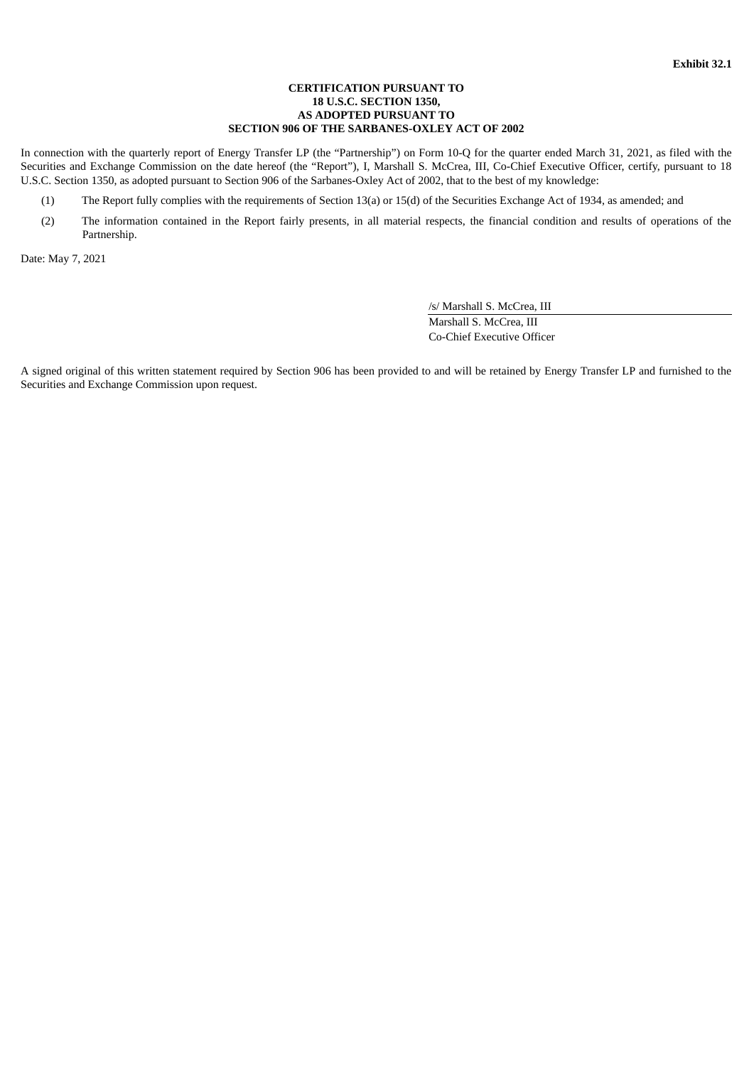**Exhibit 32.1**

**CERTIFICATION PURSUANT TO**
**18 U.S.C. SECTION 1350,**
**AS ADOPTED PURSUANT TO**
**SECTION 906 OF THE SARBANES-OXLEY ACT OF 2002**

In connection with the quarterly report of Energy Transfer LP (the "Partnership") on Form 10-Q for the quarter ended March 31, 2021, as filed with the Securities and Exchange Commission on the date hereof (the "Report"), I, Marshall S. McCrea, III, Co-Chief Executive Officer, certify, pursuant to 18 U.S.C. Section 1350, as adopted pursuant to Section 906 of the Sarbanes-Oxley Act of 2002, that to the best of my knowledge:

(1) The Report fully complies with the requirements of Section 13(a) or 15(d) of the Securities Exchange Act of 1934, as amended; and

(2) The information contained in the Report fairly presents, in all material respects, the financial condition and results of operations of the Partnership.

Date: May 7, 2021

/s/ Marshall S. McCrea, III
Marshall S. McCrea, III
Co-Chief Executive Officer

A signed original of this written statement required by Section 906 has been provided to and will be retained by Energy Transfer LP and furnished to the Securities and Exchange Commission upon request.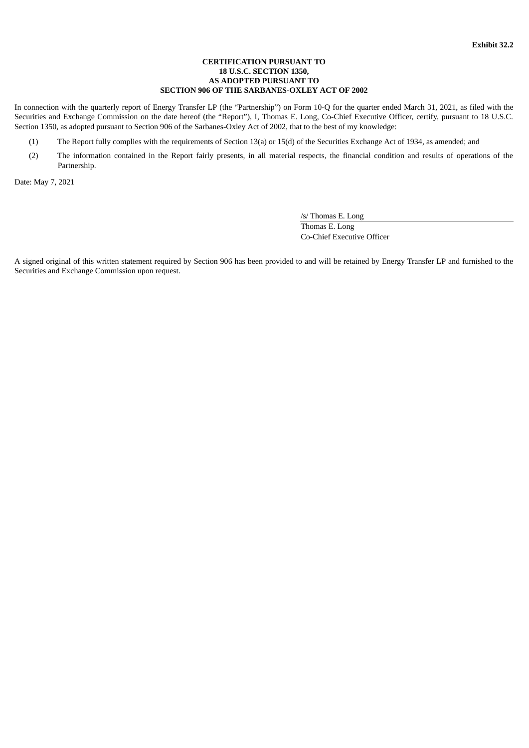**Exhibit 32.2**

**CERTIFICATION PURSUANT TO**
**18 U.S.C. SECTION 1350,**
**AS ADOPTED PURSUANT TO**
**SECTION 906 OF THE SARBANES-OXLEY ACT OF 2002**

In connection with the quarterly report of Energy Transfer LP (the "Partnership") on Form 10-Q for the quarter ended March 31, 2021, as filed with the Securities and Exchange Commission on the date hereof (the "Report"), I, Thomas E. Long, Co-Chief Executive Officer, certify, pursuant to 18 U.S.C. Section 1350, as adopted pursuant to Section 906 of the Sarbanes-Oxley Act of 2002, that to the best of my knowledge:

(1) The Report fully complies with the requirements of Section 13(a) or 15(d) of the Securities Exchange Act of 1934, as amended; and

(2) The information contained in the Report fairly presents, in all material respects, the financial condition and results of operations of the Partnership.

Date: May 7, 2021

/s/ Thomas E. Long
Thomas E. Long
Co-Chief Executive Officer

A signed original of this written statement required by Section 906 has been provided to and will be retained by Energy Transfer LP and furnished to the Securities and Exchange Commission upon request.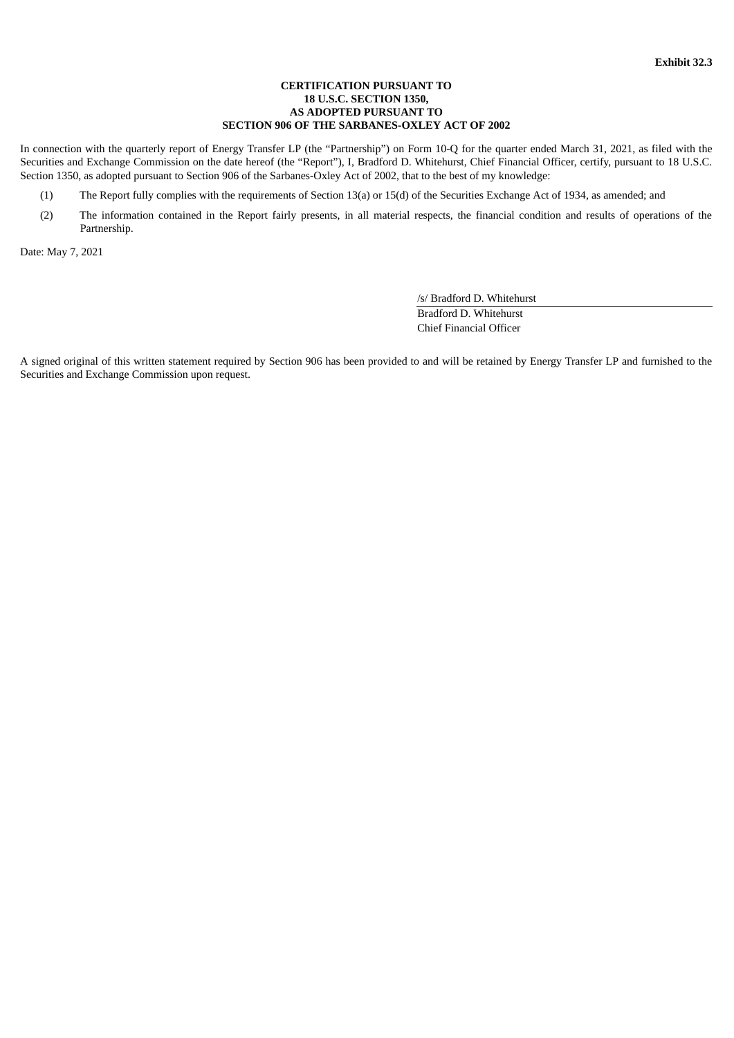**Exhibit 32.3**

**CERTIFICATION PURSUANT TO**
**18 U.S.C. SECTION 1350,**
**AS ADOPTED PURSUANT TO**
**SECTION 906 OF THE SARBANES-OXLEY ACT OF 2002**

In connection with the quarterly report of Energy Transfer LP (the "Partnership") on Form 10-Q for the quarter ended March 31, 2021, as filed with the Securities and Exchange Commission on the date hereof (the "Report"), I, Bradford D. Whitehurst, Chief Financial Officer, certify, pursuant to 18 U.S.C. Section 1350, as adopted pursuant to Section 906 of the Sarbanes-Oxley Act of 2002, that to the best of my knowledge:

(1) The Report fully complies with the requirements of Section 13(a) or 15(d) of the Securities Exchange Act of 1934, as amended; and

(2) The information contained in the Report fairly presents, in all material respects, the financial condition and results of operations of the Partnership.

Date: May 7, 2021

/s/ Bradford D. Whitehurst
Bradford D. Whitehurst
Chief Financial Officer

A signed original of this written statement required by Section 906 has been provided to and will be retained by Energy Transfer LP and furnished to the Securities and Exchange Commission upon request.